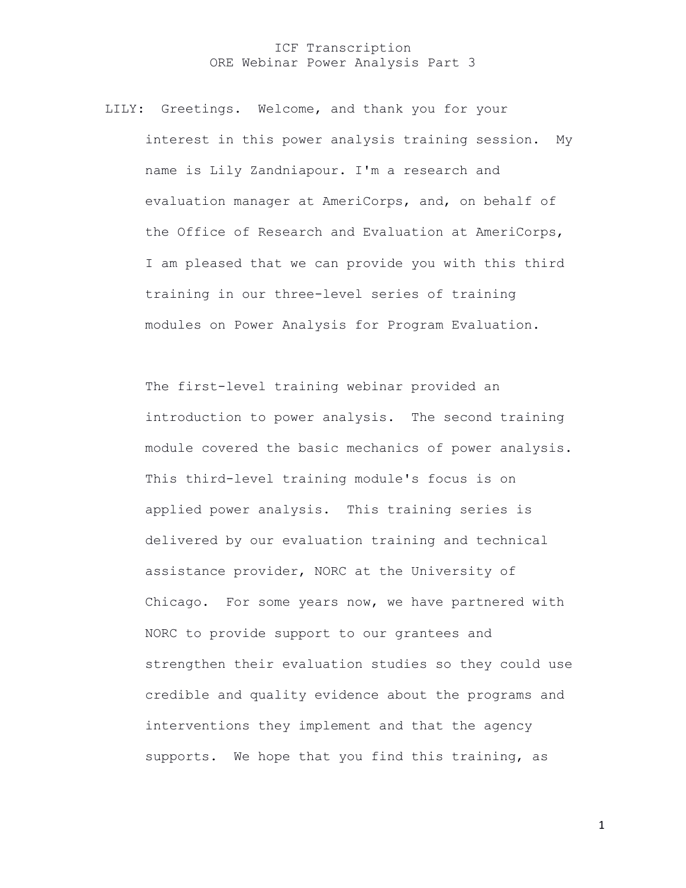# ICF Transcription
## ORE Webinar Power Analysis Part 3

LILY: Greetings. Welcome, and thank you for your interest in this power analysis training session. My name is Lily Zandniapour. I'm a research and evaluation manager at AmeriCorps, and, on behalf of the Office of Research and Evaluation at AmeriCorps, I am pleased that we can provide you with this third training in our three-level series of training modules on Power Analysis for Program Evaluation.

The first-level training webinar provided an introduction to power analysis. The second training module covered the basic mechanics of power analysis. This third-level training module's focus is on applied power analysis. This training series is delivered by our evaluation training and technical assistance provider, NORC at the University of Chicago. For some years now, we have partnered with NORC to provide support to our grantees and strengthen their evaluation studies so they could use credible and quality evidence about the programs and interventions they implement and that the agency supports. We hope that you find this training, as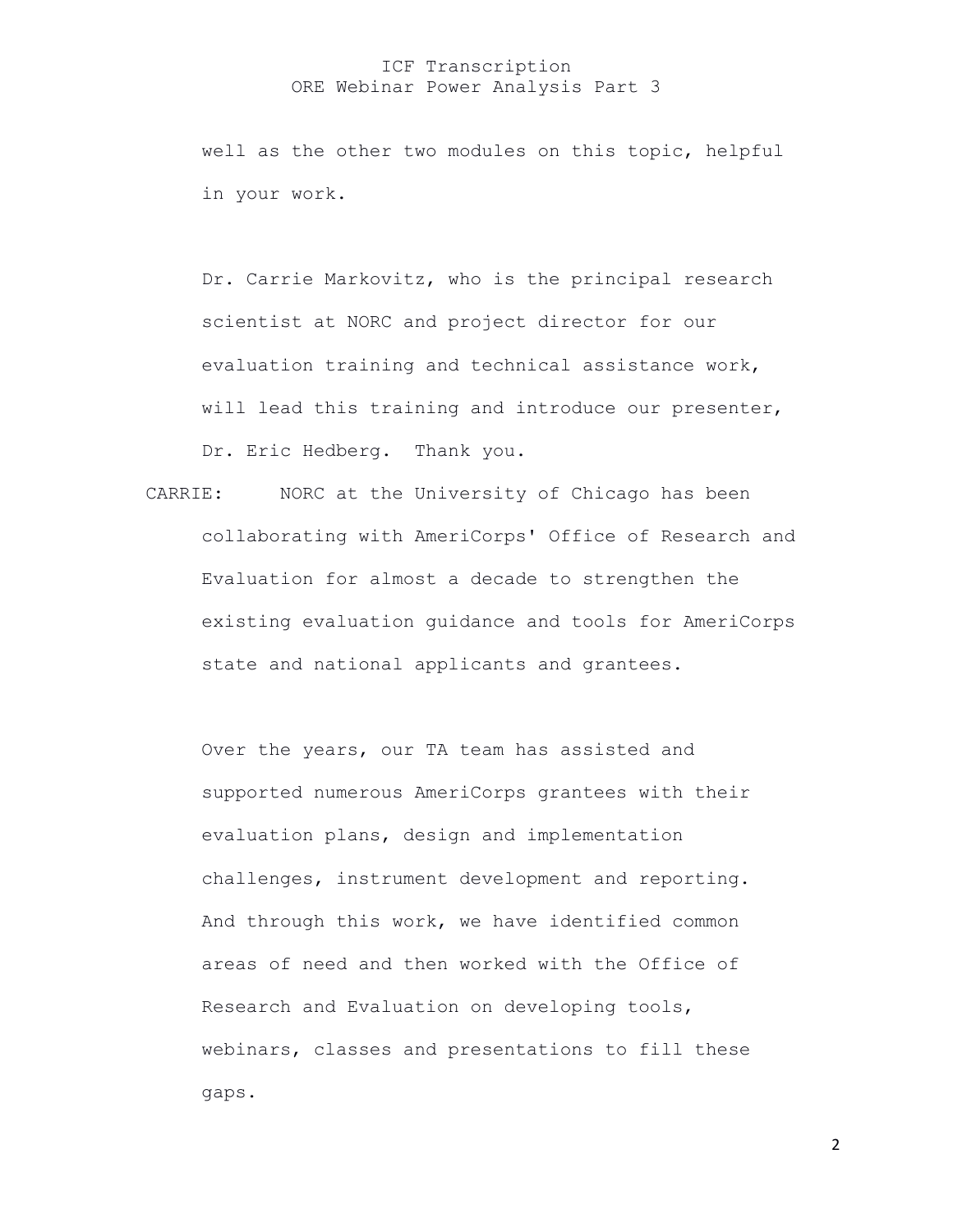well as the other two modules on this topic, helpful in your work.

Dr. Carrie Markovitz, who is the principal research scientist at NORC and project director for our evaluation training and technical assistance work, will lead this training and introduce our presenter, Dr. Eric Hedberg. Thank you.

CARRIE: NORC at the University of Chicago has been collaborating with AmeriCorps' Office of Research and Evaluation for almost a decade to strengthen the existing evaluation guidance and tools for AmeriCorps state and national applicants and grantees.

Over the years, our TA team has assisted and supported numerous AmeriCorps grantees with their evaluation plans, design and implementation challenges, instrument development and reporting. And through this work, we have identified common areas of need and then worked with the Office of Research and Evaluation on developing tools, webinars, classes and presentations to fill these gaps.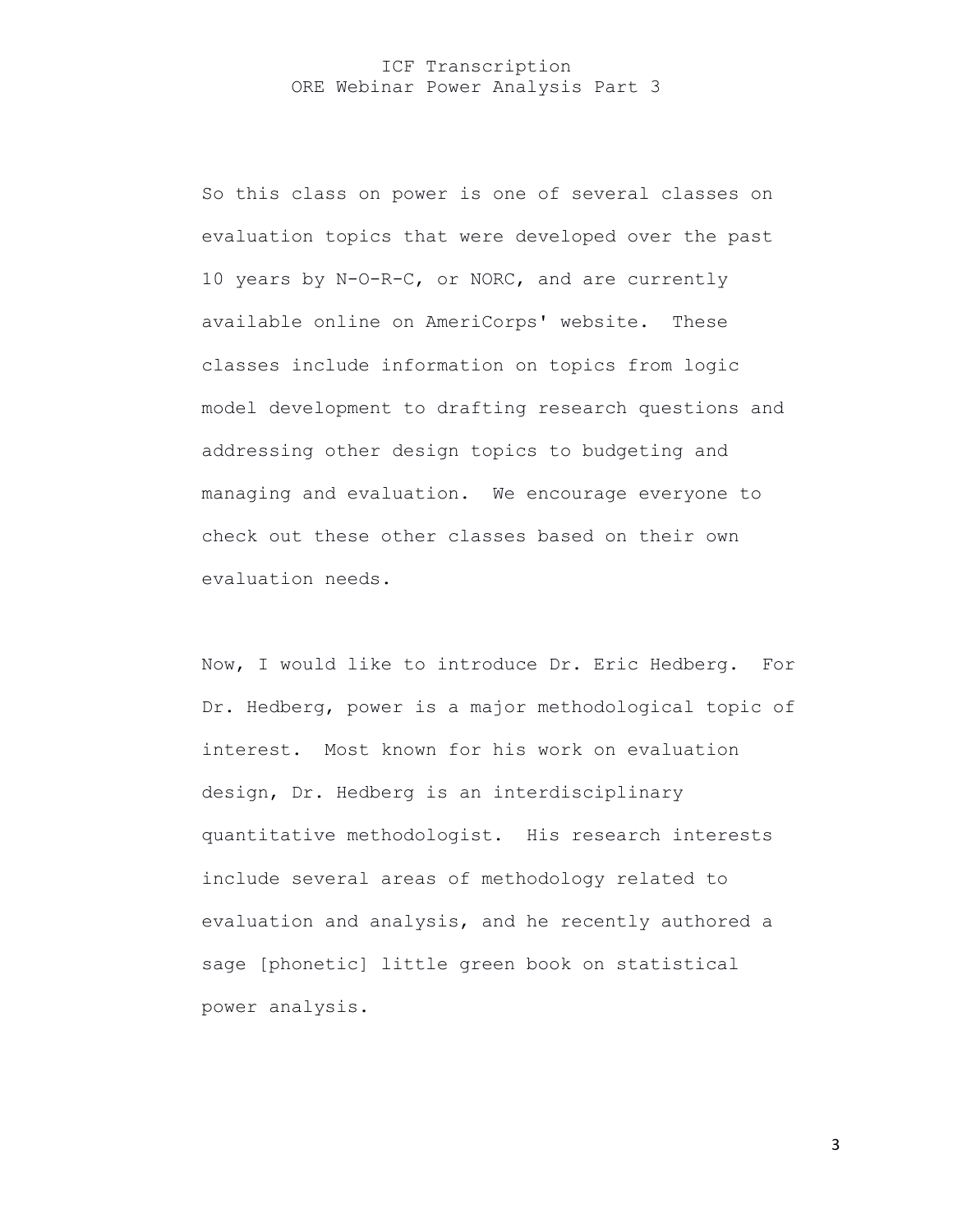So this class on power is one of several classes on evaluation topics that were developed over the past 10 years by N-O-R-C, or NORC, and are currently available online on AmeriCorps' website. These classes include information on topics from logic model development to drafting research questions and addressing other design topics to budgeting and managing and evaluation. We encourage everyone to check out these other classes based on their own evaluation needs.

Now, I would like to introduce Dr. Eric Hedberg. For Dr. Hedberg, power is a major methodological topic of interest. Most known for his work on evaluation design, Dr. Hedberg is an interdisciplinary quantitative methodologist. His research interests include several areas of methodology related to evaluation and analysis, and he recently authored a sage [phonetic] little green book on statistical power analysis.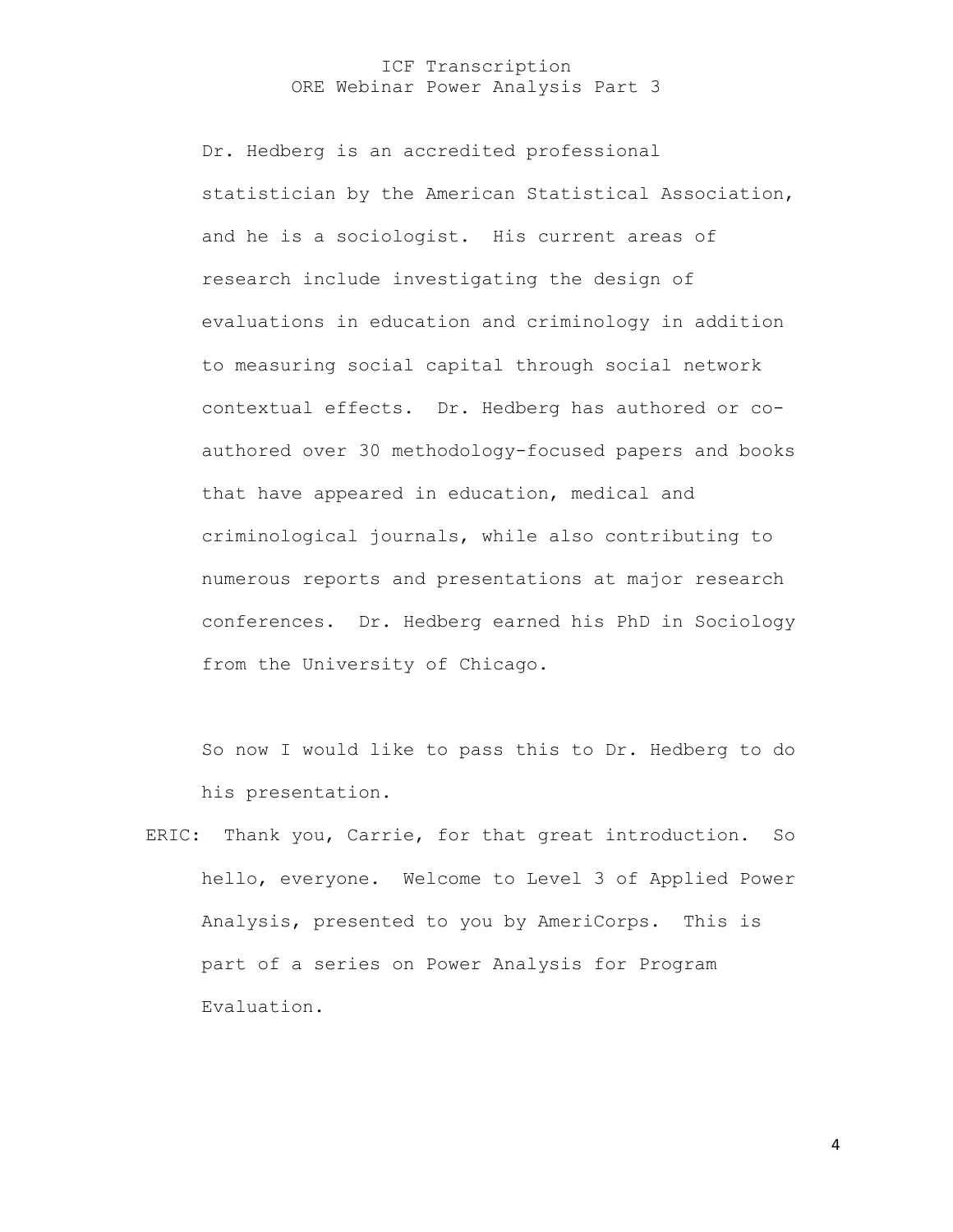Dr. Hedberg is an accredited professional statistician by the American Statistical Association, and he is a sociologist. His current areas of research include investigating the design of evaluations in education and criminology in addition to measuring social capital through social network contextual effects. Dr. Hedberg has authored or co-authored over 30 methodology-focused papers and books that have appeared in education, medical and criminological journals, while also contributing to numerous reports and presentations at major research conferences. Dr. Hedberg earned his PhD in Sociology from the University of Chicago.

So now I would like to pass this to Dr. Hedberg to do his presentation.

ERIC: Thank you, Carrie, for that great introduction. So hello, everyone. Welcome to Level 3 of Applied Power Analysis, presented to you by AmeriCorps. This is part of a series on Power Analysis for Program Evaluation.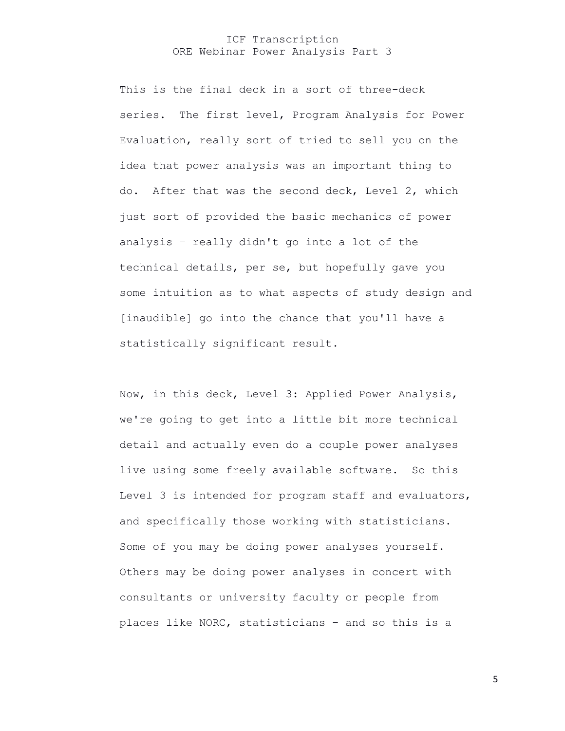This is the final deck in a sort of three-deck series. The first level, Program Analysis for Power Evaluation, really sort of tried to sell you on the idea that power analysis was an important thing to do. After that was the second deck, Level 2, which just sort of provided the basic mechanics of power analysis – really didn't go into a lot of the technical details, per se, but hopefully gave you some intuition as to what aspects of study design and [inaudible] go into the chance that you'll have a statistically significant result.

Now, in this deck, Level 3: Applied Power Analysis, we're going to get into a little bit more technical detail and actually even do a couple power analyses live using some freely available software. So this Level 3 is intended for program staff and evaluators, and specifically those working with statisticians. Some of you may be doing power analyses yourself. Others may be doing power analyses in concert with consultants or university faculty or people from places like NORC, statisticians – and so this is a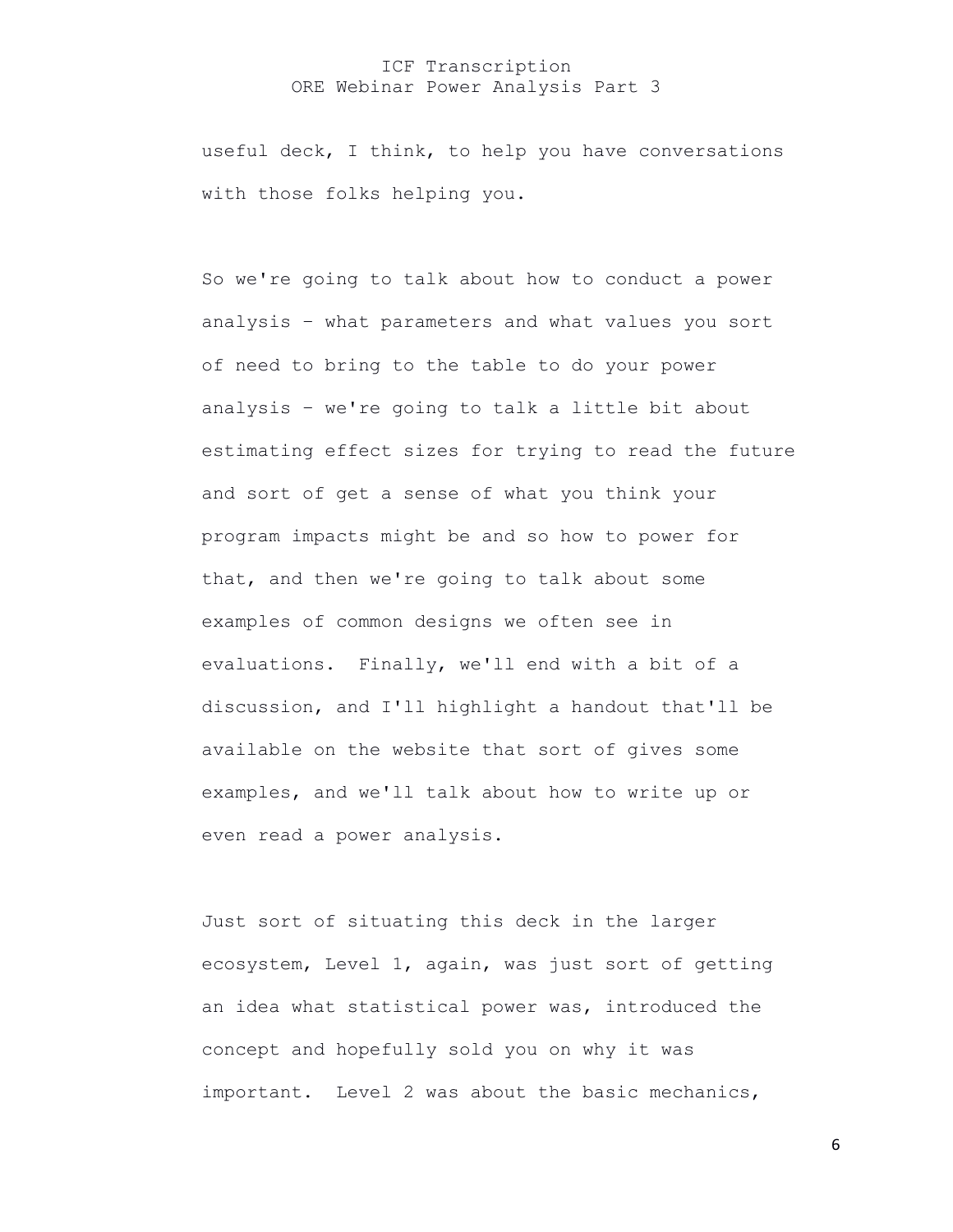useful deck, I think, to help you have conversations with those folks helping you.

So we're going to talk about how to conduct a power analysis – what parameters and what values you sort of need to bring to the table to do your power analysis – we're going to talk a little bit about estimating effect sizes for trying to read the future and sort of get a sense of what you think your program impacts might be and so how to power for that, and then we're going to talk about some examples of common designs we often see in evaluations. Finally, we'll end with a bit of a discussion, and I'll highlight a handout that'll be available on the website that sort of gives some examples, and we'll talk about how to write up or even read a power analysis.

Just sort of situating this deck in the larger ecosystem, Level 1, again, was just sort of getting an idea what statistical power was, introduced the concept and hopefully sold you on why it was important. Level 2 was about the basic mechanics,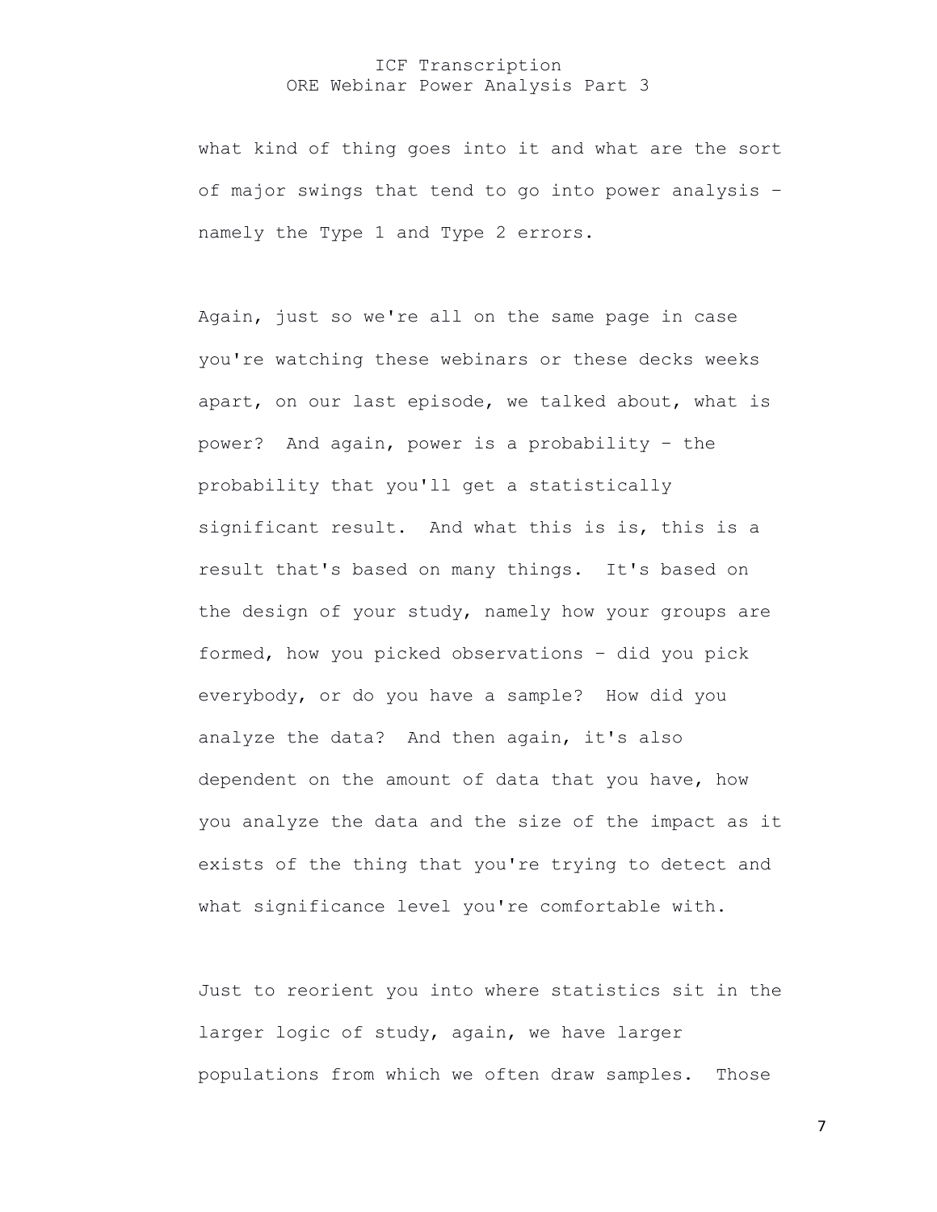what kind of thing goes into it and what are the sort of major swings that tend to go into power analysis – namely the Type 1 and Type 2 errors.

Again, just so we're all on the same page in case you're watching these webinars or these decks weeks apart, on our last episode, we talked about, what is power? And again, power is a probability – the probability that you'll get a statistically significant result. And what this is is, this is a result that's based on many things. It's based on the design of your study, namely how your groups are formed, how you picked observations – did you pick everybody, or do you have a sample? How did you analyze the data? And then again, it's also dependent on the amount of data that you have, how you analyze the data and the size of the impact as it exists of the thing that you're trying to detect and what significance level you're comfortable with.

Just to reorient you into where statistics sit in the larger logic of study, again, we have larger populations from which we often draw samples. Those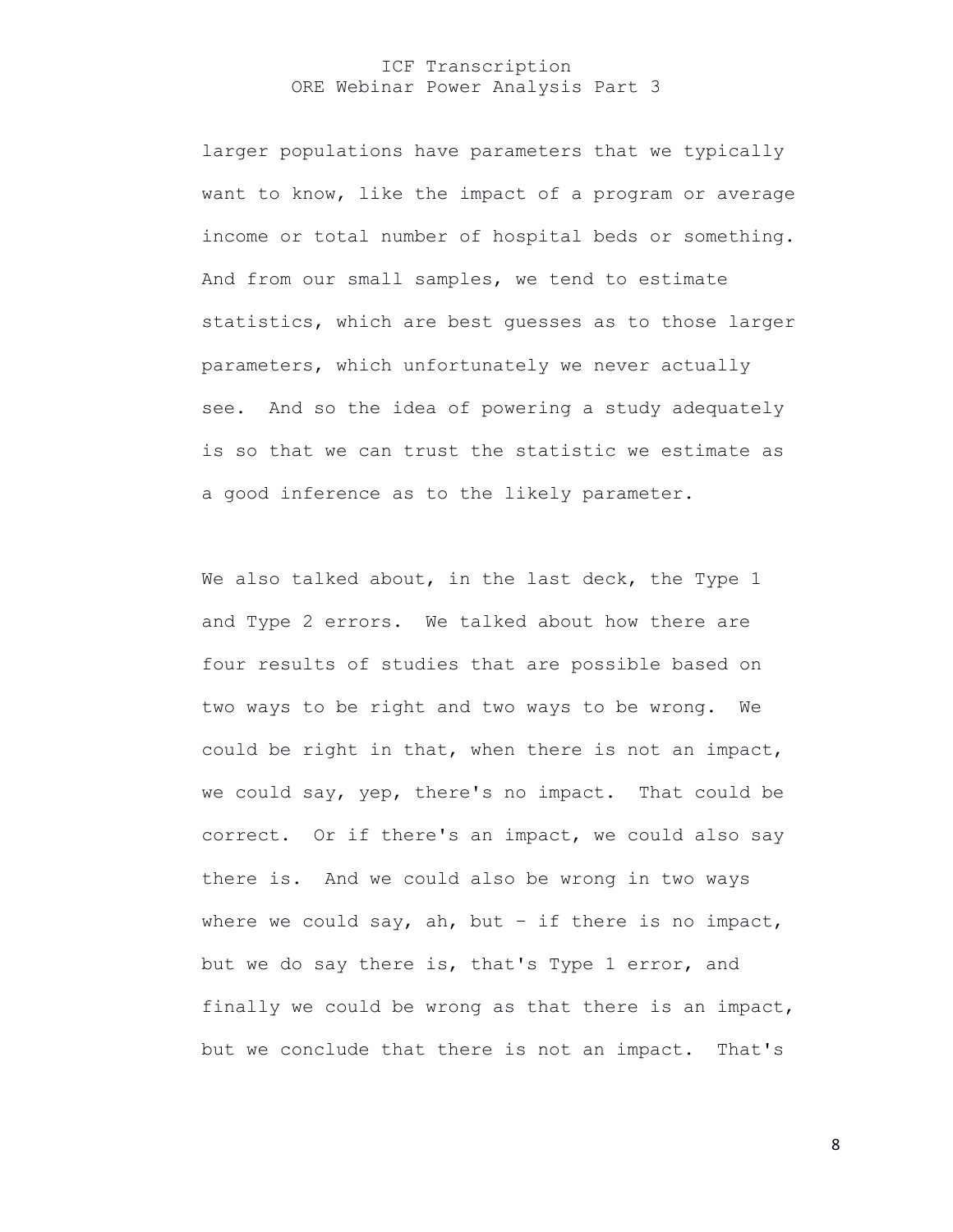larger populations have parameters that we typically want to know, like the impact of a program or average income or total number of hospital beds or something. And from our small samples, we tend to estimate statistics, which are best guesses as to those larger parameters, which unfortunately we never actually see. And so the idea of powering a study adequately is so that we can trust the statistic we estimate as a good inference as to the likely parameter.

We also talked about, in the last deck, the Type 1 and Type 2 errors. We talked about how there are four results of studies that are possible based on two ways to be right and two ways to be wrong. We could be right in that, when there is not an impact, we could say, yep, there's no impact. That could be correct. Or if there's an impact, we could also say there is. And we could also be wrong in two ways where we could say, ah, but – if there is no impact, but we do say there is, that's Type 1 error, and finally we could be wrong as that there is an impact, but we conclude that there is not an impact. That's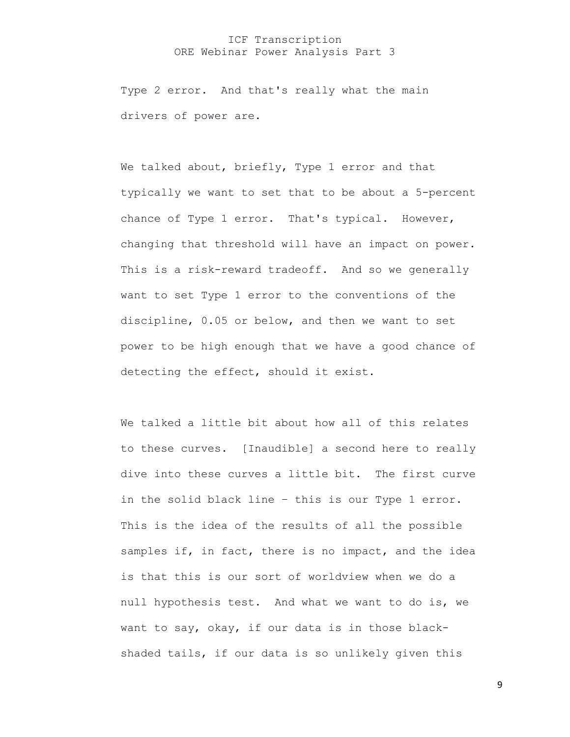Type 2 error. And that's really what the main drivers of power are.

We talked about, briefly, Type 1 error and that typically we want to set that to be about a 5-percent chance of Type 1 error. That's typical. However, changing that threshold will have an impact on power. This is a risk-reward tradeoff. And so we generally want to set Type 1 error to the conventions of the discipline, 0.05 or below, and then we want to set power to be high enough that we have a good chance of detecting the effect, should it exist.

We talked a little bit about how all of this relates to these curves. [Inaudible] a second here to really dive into these curves a little bit. The first curve in the solid black line – this is our Type 1 error. This is the idea of the results of all the possible samples if, in fact, there is no impact, and the idea is that this is our sort of worldview when we do a null hypothesis test. And what we want to do is, we want to say, okay, if our data is in those black-shaded tails, if our data is so unlikely given this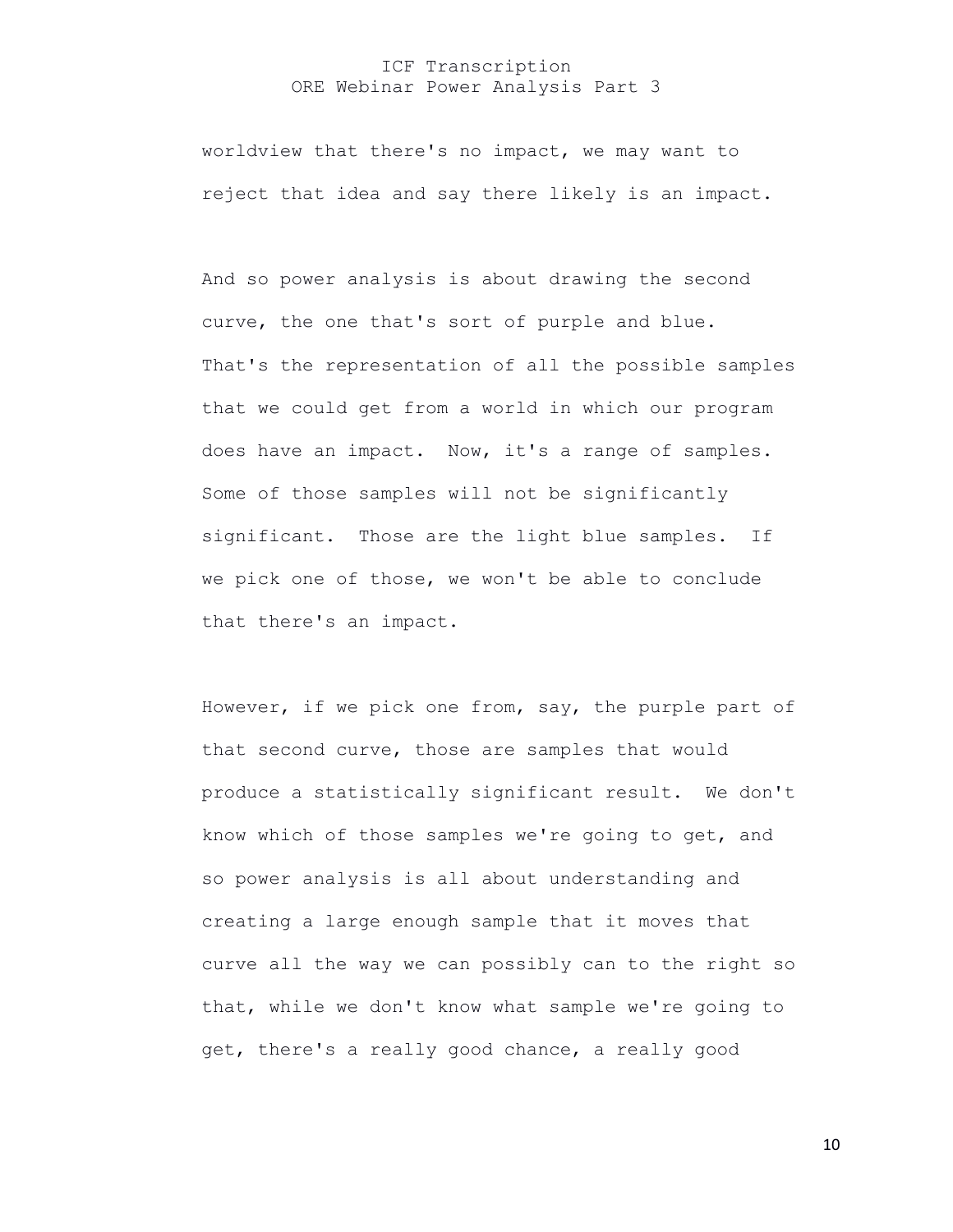worldview that there's no impact, we may want to reject that idea and say there likely is an impact.

And so power analysis is about drawing the second curve, the one that's sort of purple and blue. That's the representation of all the possible samples that we could get from a world in which our program does have an impact. Now, it's a range of samples. Some of those samples will not be significantly significant. Those are the light blue samples. If we pick one of those, we won't be able to conclude that there's an impact.

However, if we pick one from, say, the purple part of that second curve, those are samples that would produce a statistically significant result. We don't know which of those samples we're going to get, and so power analysis is all about understanding and creating a large enough sample that it moves that curve all the way we can possibly can to the right so that, while we don't know what sample we're going to get, there's a really good chance, a really good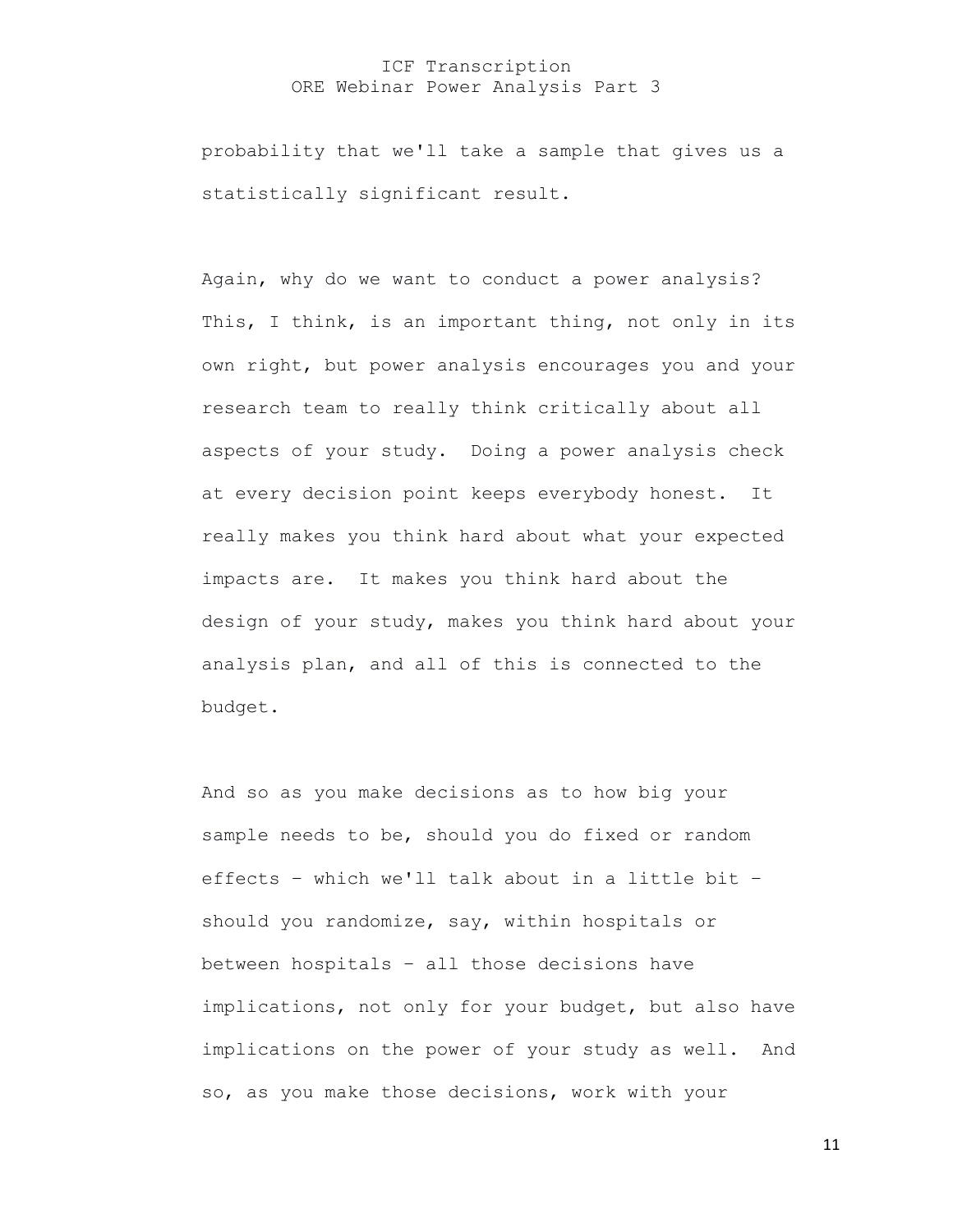probability that we'll take a sample that gives us a statistically significant result.

Again, why do we want to conduct a power analysis? This, I think, is an important thing, not only in its own right, but power analysis encourages you and your research team to really think critically about all aspects of your study. Doing a power analysis check at every decision point keeps everybody honest. It really makes you think hard about what your expected impacts are. It makes you think hard about the design of your study, makes you think hard about your analysis plan, and all of this is connected to the budget.

And so as you make decisions as to how big your sample needs to be, should you do fixed or random effects – which we'll talk about in a little bit – should you randomize, say, within hospitals or between hospitals – all those decisions have implications, not only for your budget, but also have implications on the power of your study as well. And so, as you make those decisions, work with your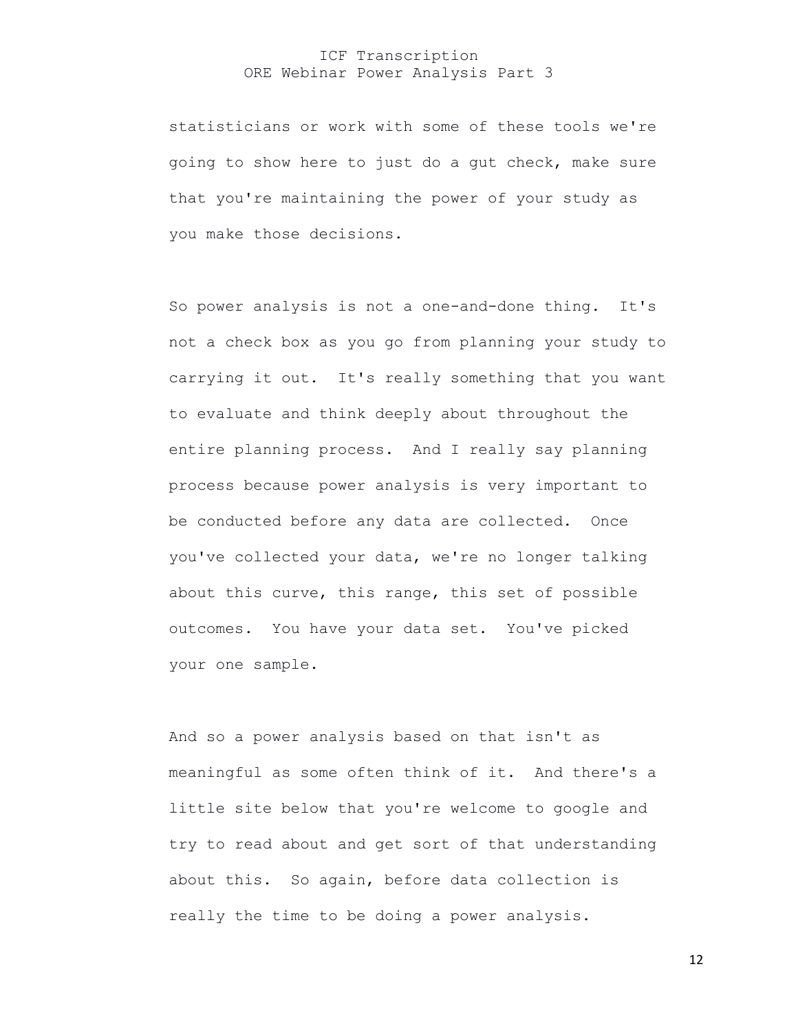statisticians or work with some of these tools we're going to show here to just do a gut check, make sure that you're maintaining the power of your study as you make those decisions.

So power analysis is not a one-and-done thing. It's not a check box as you go from planning your study to carrying it out. It's really something that you want to evaluate and think deeply about throughout the entire planning process. And I really say planning process because power analysis is very important to be conducted before any data are collected. Once you've collected your data, we're no longer talking about this curve, this range, this set of possible outcomes. You have your data set. You've picked your one sample.

And so a power analysis based on that isn't as meaningful as some often think of it. And there's a little site below that you're welcome to google and try to read about and get sort of that understanding about this. So again, before data collection is really the time to be doing a power analysis.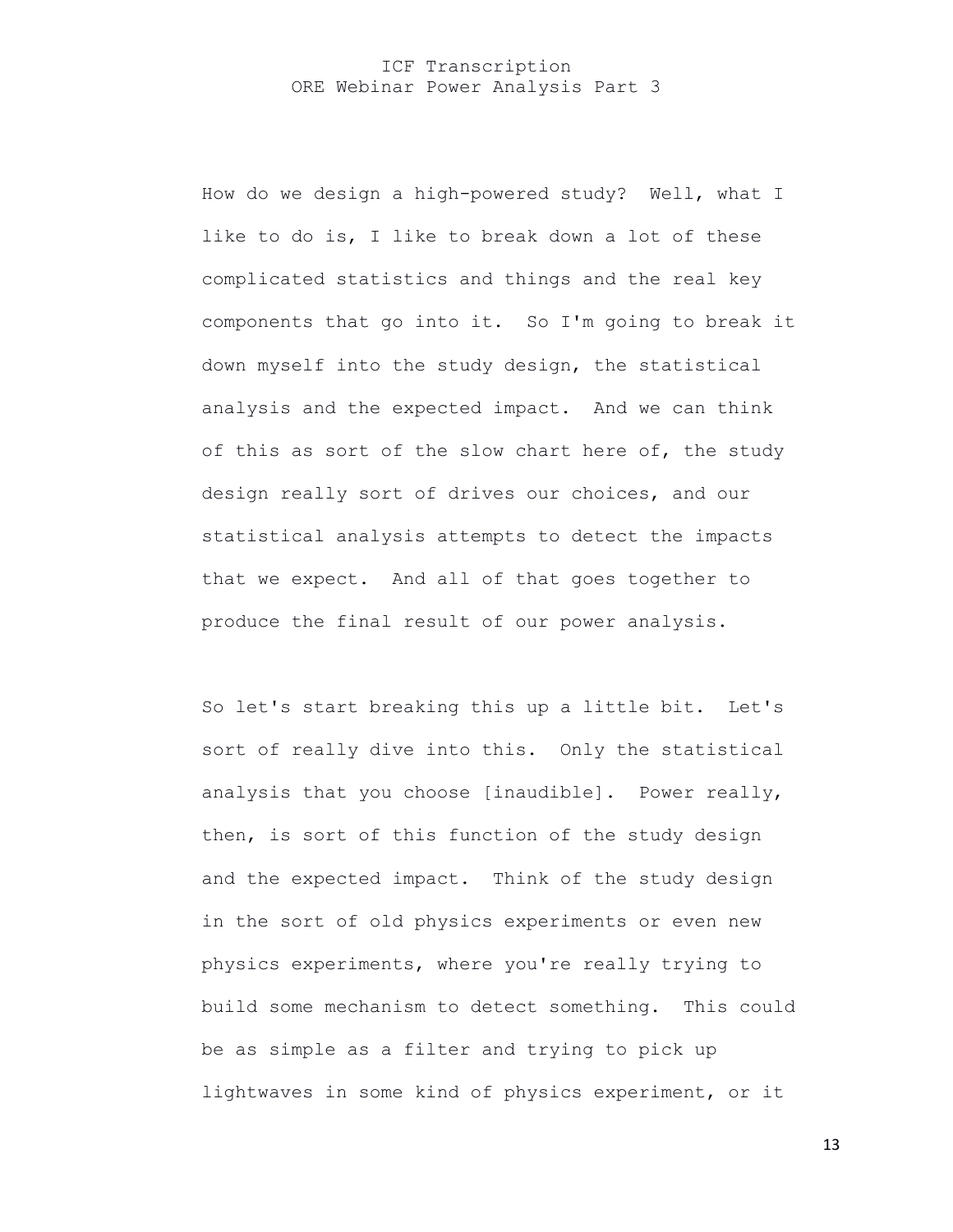How do we design a high-powered study? Well, what I like to do is, I like to break down a lot of these complicated statistics and things and the real key components that go into it. So I'm going to break it down myself into the study design, the statistical analysis and the expected impact. And we can think of this as sort of the slow chart here of, the study design really sort of drives our choices, and our statistical analysis attempts to detect the impacts that we expect. And all of that goes together to produce the final result of our power analysis.

So let's start breaking this up a little bit. Let's sort of really dive into this. Only the statistical analysis that you choose [inaudible]. Power really, then, is sort of this function of the study design and the expected impact. Think of the study design in the sort of old physics experiments or even new physics experiments, where you're really trying to build some mechanism to detect something. This could be as simple as a filter and trying to pick up lightwaves in some kind of physics experiment, or it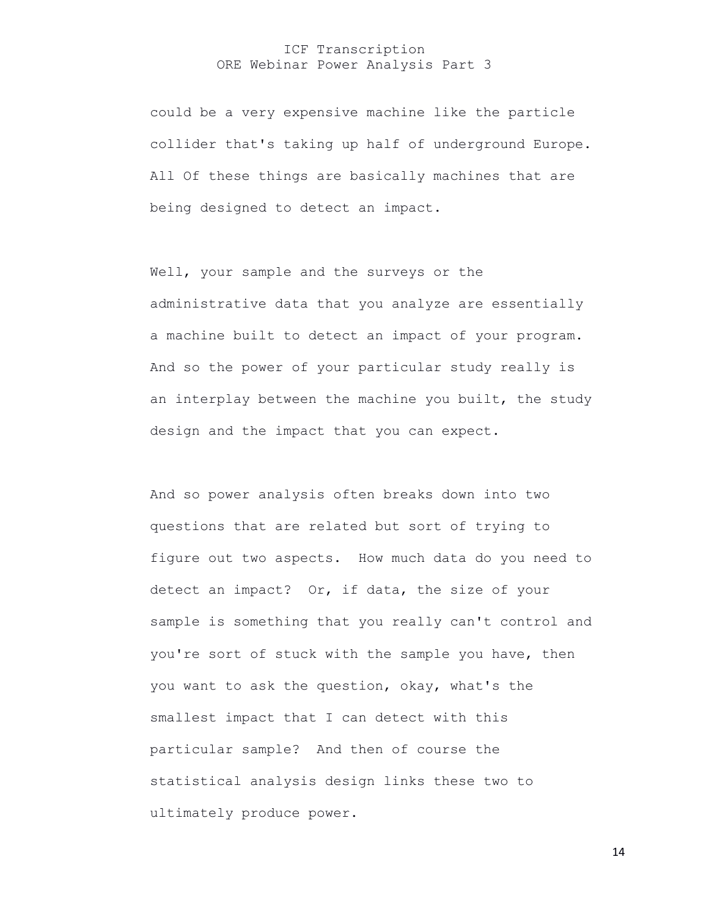could be a very expensive machine like the particle collider that's taking up half of underground Europe. All Of these things are basically machines that are being designed to detect an impact.

Well, your sample and the surveys or the administrative data that you analyze are essentially a machine built to detect an impact of your program. And so the power of your particular study really is an interplay between the machine you built, the study design and the impact that you can expect.

And so power analysis often breaks down into two questions that are related but sort of trying to figure out two aspects. How much data do you need to detect an impact? Or, if data, the size of your sample is something that you really can't control and you're sort of stuck with the sample you have, then you want to ask the question, okay, what's the smallest impact that I can detect with this particular sample? And then of course the statistical analysis design links these two to ultimately produce power.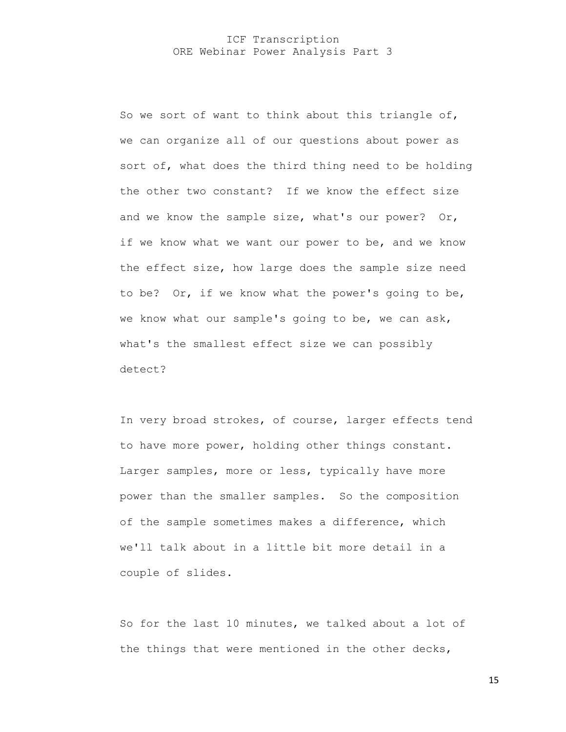So we sort of want to think about this triangle of, we can organize all of our questions about power as sort of, what does the third thing need to be holding the other two constant? If we know the effect size and we know the sample size, what's our power? Or, if we know what we want our power to be, and we know the effect size, how large does the sample size need to be? Or, if we know what the power's going to be, we know what our sample's going to be, we can ask, what's the smallest effect size we can possibly detect?

In very broad strokes, of course, larger effects tend to have more power, holding other things constant. Larger samples, more or less, typically have more power than the smaller samples. So the composition of the sample sometimes makes a difference, which we'll talk about in a little bit more detail in a couple of slides.

So for the last 10 minutes, we talked about a lot of the things that were mentioned in the other decks,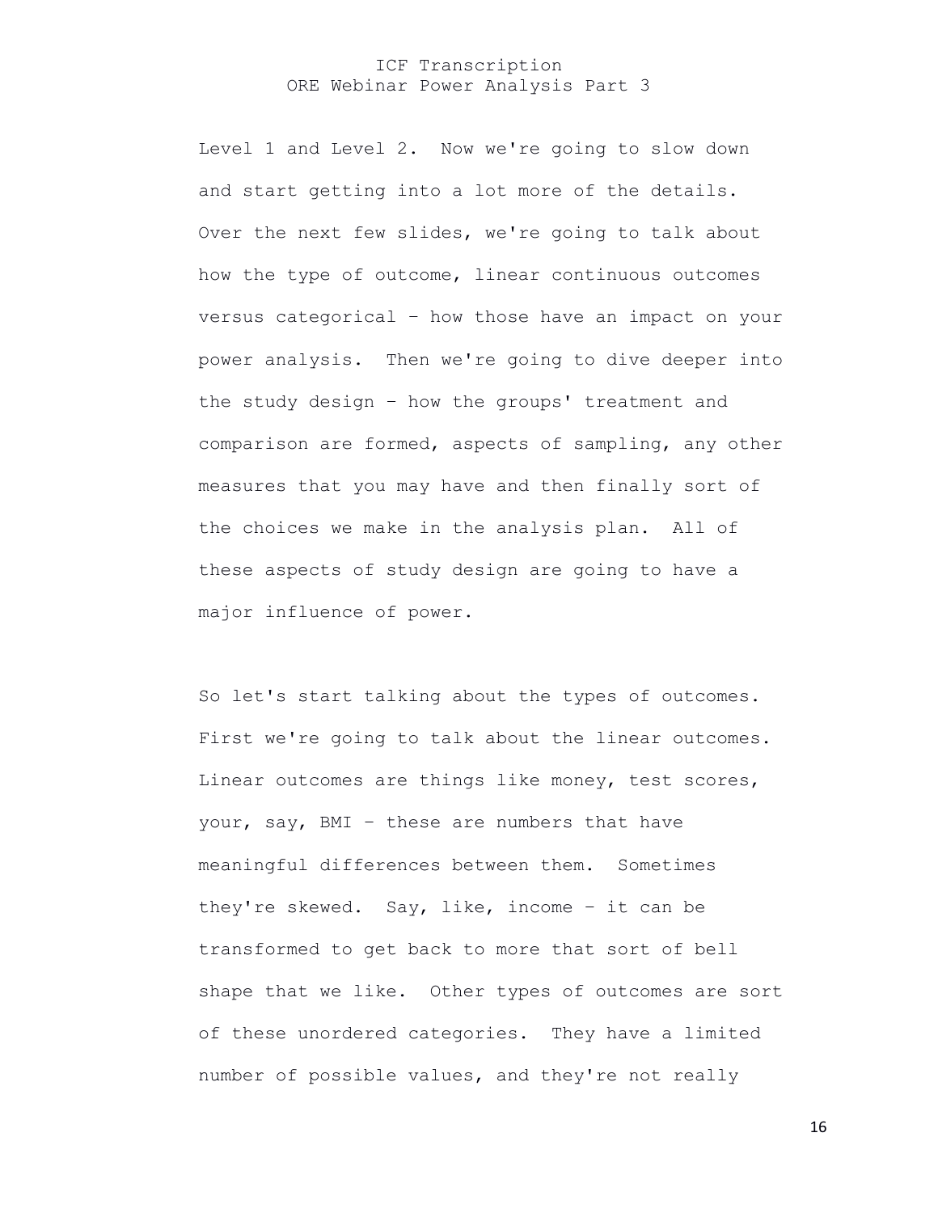Level 1 and Level 2. Now we're going to slow down and start getting into a lot more of the details. Over the next few slides, we're going to talk about how the type of outcome, linear continuous outcomes versus categorical – how those have an impact on your power analysis. Then we're going to dive deeper into the study design – how the groups' treatment and comparison are formed, aspects of sampling, any other measures that you may have and then finally sort of the choices we make in the analysis plan. All of these aspects of study design are going to have a major influence of power.

So let's start talking about the types of outcomes. First we're going to talk about the linear outcomes. Linear outcomes are things like money, test scores, your, say, BMI – these are numbers that have meaningful differences between them. Sometimes they're skewed. Say, like, income – it can be transformed to get back to more that sort of bell shape that we like. Other types of outcomes are sort of these unordered categories. They have a limited number of possible values, and they're not really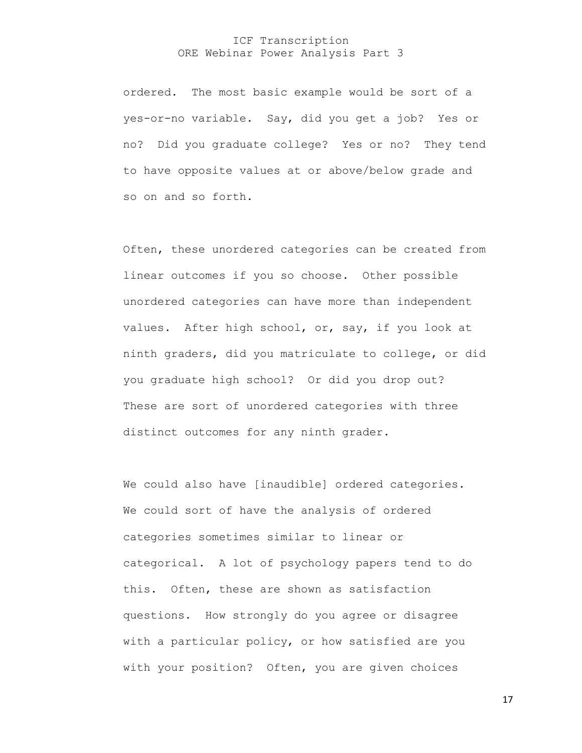ordered. The most basic example would be sort of a yes-or-no variable. Say, did you get a job? Yes or no? Did you graduate college? Yes or no? They tend to have opposite values at or above/below grade and so on and so forth.

Often, these unordered categories can be created from linear outcomes if you so choose. Other possible unordered categories can have more than independent values. After high school, or, say, if you look at ninth graders, did you matriculate to college, or did you graduate high school? Or did you drop out? These are sort of unordered categories with three distinct outcomes for any ninth grader.

We could also have [inaudible] ordered categories. We could sort of have the analysis of ordered categories sometimes similar to linear or categorical. A lot of psychology papers tend to do this. Often, these are shown as satisfaction questions. How strongly do you agree or disagree with a particular policy, or how satisfied are you with your position? Often, you are given choices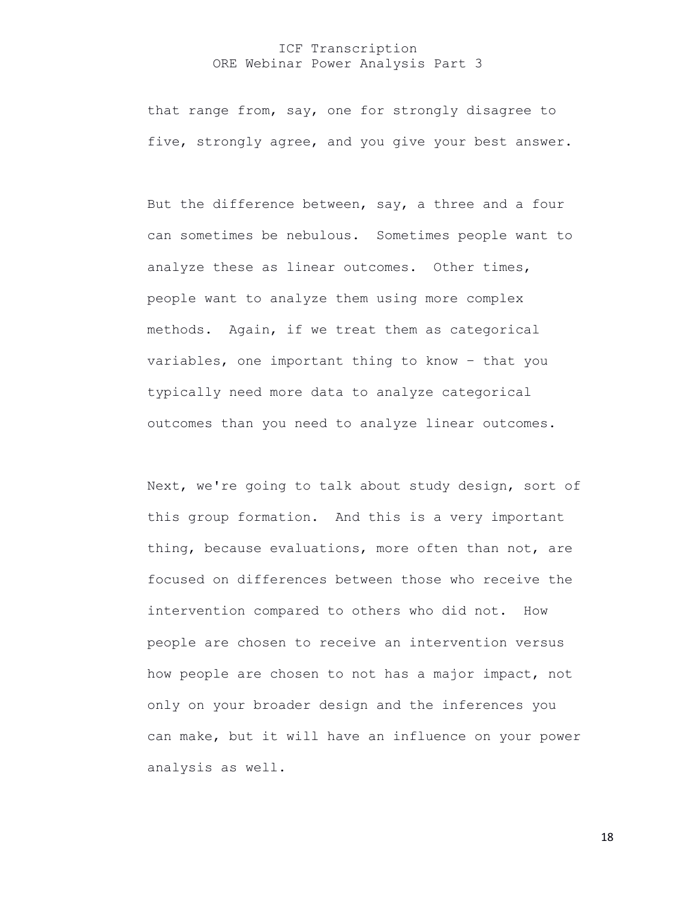that range from, say, one for strongly disagree to five, strongly agree, and you give your best answer.

But the difference between, say, a three and a four can sometimes be nebulous. Sometimes people want to analyze these as linear outcomes. Other times, people want to analyze them using more complex methods. Again, if we treat them as categorical variables, one important thing to know – that you typically need more data to analyze categorical outcomes than you need to analyze linear outcomes.

Next, we're going to talk about study design, sort of this group formation. And this is a very important thing, because evaluations, more often than not, are focused on differences between those who receive the intervention compared to others who did not. How people are chosen to receive an intervention versus how people are chosen to not has a major impact, not only on your broader design and the inferences you can make, but it will have an influence on your power analysis as well.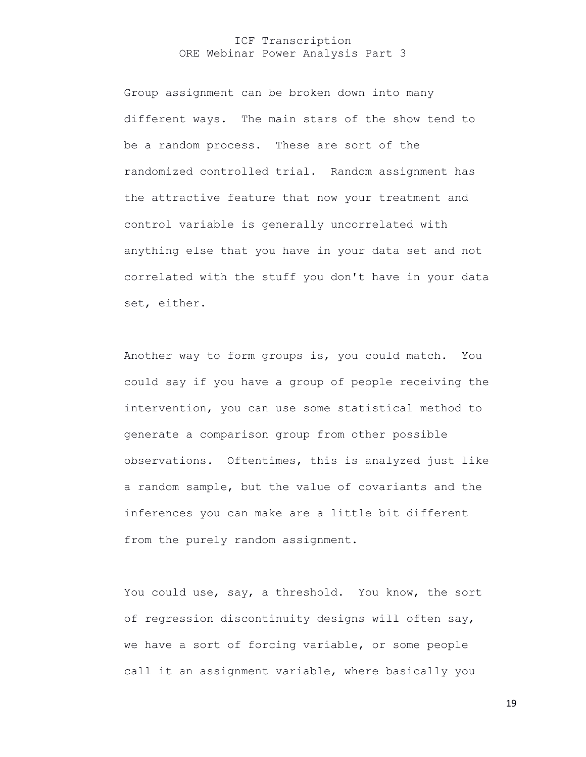Group assignment can be broken down into many different ways. The main stars of the show tend to be a random process. These are sort of the randomized controlled trial. Random assignment has the attractive feature that now your treatment and control variable is generally uncorrelated with anything else that you have in your data set and not correlated with the stuff you don't have in your data set, either.

Another way to form groups is, you could match. You could say if you have a group of people receiving the intervention, you can use some statistical method to generate a comparison group from other possible observations. Oftentimes, this is analyzed just like a random sample, but the value of covariants and the inferences you can make are a little bit different from the purely random assignment.

You could use, say, a threshold. You know, the sort of regression discontinuity designs will often say, we have a sort of forcing variable, or some people call it an assignment variable, where basically you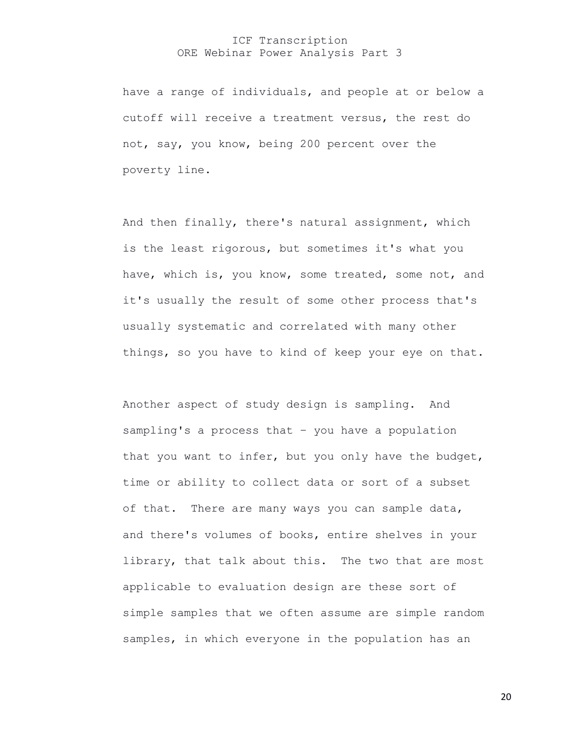have a range of individuals, and people at or below a cutoff will receive a treatment versus, the rest do not, say, you know, being 200 percent over the poverty line.

And then finally, there's natural assignment, which is the least rigorous, but sometimes it's what you have, which is, you know, some treated, some not, and it's usually the result of some other process that's usually systematic and correlated with many other things, so you have to kind of keep your eye on that.

Another aspect of study design is sampling. And sampling's a process that – you have a population that you want to infer, but you only have the budget, time or ability to collect data or sort of a subset of that. There are many ways you can sample data, and there's volumes of books, entire shelves in your library, that talk about this. The two that are most applicable to evaluation design are these sort of simple samples that we often assume are simple random samples, in which everyone in the population has an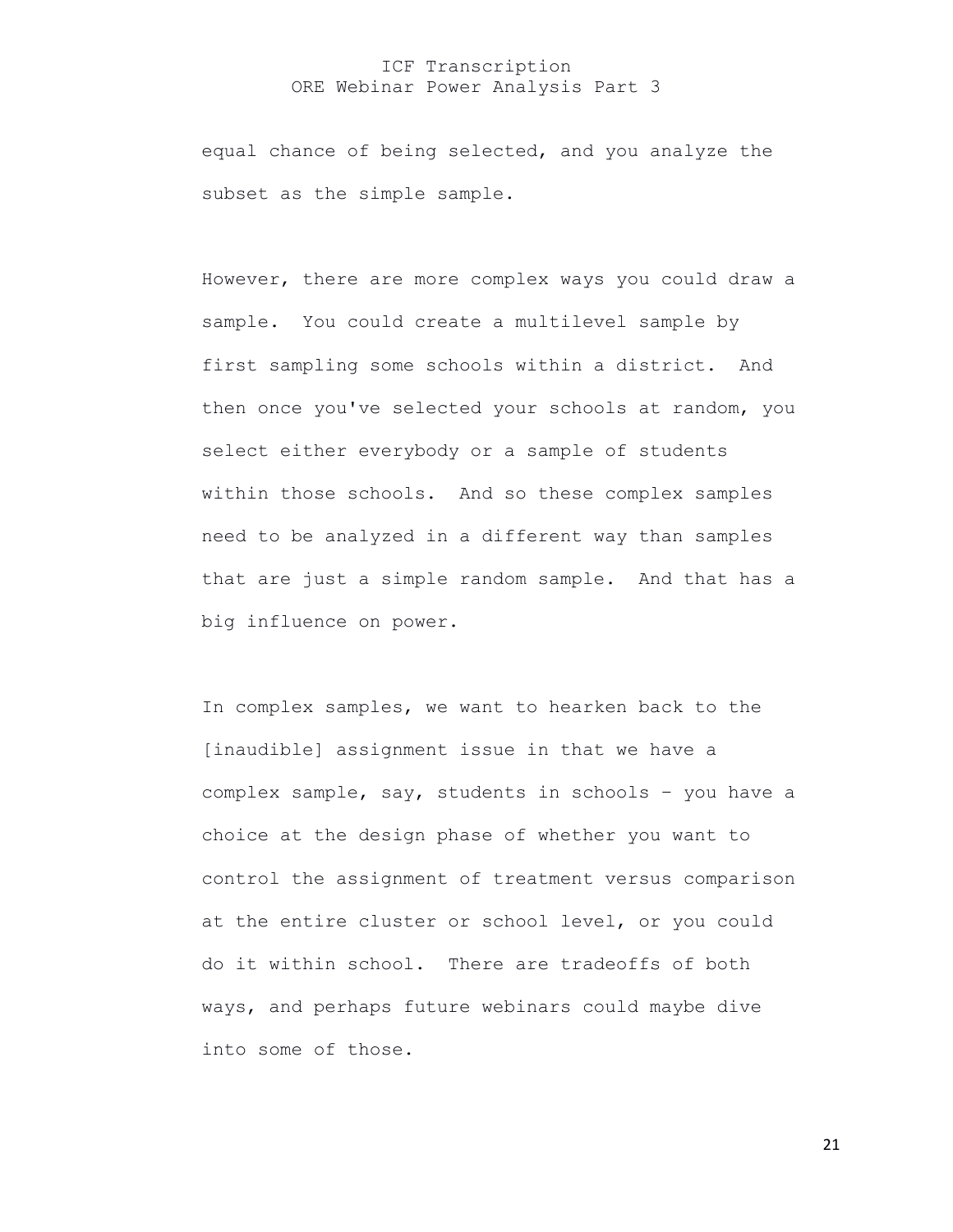equal chance of being selected, and you analyze the subset as the simple sample.

However, there are more complex ways you could draw a sample. You could create a multilevel sample by first sampling some schools within a district. And then once you've selected your schools at random, you select either everybody or a sample of students within those schools. And so these complex samples need to be analyzed in a different way than samples that are just a simple random sample. And that has a big influence on power.

In complex samples, we want to hearken back to the [inaudible] assignment issue in that we have a complex sample, say, students in schools – you have a choice at the design phase of whether you want to control the assignment of treatment versus comparison at the entire cluster or school level, or you could do it within school. There are tradeoffs of both ways, and perhaps future webinars could maybe dive into some of those.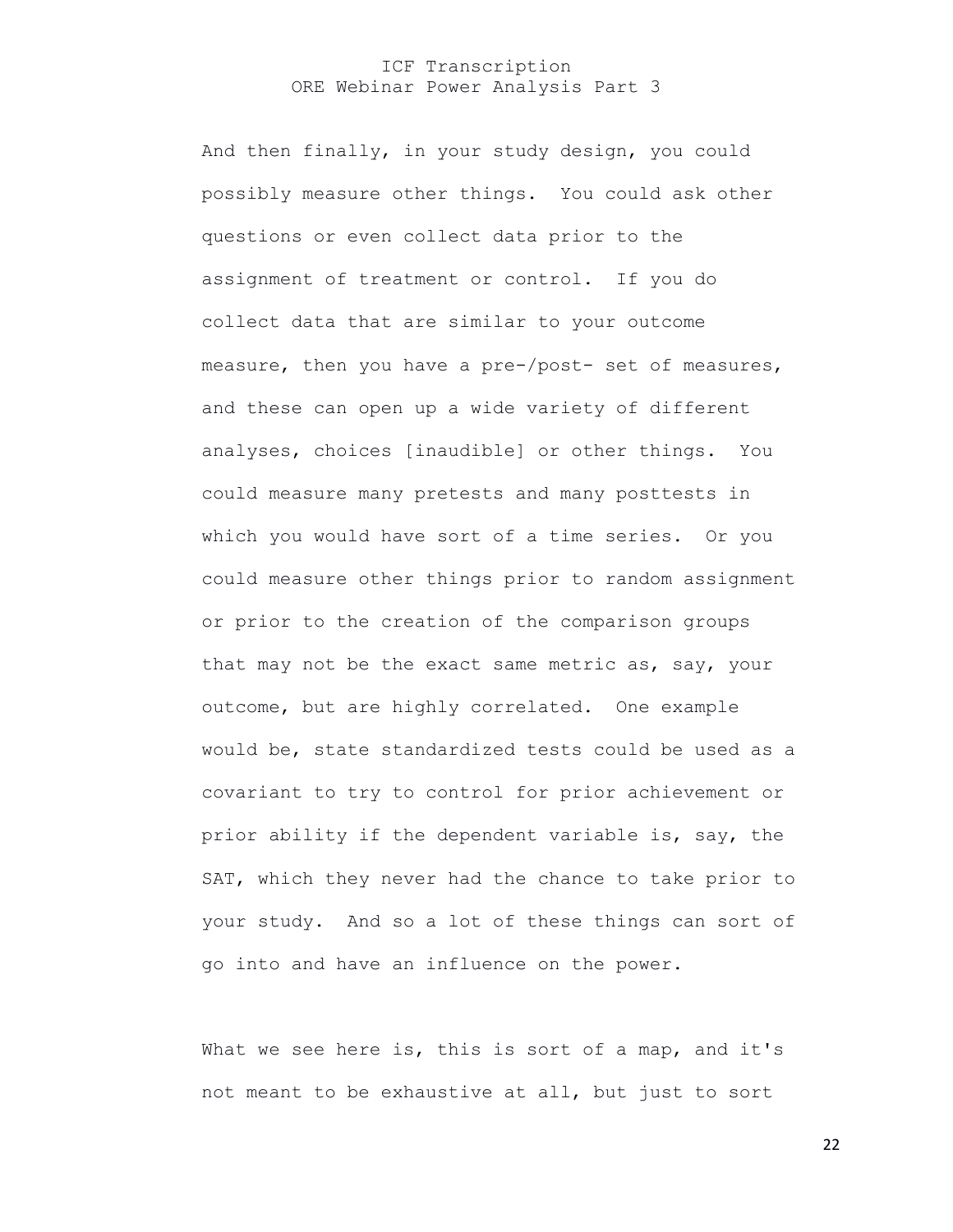And then finally, in your study design, you could possibly measure other things. You could ask other questions or even collect data prior to the assignment of treatment or control. If you do collect data that are similar to your outcome measure, then you have a pre-/post- set of measures, and these can open up a wide variety of different analyses, choices [inaudible] or other things. You could measure many pretests and many posttests in which you would have sort of a time series. Or you could measure other things prior to random assignment or prior to the creation of the comparison groups that may not be the exact same metric as, say, your outcome, but are highly correlated. One example would be, state standardized tests could be used as a covariant to try to control for prior achievement or prior ability if the dependent variable is, say, the SAT, which they never had the chance to take prior to your study. And so a lot of these things can sort of go into and have an influence on the power.

What we see here is, this is sort of a map, and it's not meant to be exhaustive at all, but just to sort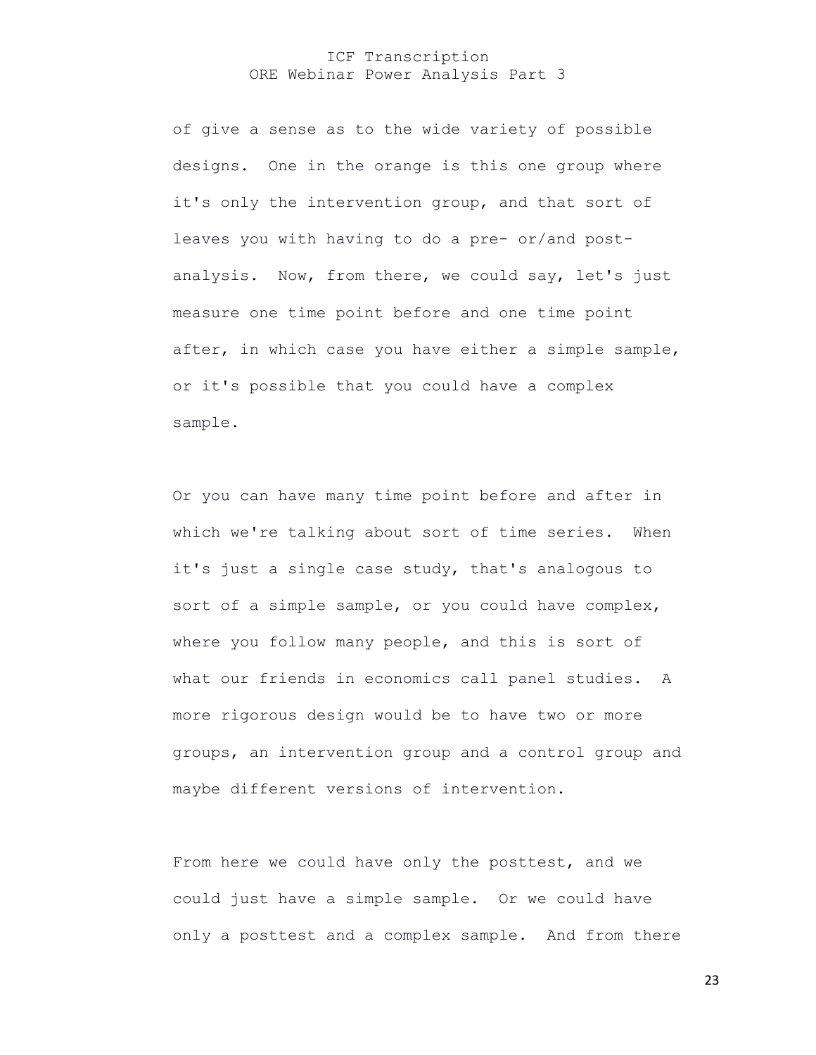of give a sense as to the wide variety of possible designs. One in the orange is this one group where it's only the intervention group, and that sort of leaves you with having to do a pre- or/and post-analysis. Now, from there, we could say, let's just measure one time point before and one time point after, in which case you have either a simple sample, or it's possible that you could have a complex sample.

Or you can have many time point before and after in which we're talking about sort of time series. When it's just a single case study, that's analogous to sort of a simple sample, or you could have complex, where you follow many people, and this is sort of what our friends in economics call panel studies. A more rigorous design would be to have two or more groups, an intervention group and a control group and maybe different versions of intervention.

From here we could have only the posttest, and we could just have a simple sample. Or we could have only a posttest and a complex sample. And from there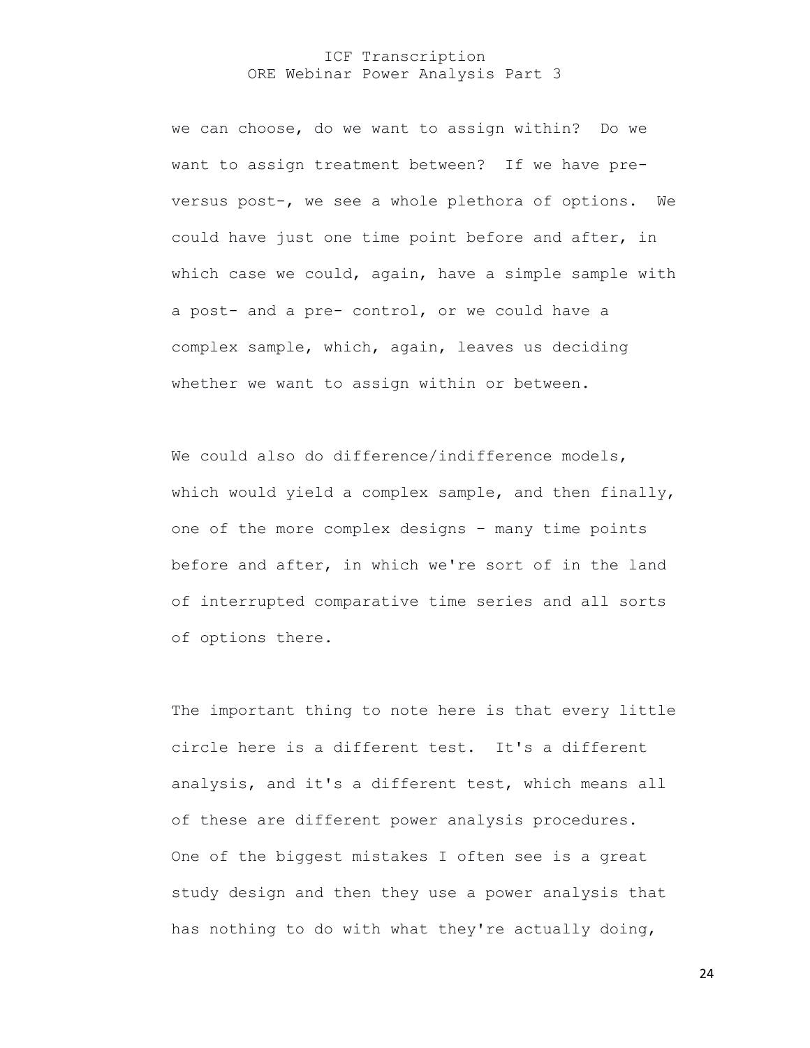we can choose, do we want to assign within? Do we want to assign treatment between? If we have pre- versus post-, we see a whole plethora of options. We could have just one time point before and after, in which case we could, again, have a simple sample with a post- and a pre- control, or we could have a complex sample, which, again, leaves us deciding whether we want to assign within or between.

We could also do difference/indifference models, which would yield a complex sample, and then finally, one of the more complex designs – many time points before and after, in which we're sort of in the land of interrupted comparative time series and all sorts of options there.

The important thing to note here is that every little circle here is a different test. It's a different analysis, and it's a different test, which means all of these are different power analysis procedures. One of the biggest mistakes I often see is a great study design and then they use a power analysis that has nothing to do with what they're actually doing,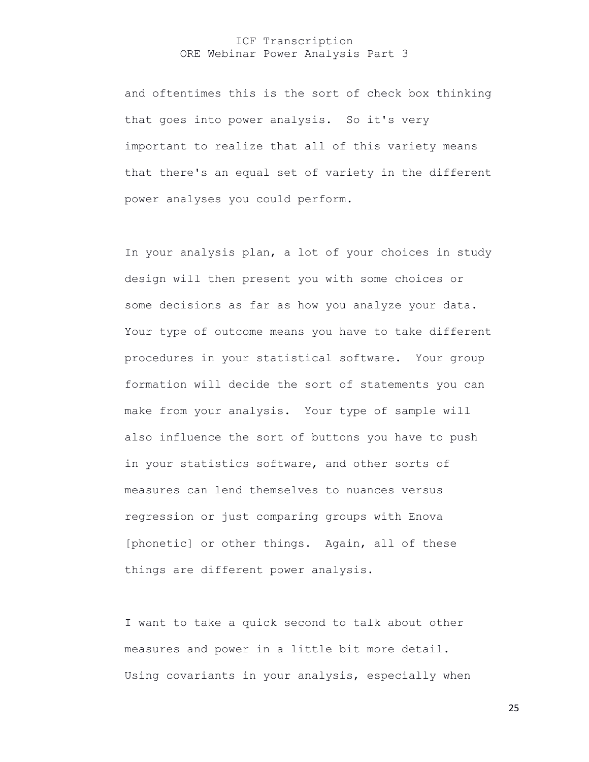and oftentimes this is the sort of check box thinking that goes into power analysis. So it's very important to realize that all of this variety means that there's an equal set of variety in the different power analyses you could perform.

In your analysis plan, a lot of your choices in study design will then present you with some choices or some decisions as far as how you analyze your data. Your type of outcome means you have to take different procedures in your statistical software. Your group formation will decide the sort of statements you can make from your analysis. Your type of sample will also influence the sort of buttons you have to push in your statistics software, and other sorts of measures can lend themselves to nuances versus regression or just comparing groups with Enova [phonetic] or other things. Again, all of these things are different power analysis.

I want to take a quick second to talk about other measures and power in a little bit more detail. Using covariants in your analysis, especially when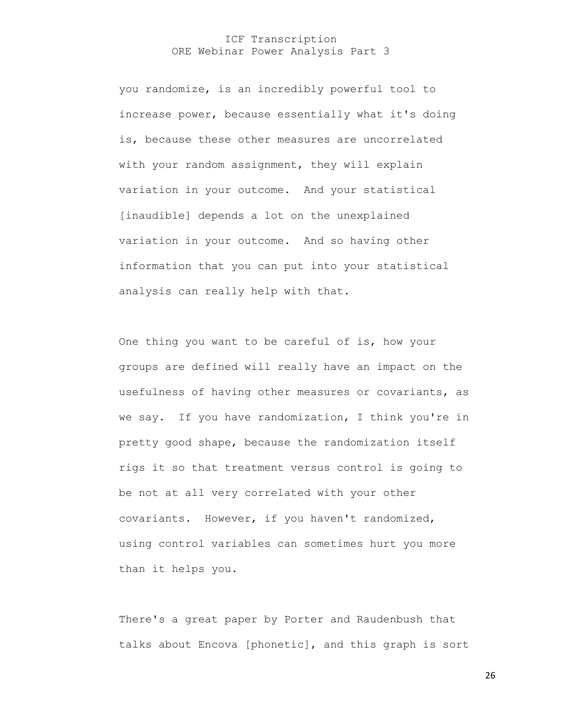you randomize, is an incredibly powerful tool to increase power, because essentially what it's doing is, because these other measures are uncorrelated with your random assignment, they will explain variation in your outcome. And your statistical [inaudible] depends a lot on the unexplained variation in your outcome. And so having other information that you can put into your statistical analysis can really help with that.

One thing you want to be careful of is, how your groups are defined will really have an impact on the usefulness of having other measures or covariants, as we say. If you have randomization, I think you're in pretty good shape, because the randomization itself rigs it so that treatment versus control is going to be not at all very correlated with your other covariants. However, if you haven't randomized, using control variables can sometimes hurt you more than it helps you.

There's a great paper by Porter and Raudenbush that talks about Encova [phonetic], and this graph is sort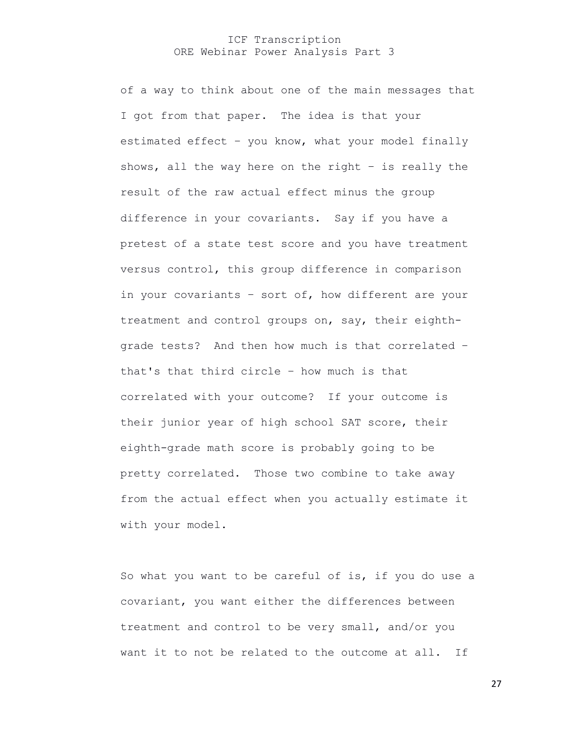of a way to think about one of the main messages that I got from that paper. The idea is that your estimated effect – you know, what your model finally shows, all the way here on the right – is really the result of the raw actual effect minus the group difference in your covariants. Say if you have a pretest of a state test score and you have treatment versus control, this group difference in comparison in your covariants – sort of, how different are your treatment and control groups on, say, their eighth-grade tests? And then how much is that correlated – that's that third circle – how much is that correlated with your outcome? If your outcome is their junior year of high school SAT score, their eighth-grade math score is probably going to be pretty correlated. Those two combine to take away from the actual effect when you actually estimate it with your model.

So what you want to be careful of is, if you do use a covariant, you want either the differences between treatment and control to be very small, and/or you want it to not be related to the outcome at all. If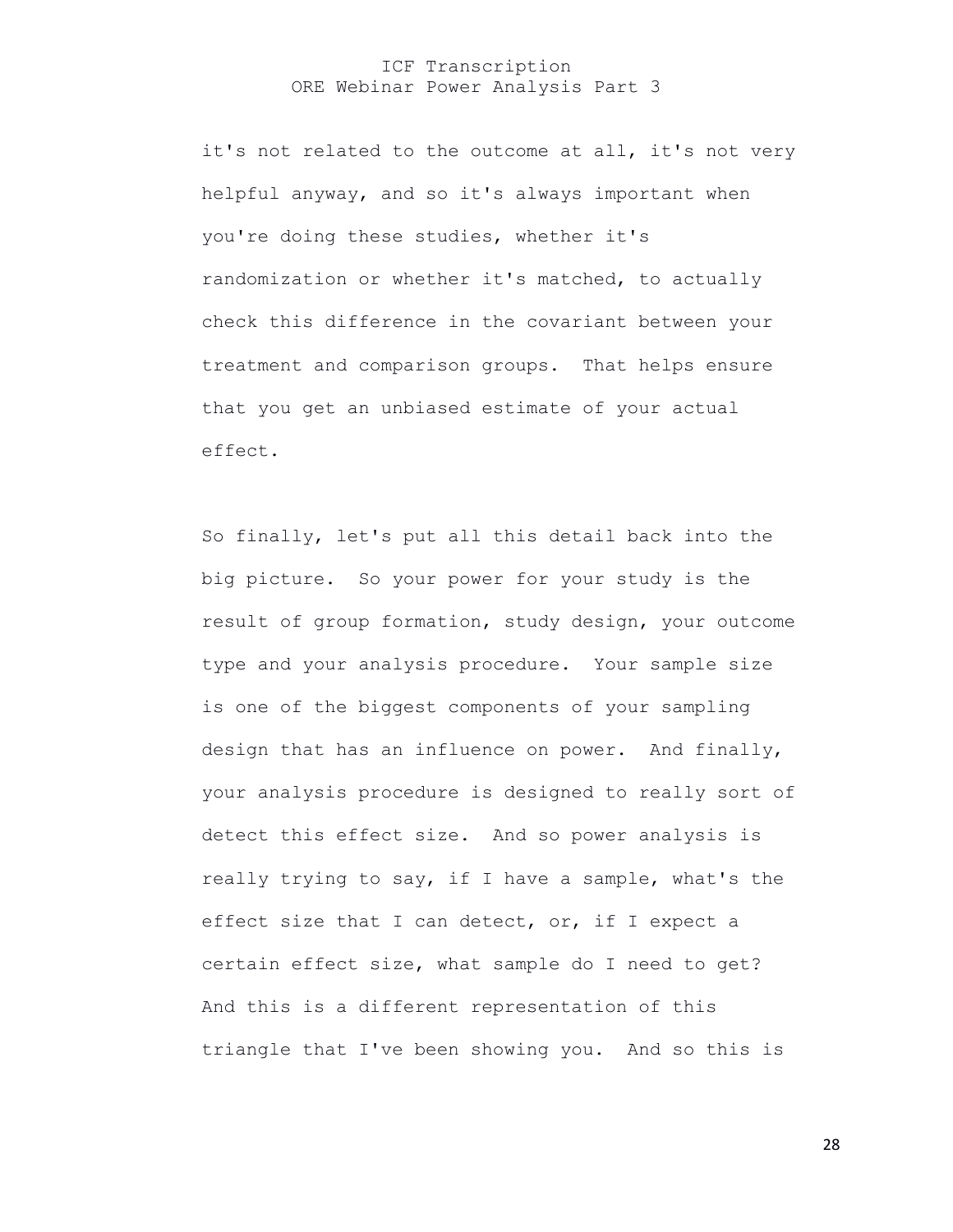it's not related to the outcome at all, it's not very helpful anyway, and so it's always important when you're doing these studies, whether it's randomization or whether it's matched, to actually check this difference in the covariant between your treatment and comparison groups. That helps ensure that you get an unbiased estimate of your actual effect.

So finally, let's put all this detail back into the big picture. So your power for your study is the result of group formation, study design, your outcome type and your analysis procedure. Your sample size is one of the biggest components of your sampling design that has an influence on power. And finally, your analysis procedure is designed to really sort of detect this effect size. And so power analysis is really trying to say, if I have a sample, what's the effect size that I can detect, or, if I expect a certain effect size, what sample do I need to get? And this is a different representation of this triangle that I've been showing you. And so this is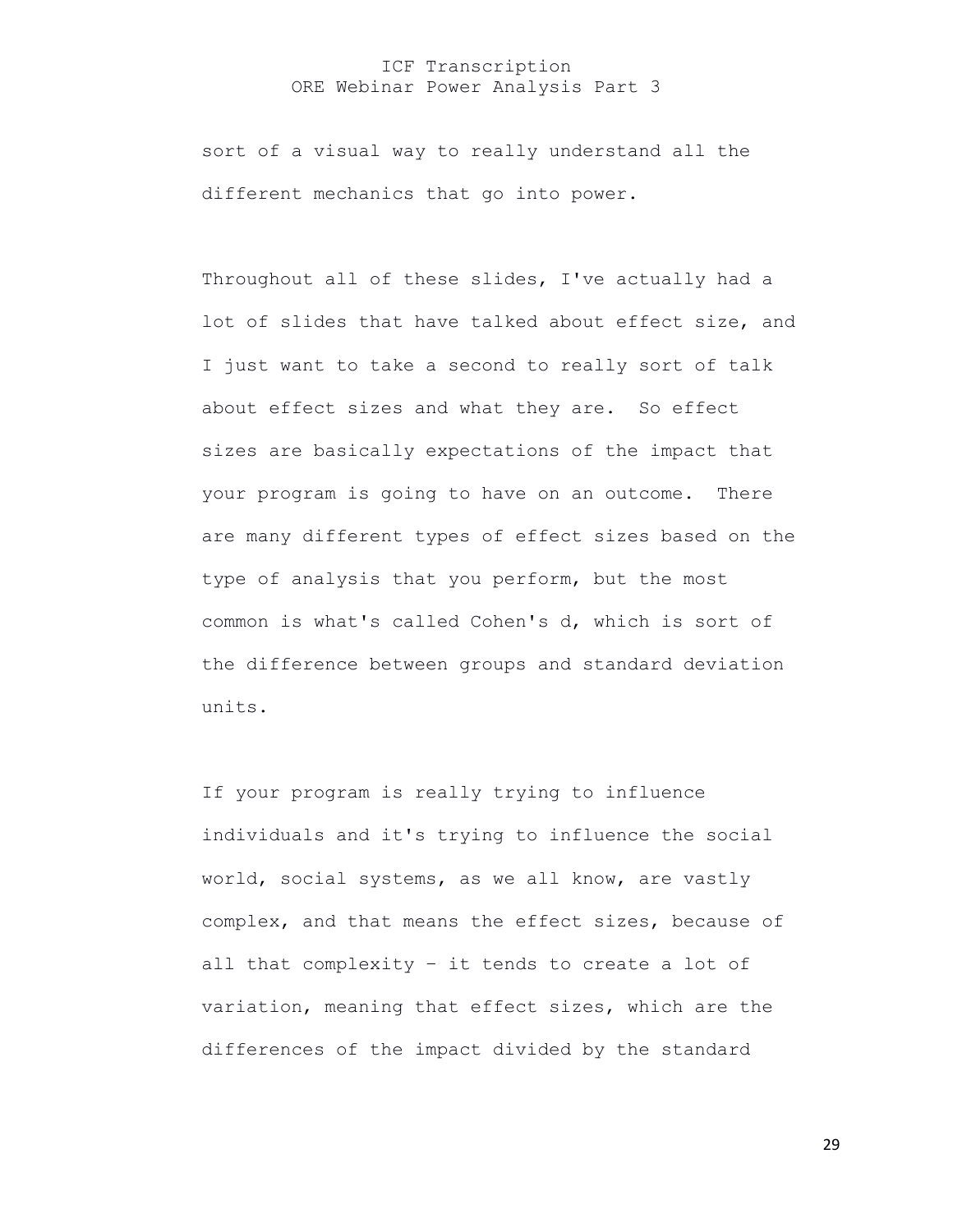sort of a visual way to really understand all the different mechanics that go into power.

Throughout all of these slides, I've actually had a lot of slides that have talked about effect size, and I just want to take a second to really sort of talk about effect sizes and what they are. So effect sizes are basically expectations of the impact that your program is going to have on an outcome. There are many different types of effect sizes based on the type of analysis that you perform, but the most common is what's called Cohen's d, which is sort of the difference between groups and standard deviation units.

If your program is really trying to influence individuals and it's trying to influence the social world, social systems, as we all know, are vastly complex, and that means the effect sizes, because of all that complexity – it tends to create a lot of variation, meaning that effect sizes, which are the differences of the impact divided by the standard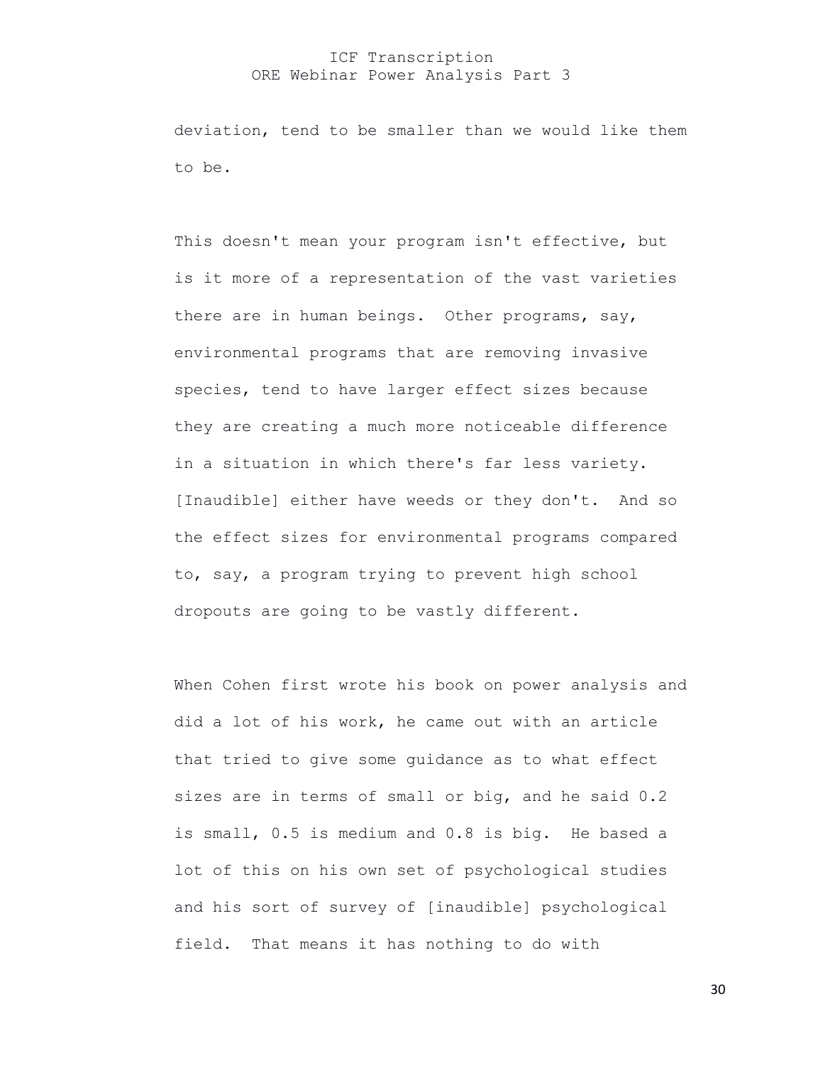deviation, tend to be smaller than we would like them to be.

This doesn't mean your program isn't effective, but is it more of a representation of the vast varieties there are in human beings. Other programs, say, environmental programs that are removing invasive species, tend to have larger effect sizes because they are creating a much more noticeable difference in a situation in which there's far less variety. [Inaudible] either have weeds or they don't. And so the effect sizes for environmental programs compared to, say, a program trying to prevent high school dropouts are going to be vastly different.

When Cohen first wrote his book on power analysis and did a lot of his work, he came out with an article that tried to give some guidance as to what effect sizes are in terms of small or big, and he said 0.2 is small, 0.5 is medium and 0.8 is big. He based a lot of this on his own set of psychological studies and his sort of survey of [inaudible] psychological field. That means it has nothing to do with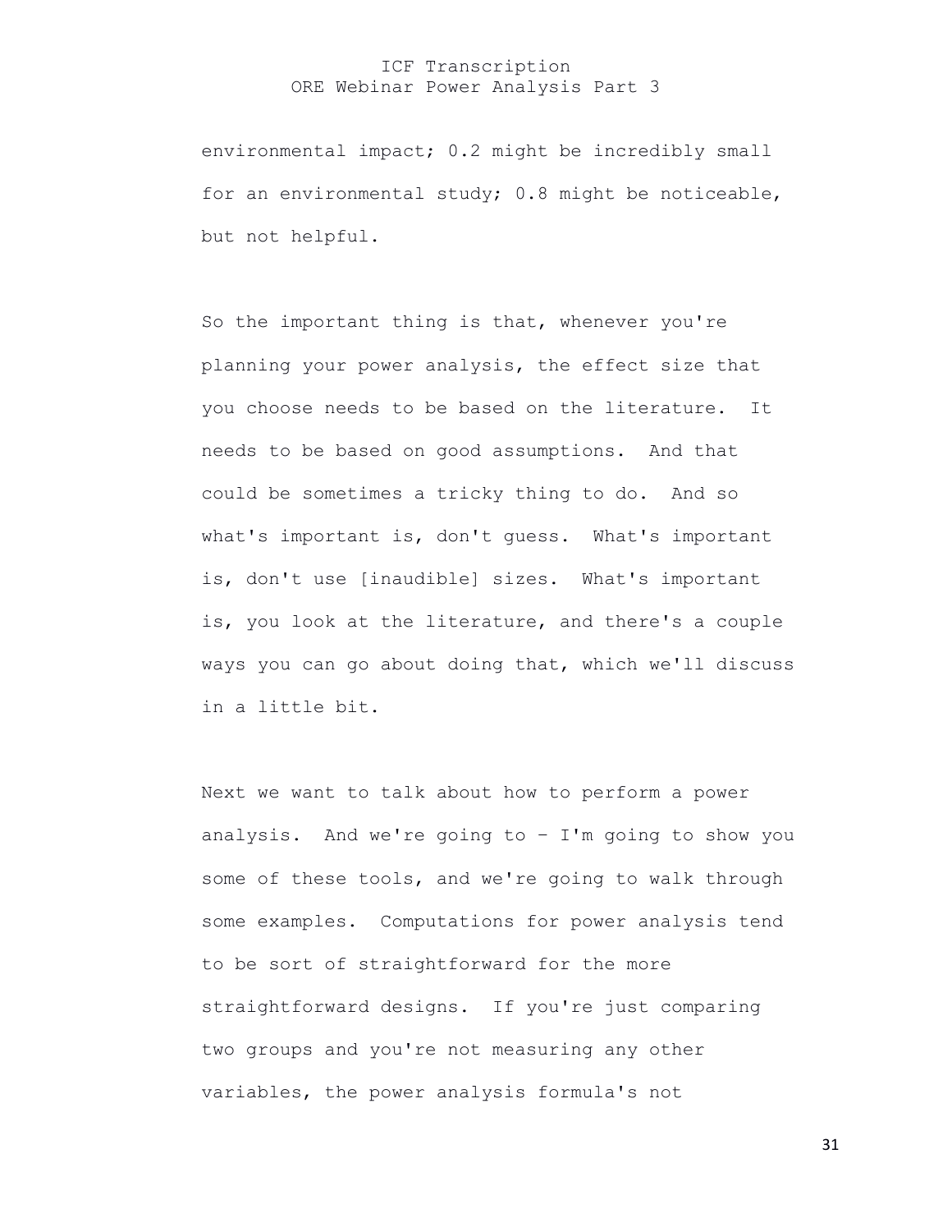environmental impact; 0.2 might be incredibly small for an environmental study; 0.8 might be noticeable, but not helpful.

So the important thing is that, whenever you're planning your power analysis, the effect size that you choose needs to be based on the literature. It needs to be based on good assumptions. And that could be sometimes a tricky thing to do. And so what's important is, don't guess. What's important is, don't use [inaudible] sizes. What's important is, you look at the literature, and there's a couple ways you can go about doing that, which we'll discuss in a little bit.

Next we want to talk about how to perform a power analysis. And we're going to – I'm going to show you some of these tools, and we're going to walk through some examples. Computations for power analysis tend to be sort of straightforward for the more straightforward designs. If you're just comparing two groups and you're not measuring any other variables, the power analysis formula's not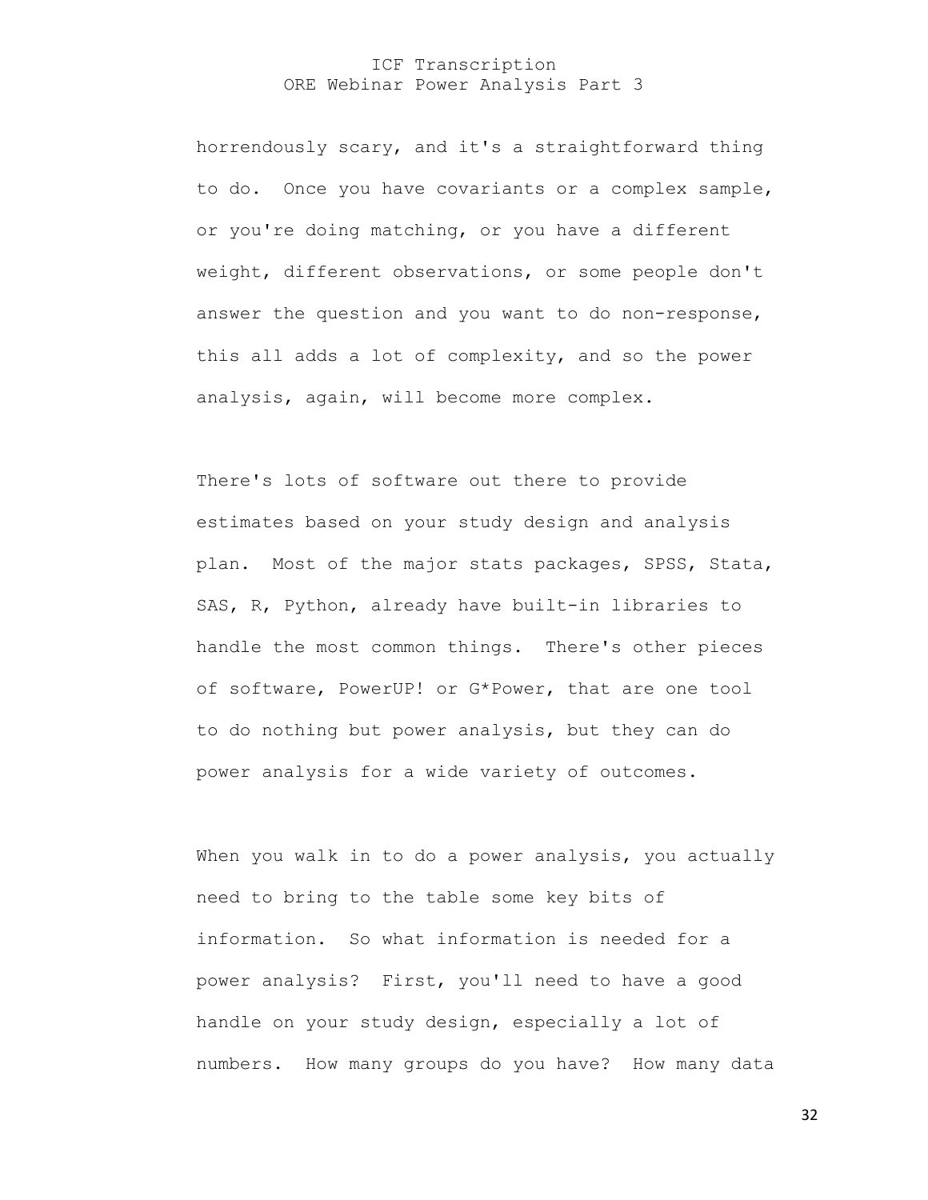horrendously scary, and it's a straightforward thing to do. Once you have covariants or a complex sample, or you're doing matching, or you have a different weight, different observations, or some people don't answer the question and you want to do non-response, this all adds a lot of complexity, and so the power analysis, again, will become more complex.

There's lots of software out there to provide estimates based on your study design and analysis plan. Most of the major stats packages, SPSS, Stata, SAS, R, Python, already have built-in libraries to handle the most common things. There's other pieces of software, PowerUP! or G*Power, that are one tool to do nothing but power analysis, but they can do power analysis for a wide variety of outcomes.

When you walk in to do a power analysis, you actually need to bring to the table some key bits of information. So what information is needed for a power analysis? First, you'll need to have a good handle on your study design, especially a lot of numbers. How many groups do you have? How many data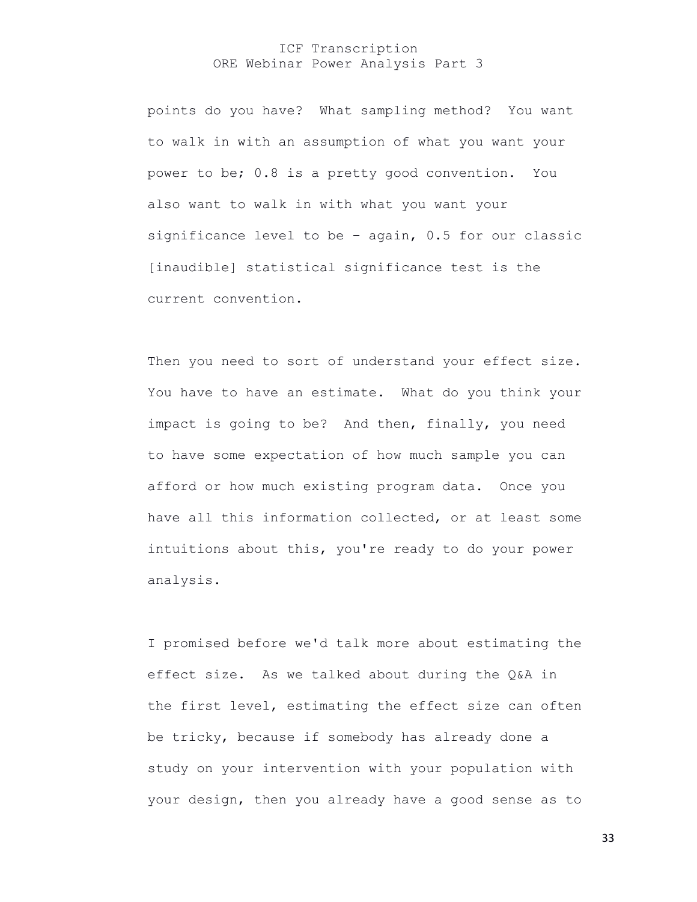points do you have? What sampling method? You want to walk in with an assumption of what you want your power to be; 0.8 is a pretty good convention. You also want to walk in with what you want your significance level to be – again, 0.5 for our classic [inaudible] statistical significance test is the current convention.

Then you need to sort of understand your effect size. You have to have an estimate. What do you think your impact is going to be? And then, finally, you need to have some expectation of how much sample you can afford or how much existing program data. Once you have all this information collected, or at least some intuitions about this, you're ready to do your power analysis.

I promised before we'd talk more about estimating the effect size. As we talked about during the Q&A in the first level, estimating the effect size can often be tricky, because if somebody has already done a study on your intervention with your population with your design, then you already have a good sense as to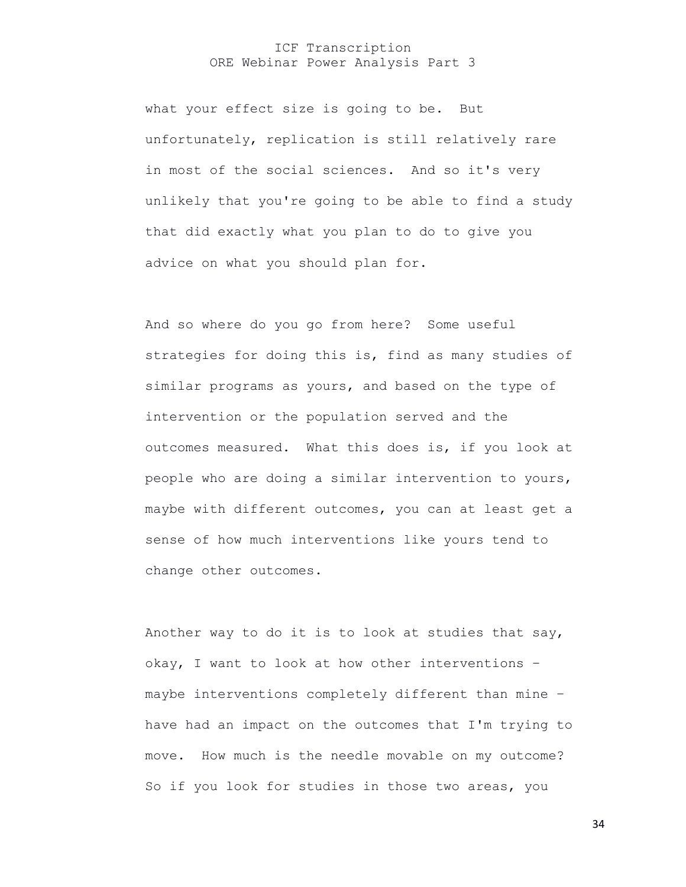what your effect size is going to be. But unfortunately, replication is still relatively rare in most of the social sciences. And so it's very unlikely that you're going to be able to find a study that did exactly what you plan to do to give you advice on what you should plan for.

And so where do you go from here? Some useful strategies for doing this is, find as many studies of similar programs as yours, and based on the type of intervention or the population served and the outcomes measured. What this does is, if you look at people who are doing a similar intervention to yours, maybe with different outcomes, you can at least get a sense of how much interventions like yours tend to change other outcomes.

Another way to do it is to look at studies that say, okay, I want to look at how other interventions – maybe interventions completely different than mine – have had an impact on the outcomes that I'm trying to move. How much is the needle movable on my outcome? So if you look for studies in those two areas, you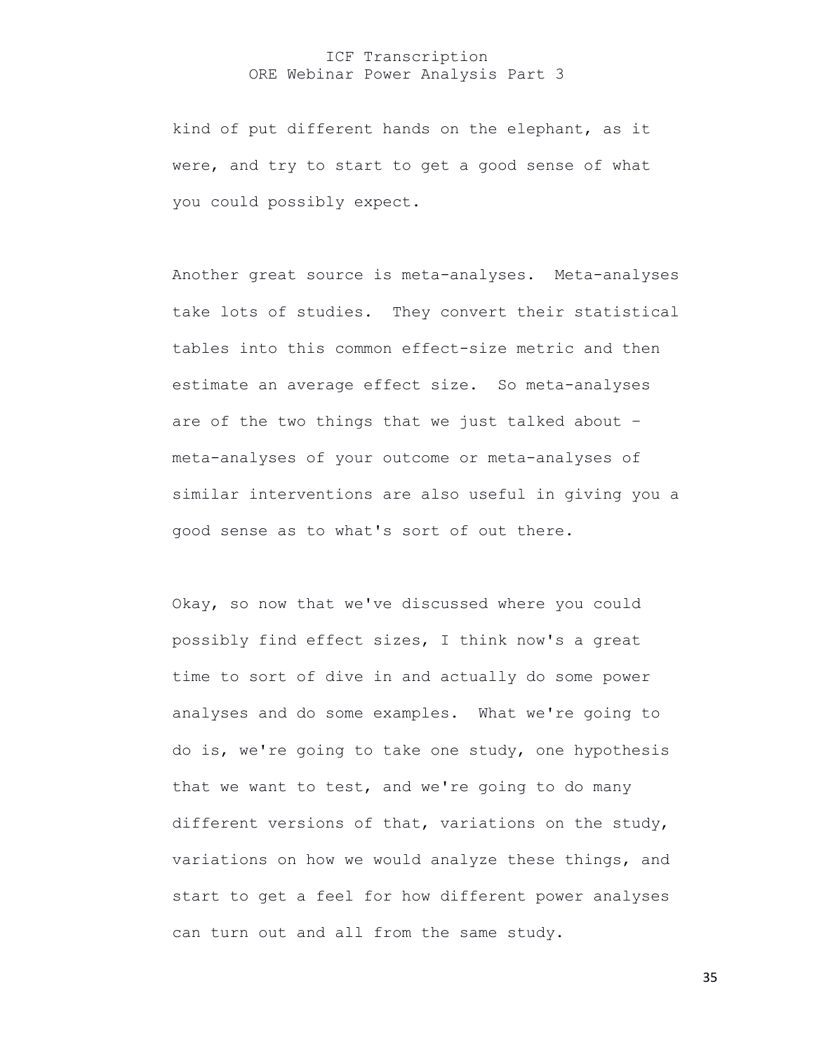kind of put different hands on the elephant, as it were, and try to start to get a good sense of what you could possibly expect.

Another great source is meta-analyses. Meta-analyses take lots of studies. They convert their statistical tables into this common effect-size metric and then estimate an average effect size. So meta-analyses are of the two things that we just talked about – meta-analyses of your outcome or meta-analyses of similar interventions are also useful in giving you a good sense as to what's sort of out there.

Okay, so now that we've discussed where you could possibly find effect sizes, I think now's a great time to sort of dive in and actually do some power analyses and do some examples. What we're going to do is, we're going to take one study, one hypothesis that we want to test, and we're going to do many different versions of that, variations on the study, variations on how we would analyze these things, and start to get a feel for how different power analyses can turn out and all from the same study.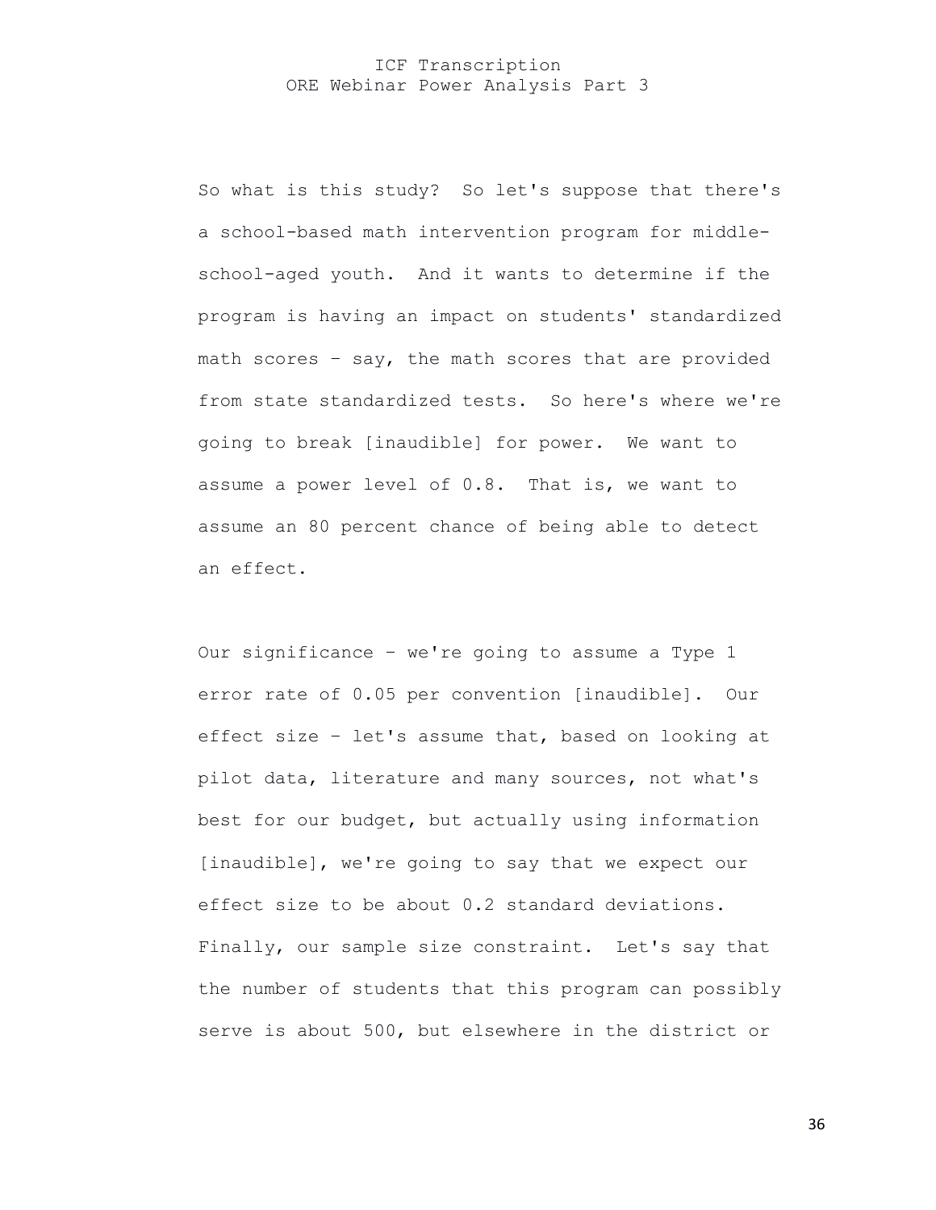So what is this study? So let's suppose that there's a school-based math intervention program for middle-school-aged youth. And it wants to determine if the program is having an impact on students' standardized math scores – say, the math scores that are provided from state standardized tests. So here's where we're going to break [inaudible] for power. We want to assume a power level of 0.8. That is, we want to assume an 80 percent chance of being able to detect an effect.

Our significance – we're going to assume a Type 1 error rate of 0.05 per convention [inaudible]. Our effect size – let's assume that, based on looking at pilot data, literature and many sources, not what's best for our budget, but actually using information [inaudible], we're going to say that we expect our effect size to be about 0.2 standard deviations. Finally, our sample size constraint. Let's say that the number of students that this program can possibly serve is about 500, but elsewhere in the district or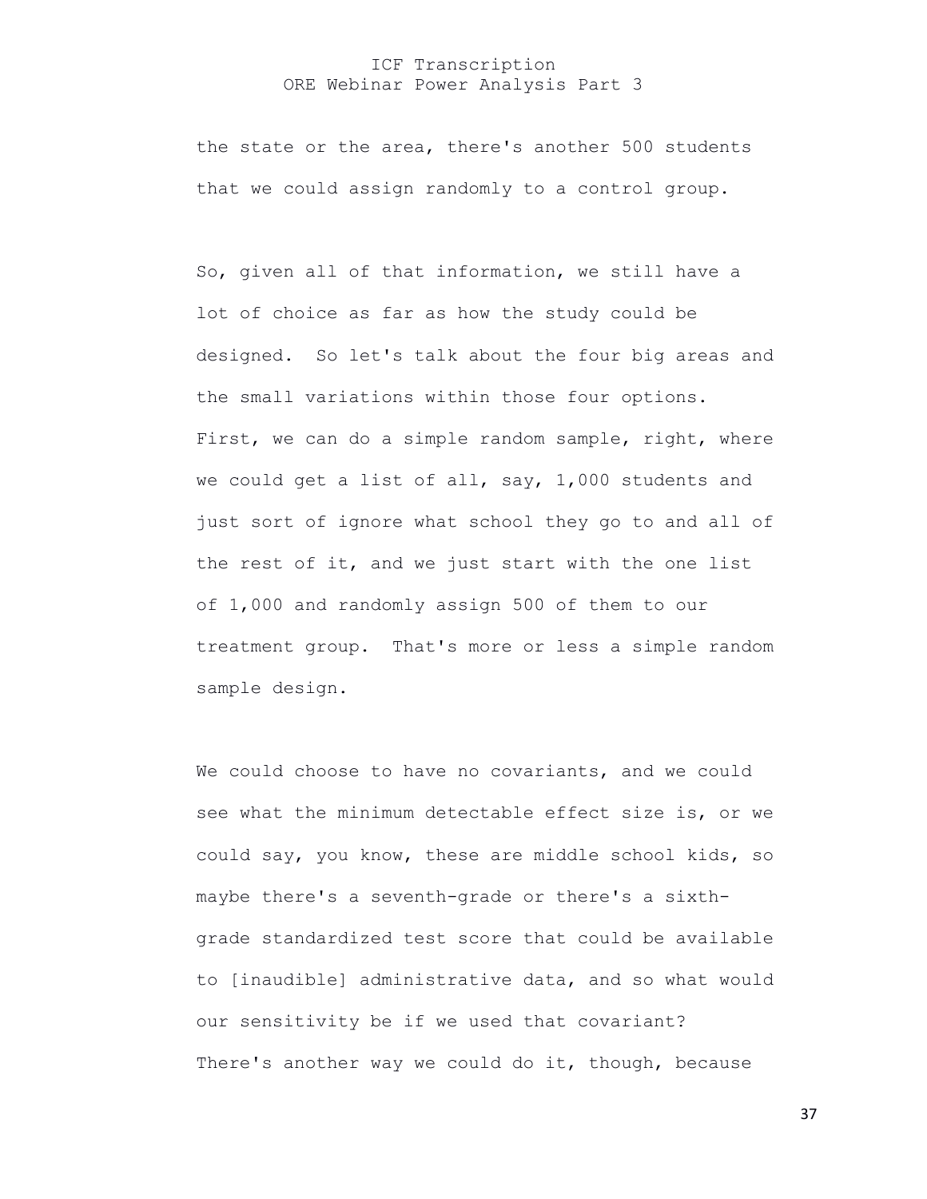the state or the area, there's another 500 students that we could assign randomly to a control group.

So, given all of that information, we still have a lot of choice as far as how the study could be designed. So let's talk about the four big areas and the small variations within those four options. First, we can do a simple random sample, right, where we could get a list of all, say, 1,000 students and just sort of ignore what school they go to and all of the rest of it, and we just start with the one list of 1,000 and randomly assign 500 of them to our treatment group. That's more or less a simple random sample design.

We could choose to have no covariants, and we could see what the minimum detectable effect size is, or we could say, you know, these are middle school kids, so maybe there's a seventh-grade or there's a sixth-grade standardized test score that could be available to [inaudible] administrative data, and so what would our sensitivity be if we used that covariant? There's another way we could do it, though, because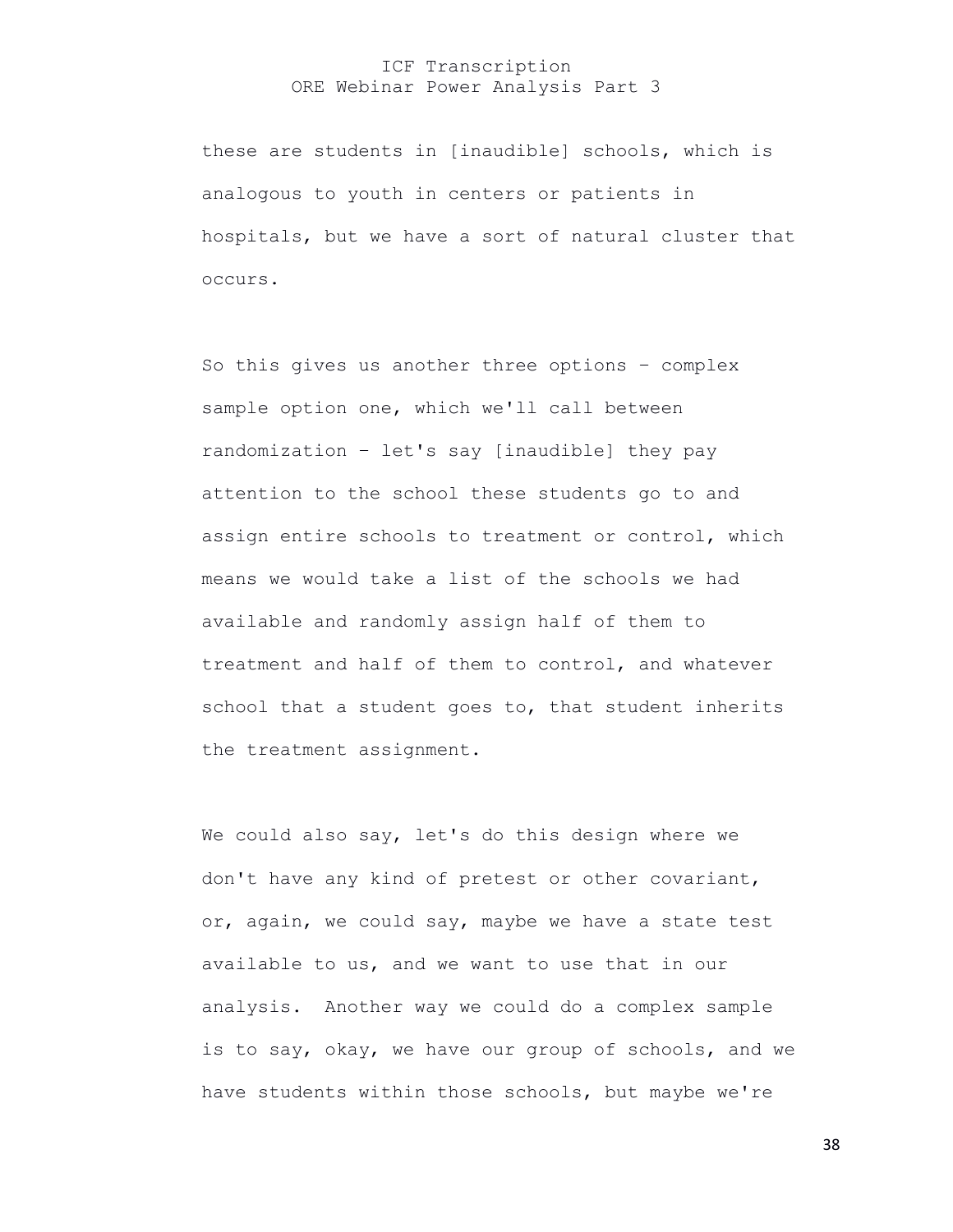these are students in [inaudible] schools, which is analogous to youth in centers or patients in hospitals, but we have a sort of natural cluster that occurs.

So this gives us another three options – complex sample option one, which we'll call between randomization – let's say [inaudible] they pay attention to the school these students go to and assign entire schools to treatment or control, which means we would take a list of the schools we had available and randomly assign half of them to treatment and half of them to control, and whatever school that a student goes to, that student inherits the treatment assignment.

We could also say, let's do this design where we don't have any kind of pretest or other covariant, or, again, we could say, maybe we have a state test available to us, and we want to use that in our analysis. Another way we could do a complex sample is to say, okay, we have our group of schools, and we have students within those schools, but maybe we're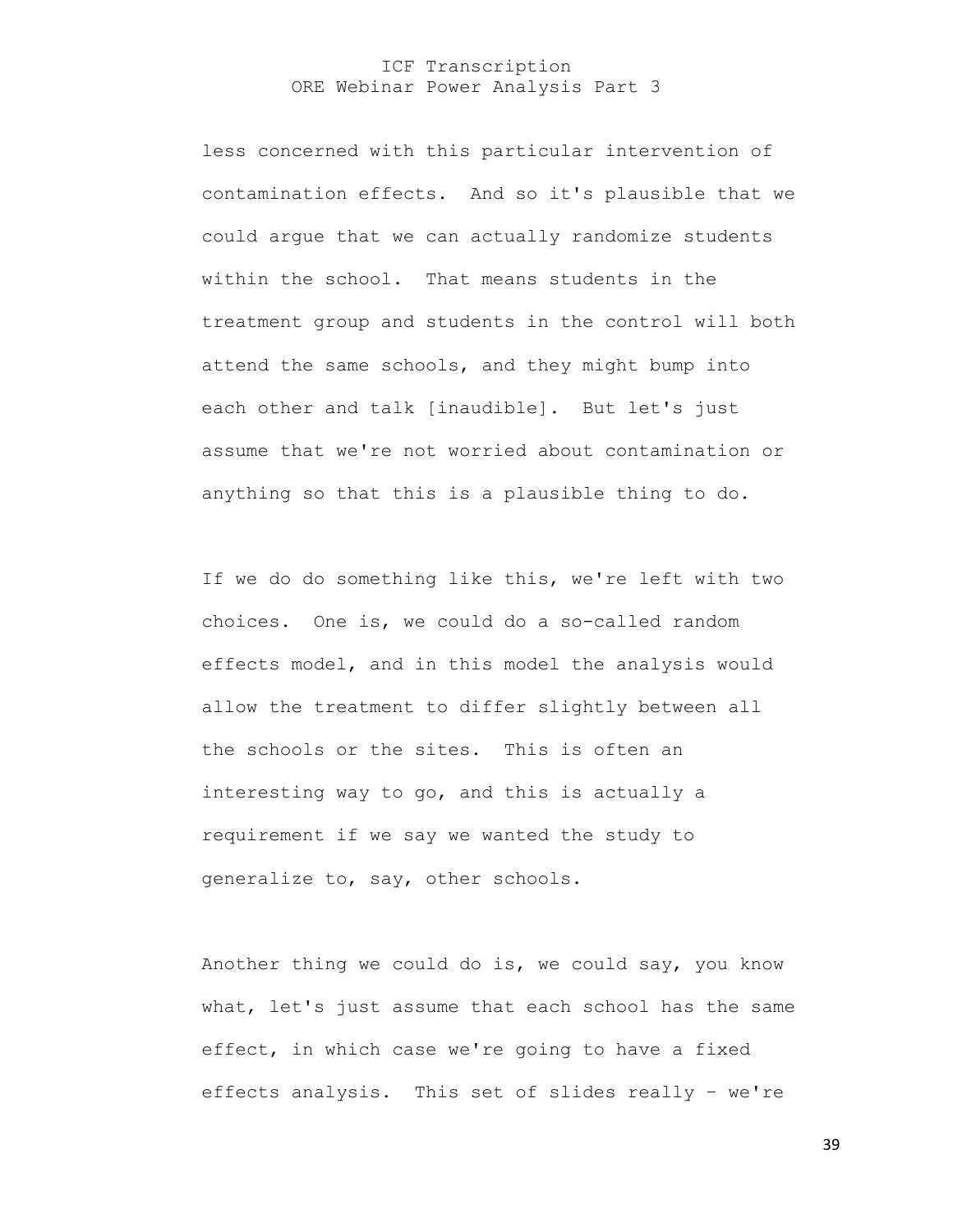less concerned with this particular intervention of contamination effects. And so it's plausible that we could argue that we can actually randomize students within the school. That means students in the treatment group and students in the control will both attend the same schools, and they might bump into each other and talk [inaudible]. But let's just assume that we're not worried about contamination or anything so that this is a plausible thing to do.

If we do do something like this, we're left with two choices. One is, we could do a so-called random effects model, and in this model the analysis would allow the treatment to differ slightly between all the schools or the sites. This is often an interesting way to go, and this is actually a requirement if we say we wanted the study to generalize to, say, other schools.

Another thing we could do is, we could say, you know what, let's just assume that each school has the same effect, in which case we're going to have a fixed effects analysis. This set of slides really – we're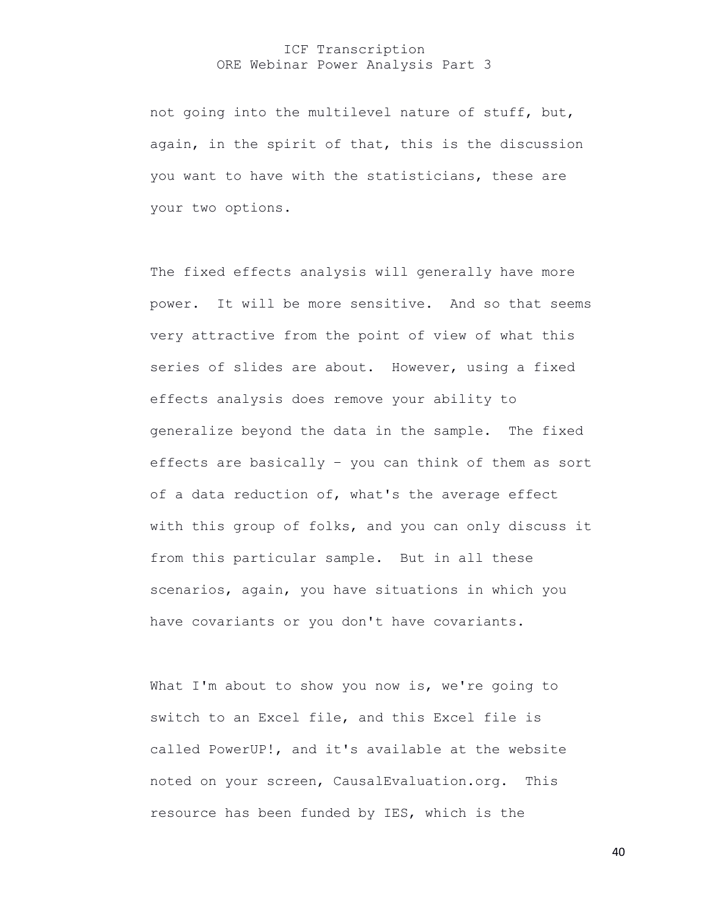not going into the multilevel nature of stuff, but, again, in the spirit of that, this is the discussion you want to have with the statisticians, these are your two options.

The fixed effects analysis will generally have more power. It will be more sensitive. And so that seems very attractive from the point of view of what this series of slides are about. However, using a fixed effects analysis does remove your ability to generalize beyond the data in the sample. The fixed effects are basically – you can think of them as sort of a data reduction of, what's the average effect with this group of folks, and you can only discuss it from this particular sample. But in all these scenarios, again, you have situations in which you have covariants or you don't have covariants.

What I'm about to show you now is, we're going to switch to an Excel file, and this Excel file is called PowerUP!, and it's available at the website noted on your screen, CausalEvaluation.org. This resource has been funded by IES, which is the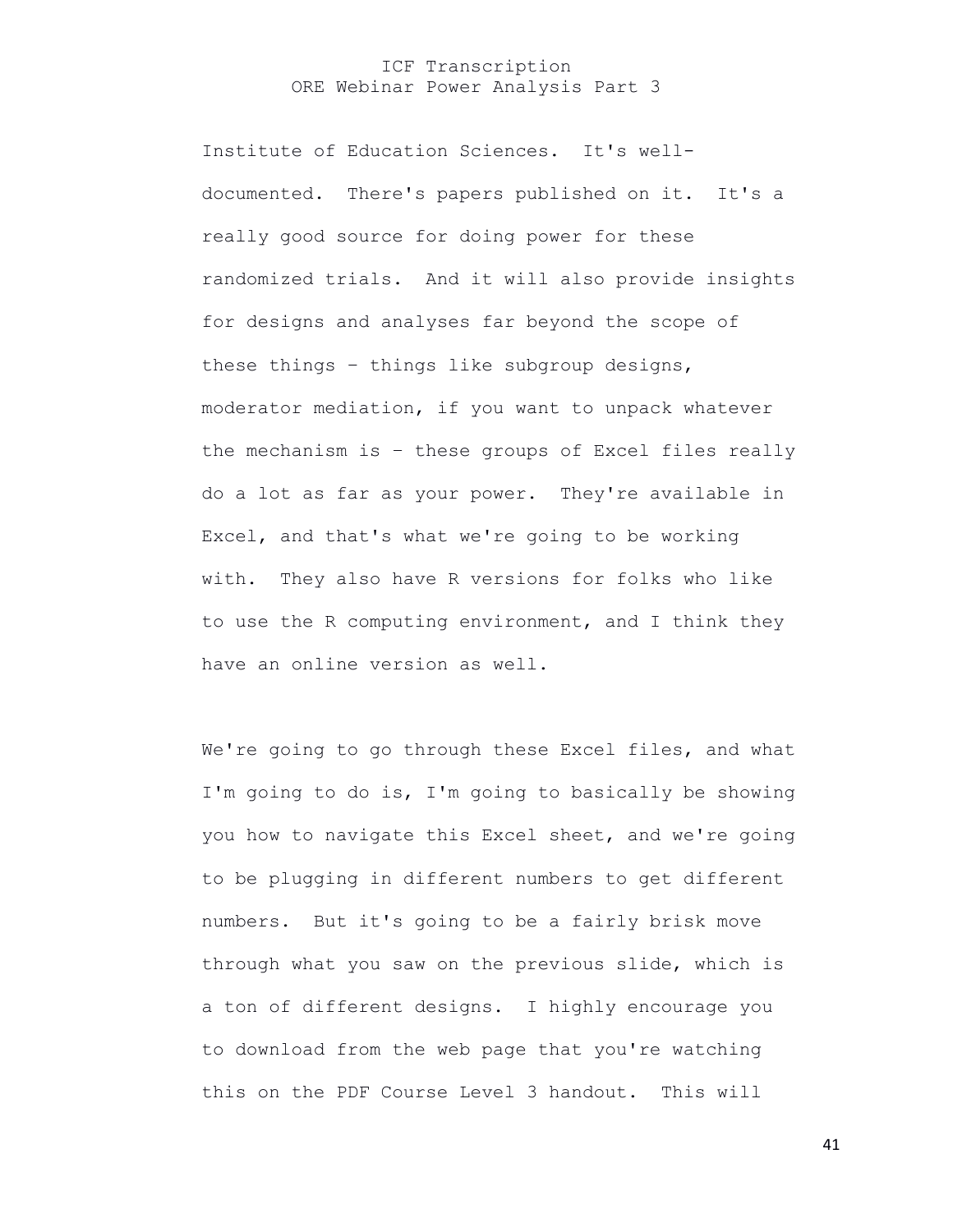Institute of Education Sciences. It's well-documented. There's papers published on it. It's a really good source for doing power for these randomized trials. And it will also provide insights for designs and analyses far beyond the scope of these things – things like subgroup designs, moderator mediation, if you want to unpack whatever the mechanism is – these groups of Excel files really do a lot as far as your power. They're available in Excel, and that's what we're going to be working with. They also have R versions for folks who like to use the R computing environment, and I think they have an online version as well.

We're going to go through these Excel files, and what I'm going to do is, I'm going to basically be showing you how to navigate this Excel sheet, and we're going to be plugging in different numbers to get different numbers. But it's going to be a fairly brisk move through what you saw on the previous slide, which is a ton of different designs. I highly encourage you to download from the web page that you're watching this on the PDF Course Level 3 handout. This will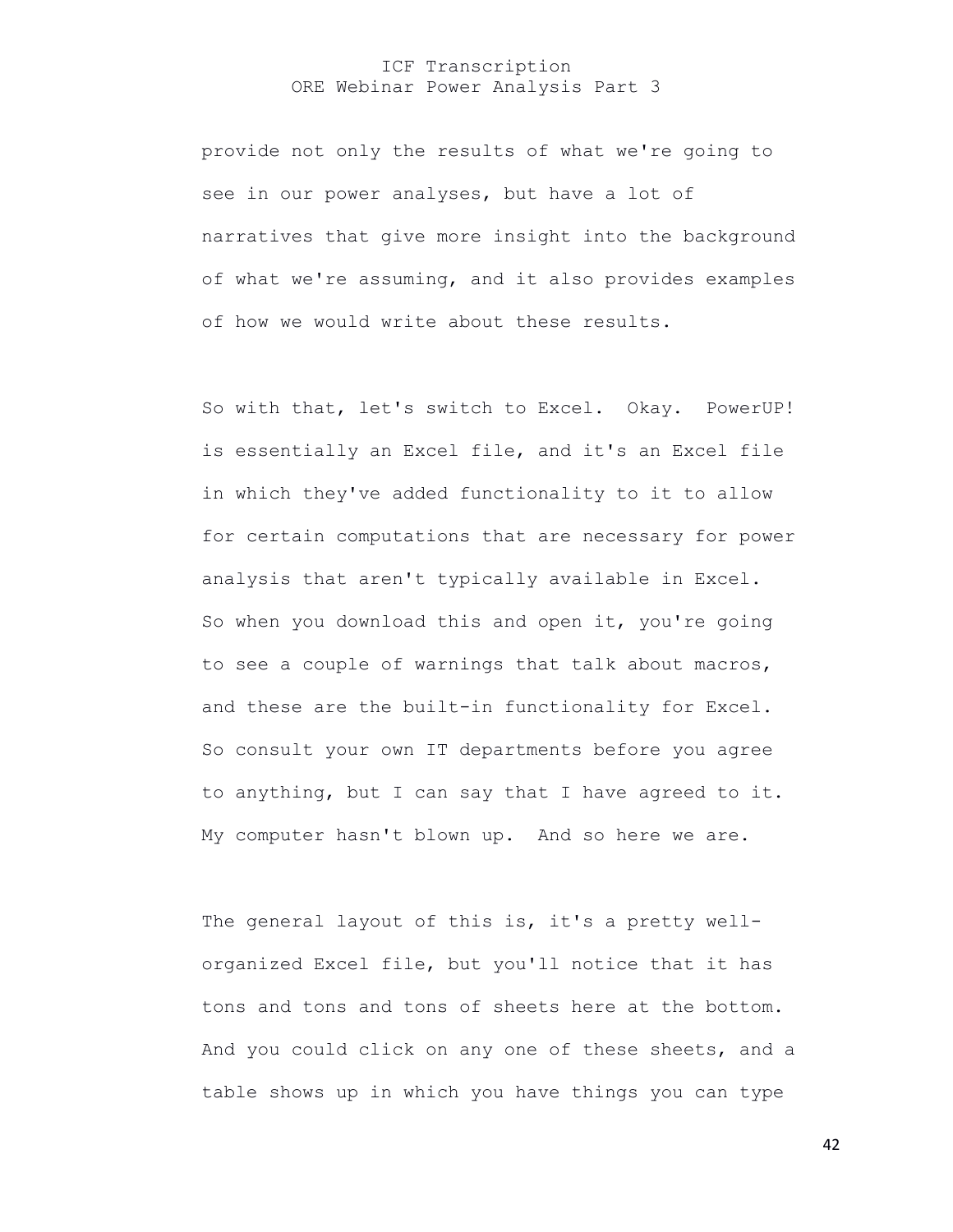provide not only the results of what we're going to see in our power analyses, but have a lot of narratives that give more insight into the background of what we're assuming, and it also provides examples of how we would write about these results.

So with that, let's switch to Excel. Okay. PowerUP! is essentially an Excel file, and it's an Excel file in which they've added functionality to it to allow for certain computations that are necessary for power analysis that aren't typically available in Excel. So when you download this and open it, you're going to see a couple of warnings that talk about macros, and these are the built-in functionality for Excel. So consult your own IT departments before you agree to anything, but I can say that I have agreed to it. My computer hasn't blown up. And so here we are.

The general layout of this is, it's a pretty well-organized Excel file, but you'll notice that it has tons and tons and tons of sheets here at the bottom. And you could click on any one of these sheets, and a table shows up in which you have things you can type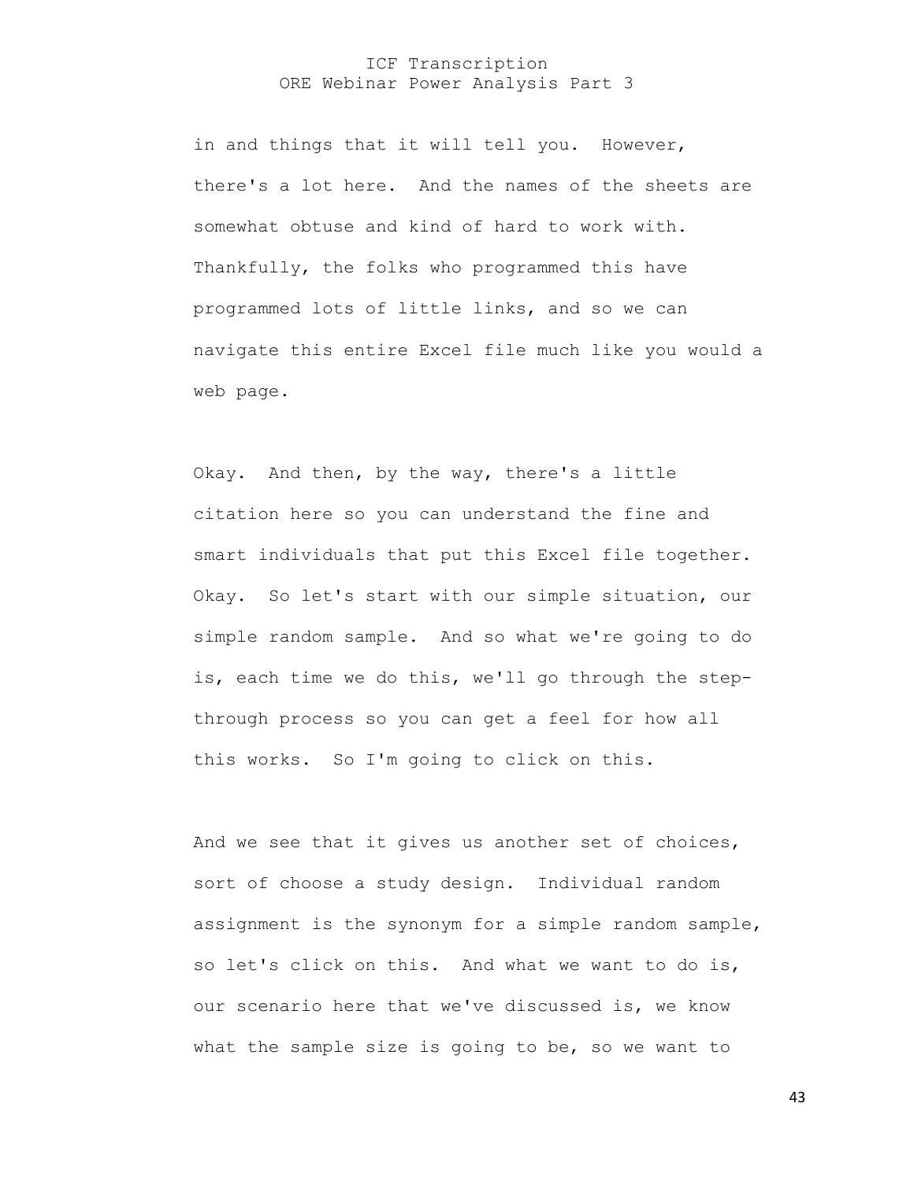in and things that it will tell you. However, there's a lot here. And the names of the sheets are somewhat obtuse and kind of hard to work with. Thankfully, the folks who programmed this have programmed lots of little links, and so we can navigate this entire Excel file much like you would a web page.

Okay. And then, by the way, there's a little citation here so you can understand the fine and smart individuals that put this Excel file together. Okay. So let's start with our simple situation, our simple random sample. And so what we're going to do is, each time we do this, we'll go through the step-through process so you can get a feel for how all this works. So I'm going to click on this.

And we see that it gives us another set of choices, sort of choose a study design. Individual random assignment is the synonym for a simple random sample, so let's click on this. And what we want to do is, our scenario here that we've discussed is, we know what the sample size is going to be, so we want to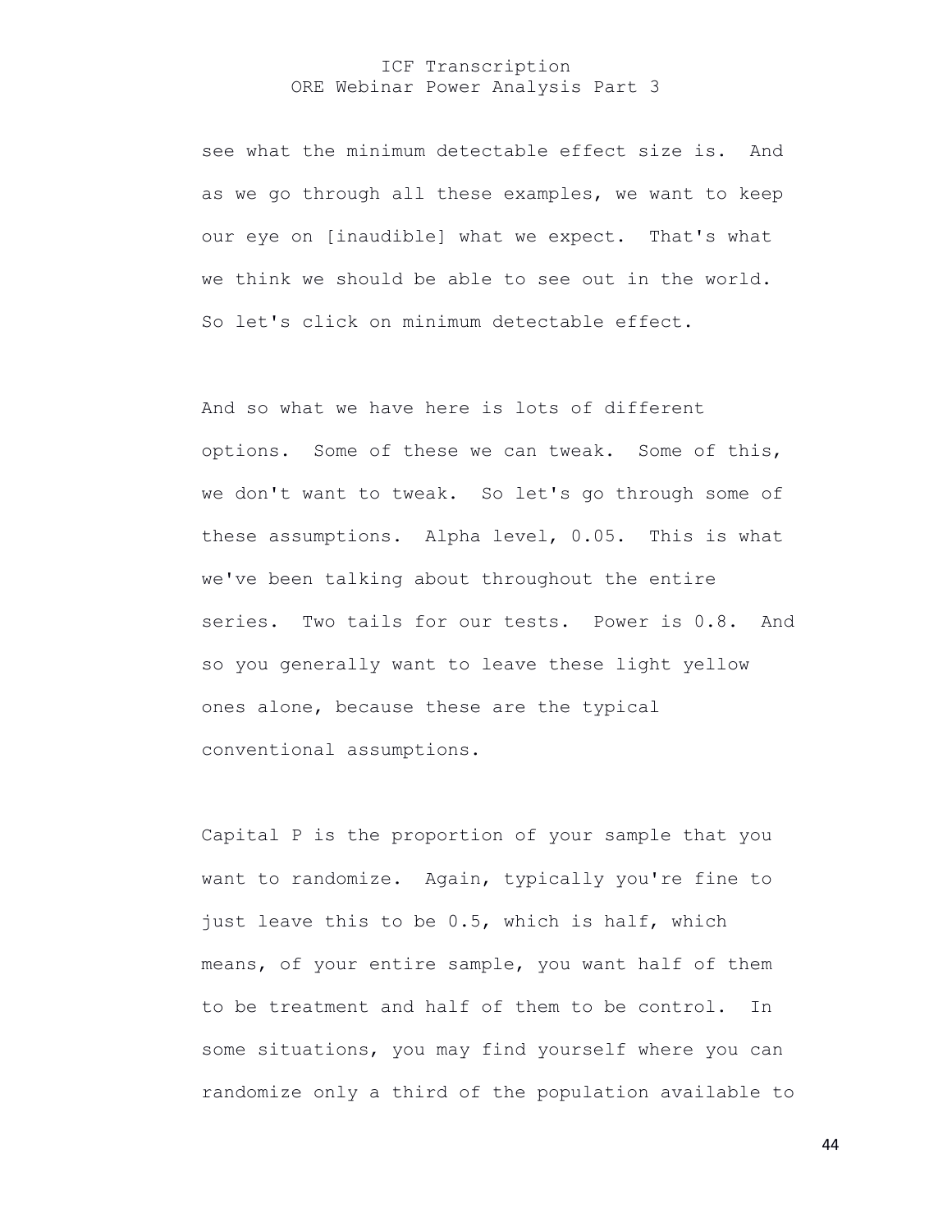see what the minimum detectable effect size is. And as we go through all these examples, we want to keep our eye on [inaudible] what we expect. That's what we think we should be able to see out in the world. So let's click on minimum detectable effect.

And so what we have here is lots of different options. Some of these we can tweak. Some of this, we don't want to tweak. So let's go through some of these assumptions. Alpha level, 0.05. This is what we've been talking about throughout the entire series. Two tails for our tests. Power is 0.8. And so you generally want to leave these light yellow ones alone, because these are the typical conventional assumptions.

Capital P is the proportion of your sample that you want to randomize. Again, typically you're fine to just leave this to be 0.5, which is half, which means, of your entire sample, you want half of them to be treatment and half of them to be control. In some situations, you may find yourself where you can randomize only a third of the population available to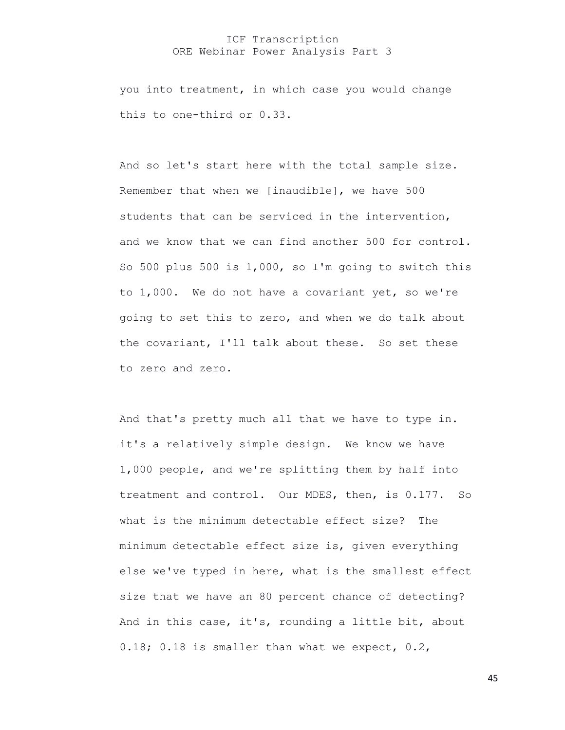you into treatment, in which case you would change this to one-third or 0.33.

And so let's start here with the total sample size. Remember that when we [inaudible], we have 500 students that can be serviced in the intervention, and we know that we can find another 500 for control. So 500 plus 500 is 1,000, so I'm going to switch this to 1,000. We do not have a covariant yet, so we're going to set this to zero, and when we do talk about the covariant, I'll talk about these. So set these to zero and zero.

And that's pretty much all that we have to type in. it's a relatively simple design. We know we have 1,000 people, and we're splitting them by half into treatment and control. Our MDES, then, is 0.177. So what is the minimum detectable effect size? The minimum detectable effect size is, given everything else we've typed in here, what is the smallest effect size that we have an 80 percent chance of detecting? And in this case, it's, rounding a little bit, about 0.18; 0.18 is smaller than what we expect, 0.2,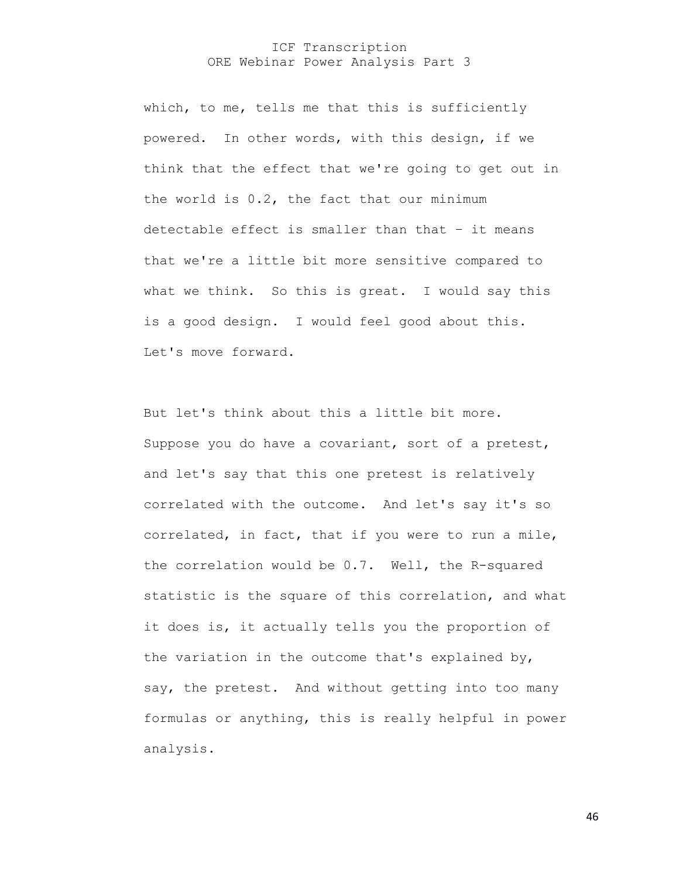which, to me, tells me that this is sufficiently powered. In other words, with this design, if we think that the effect that we're going to get out in the world is 0.2, the fact that our minimum detectable effect is smaller than that – it means that we're a little bit more sensitive compared to what we think. So this is great. I would say this is a good design. I would feel good about this. Let's move forward.

But let's think about this a little bit more. Suppose you do have a covariant, sort of a pretest, and let's say that this one pretest is relatively correlated with the outcome. And let's say it's so correlated, in fact, that if you were to run a mile, the correlation would be 0.7. Well, the R-squared statistic is the square of this correlation, and what it does is, it actually tells you the proportion of the variation in the outcome that's explained by, say, the pretest. And without getting into too many formulas or anything, this is really helpful in power analysis.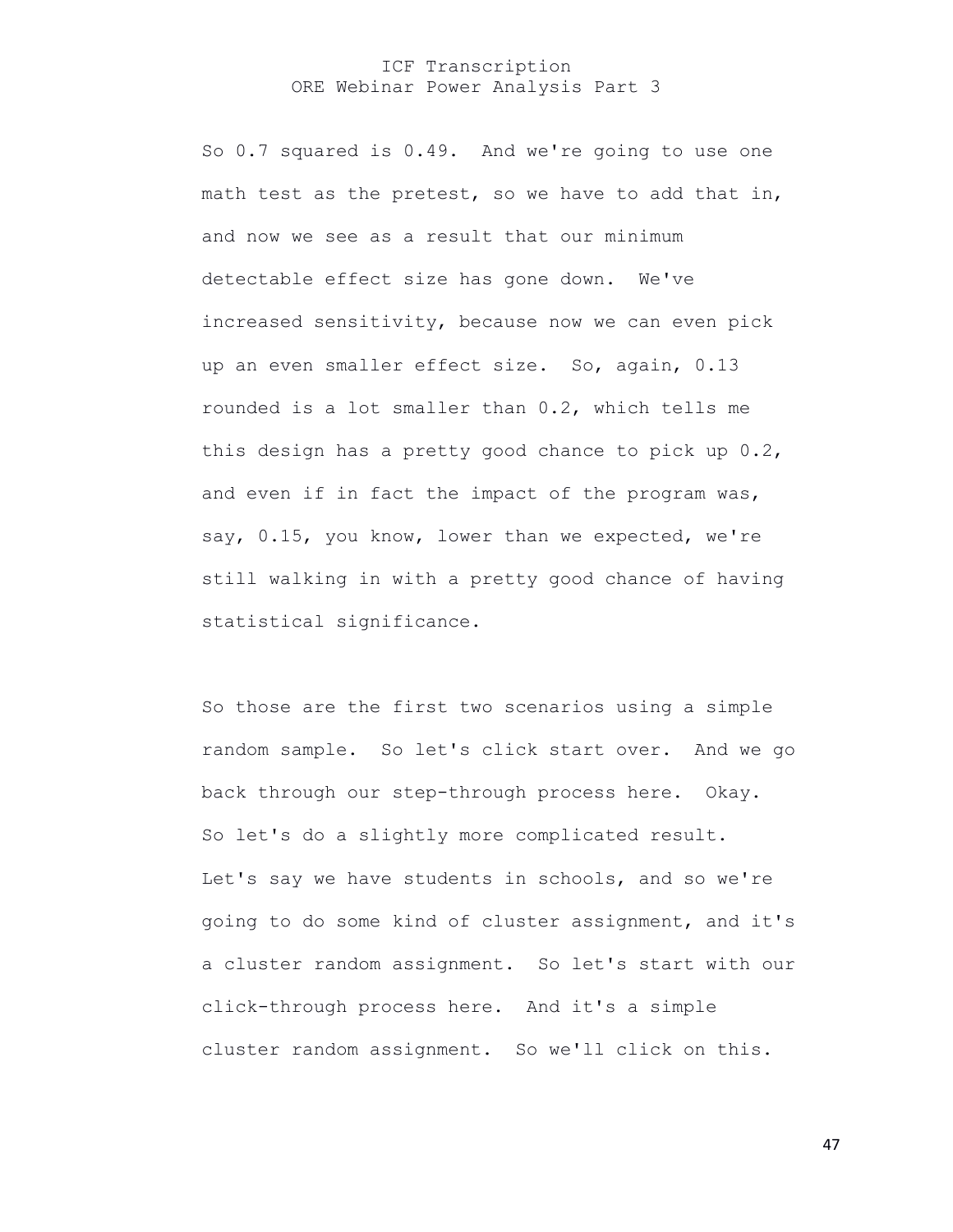So 0.7 squared is 0.49. And we're going to use one math test as the pretest, so we have to add that in, and now we see as a result that our minimum detectable effect size has gone down. We've increased sensitivity, because now we can even pick up an even smaller effect size. So, again, 0.13 rounded is a lot smaller than 0.2, which tells me this design has a pretty good chance to pick up 0.2, and even if in fact the impact of the program was, say, 0.15, you know, lower than we expected, we're still walking in with a pretty good chance of having statistical significance.

So those are the first two scenarios using a simple random sample. So let's click start over. And we go back through our step-through process here. Okay. So let's do a slightly more complicated result. Let's say we have students in schools, and so we're going to do some kind of cluster assignment, and it's a cluster random assignment. So let's start with our click-through process here. And it's a simple cluster random assignment. So we'll click on this.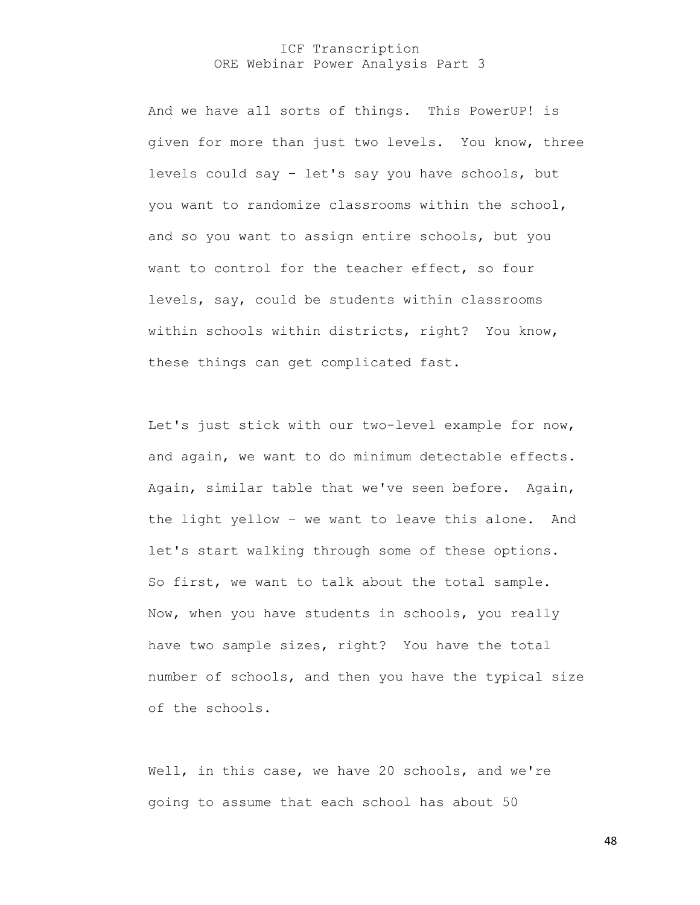And we have all sorts of things. This PowerUP! is given for more than just two levels. You know, three levels could say – let's say you have schools, but you want to randomize classrooms within the school, and so you want to assign entire schools, but you want to control for the teacher effect, so four levels, say, could be students within classrooms within schools within districts, right? You know, these things can get complicated fast.

Let's just stick with our two-level example for now, and again, we want to do minimum detectable effects. Again, similar table that we've seen before. Again, the light yellow – we want to leave this alone. And let's start walking through some of these options. So first, we want to talk about the total sample. Now, when you have students in schools, you really have two sample sizes, right? You have the total number of schools, and then you have the typical size of the schools.

Well, in this case, we have 20 schools, and we're going to assume that each school has about 50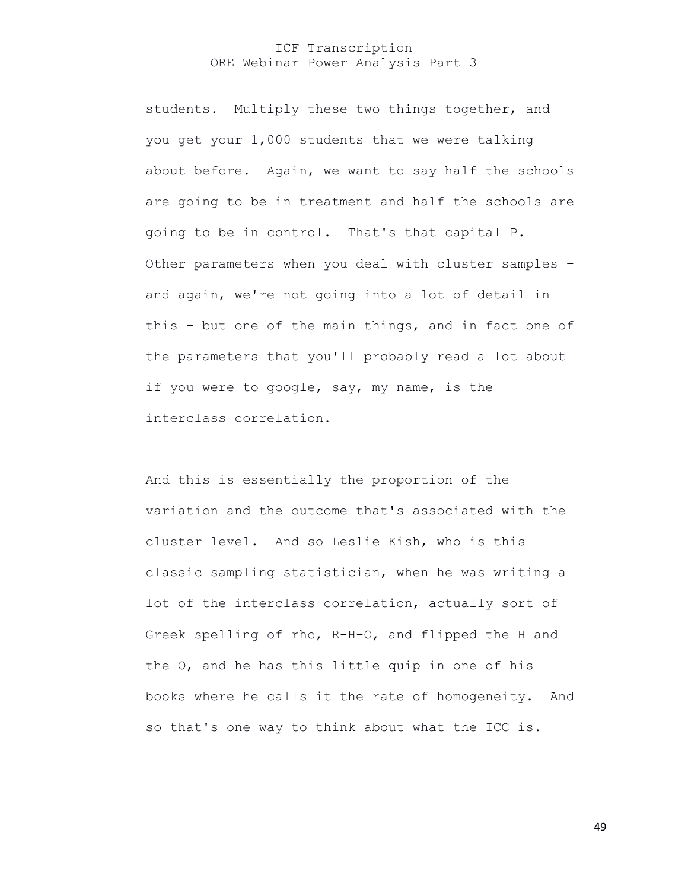students. Multiply these two things together, and you get your 1,000 students that we were talking about before. Again, we want to say half the schools are going to be in treatment and half the schools are going to be in control. That's that capital P. Other parameters when you deal with cluster samples – and again, we're not going into a lot of detail in this – but one of the main things, and in fact one of the parameters that you'll probably read a lot about if you were to google, say, my name, is the interclass correlation.

And this is essentially the proportion of the variation and the outcome that's associated with the cluster level. And so Leslie Kish, who is this classic sampling statistician, when he was writing a lot of the interclass correlation, actually sort of – Greek spelling of rho, R-H-O, and flipped the H and the O, and he has this little quip in one of his books where he calls it the rate of homogeneity. And so that's one way to think about what the ICC is.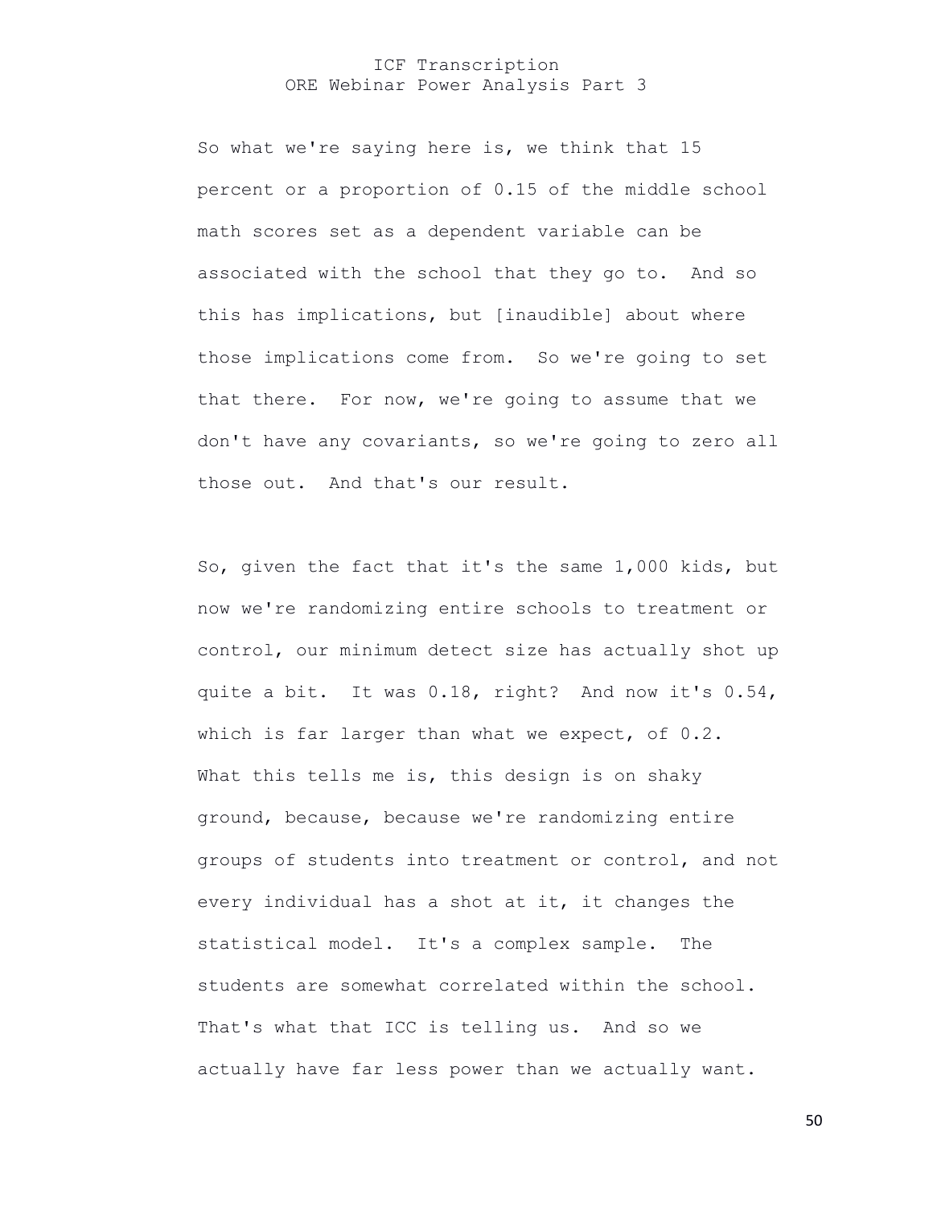So what we're saying here is, we think that 15 percent or a proportion of 0.15 of the middle school math scores set as a dependent variable can be associated with the school that they go to. And so this has implications, but [inaudible] about where those implications come from. So we're going to set that there. For now, we're going to assume that we don't have any covariants, so we're going to zero all those out. And that's our result.

So, given the fact that it's the same 1,000 kids, but now we're randomizing entire schools to treatment or control, our minimum detect size has actually shot up quite a bit. It was 0.18, right? And now it's 0.54, which is far larger than what we expect, of 0.2. What this tells me is, this design is on shaky ground, because, because we're randomizing entire groups of students into treatment or control, and not every individual has a shot at it, it changes the statistical model. It's a complex sample. The students are somewhat correlated within the school. That's what that ICC is telling us. And so we actually have far less power than we actually want.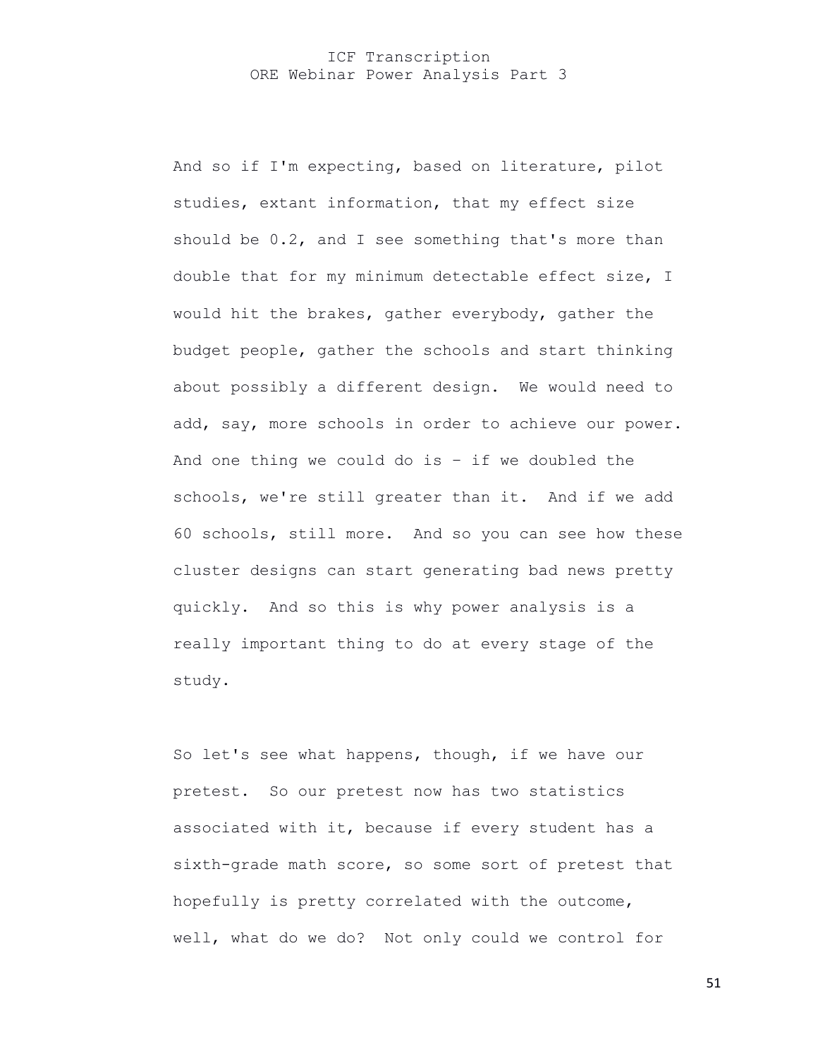And so if I'm expecting, based on literature, pilot studies, extant information, that my effect size should be 0.2, and I see something that's more than double that for my minimum detectable effect size, I would hit the brakes, gather everybody, gather the budget people, gather the schools and start thinking about possibly a different design. We would need to add, say, more schools in order to achieve our power. And one thing we could do is – if we doubled the schools, we're still greater than it. And if we add 60 schools, still more. And so you can see how these cluster designs can start generating bad news pretty quickly. And so this is why power analysis is a really important thing to do at every stage of the study.

So let's see what happens, though, if we have our pretest. So our pretest now has two statistics associated with it, because if every student has a sixth-grade math score, so some sort of pretest that hopefully is pretty correlated with the outcome, well, what do we do? Not only could we control for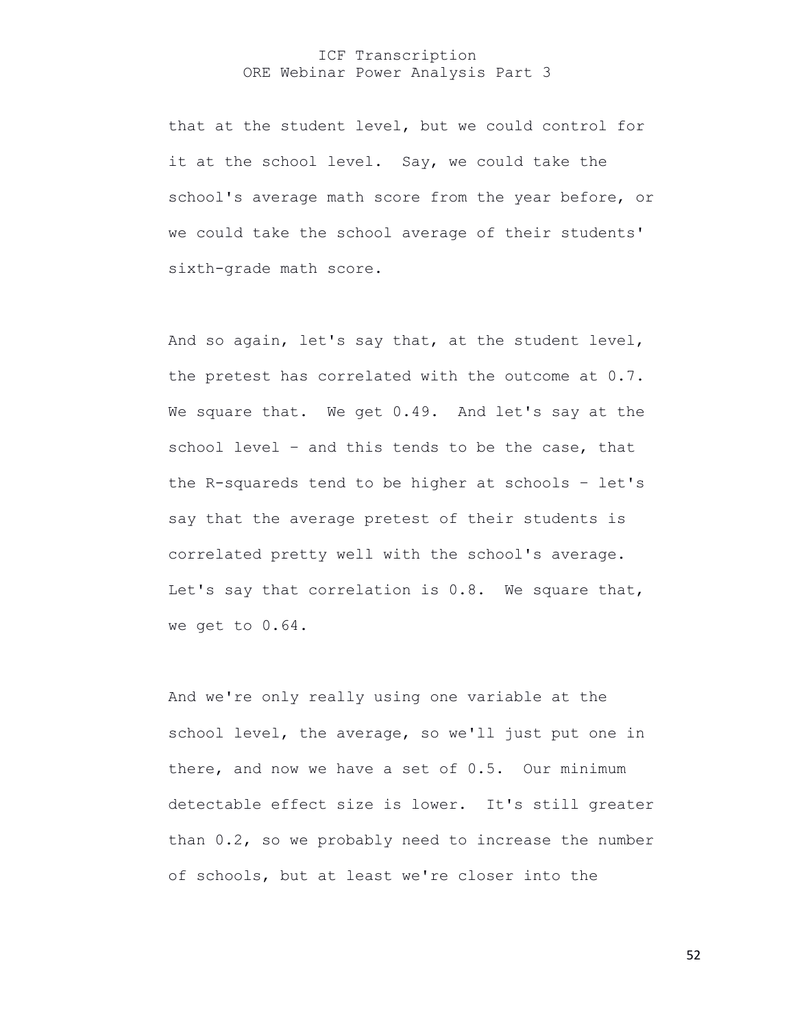that at the student level, but we could control for it at the school level. Say, we could take the school's average math score from the year before, or we could take the school average of their students' sixth-grade math score.

And so again, let's say that, at the student level, the pretest has correlated with the outcome at 0.7. We square that. We get 0.49. And let's say at the school level – and this tends to be the case, that the R-squareds tend to be higher at schools – let's say that the average pretest of their students is correlated pretty well with the school's average. Let's say that correlation is 0.8. We square that, we get to 0.64.

And we're only really using one variable at the school level, the average, so we'll just put one in there, and now we have a set of 0.5. Our minimum detectable effect size is lower. It's still greater than 0.2, so we probably need to increase the number of schools, but at least we're closer into the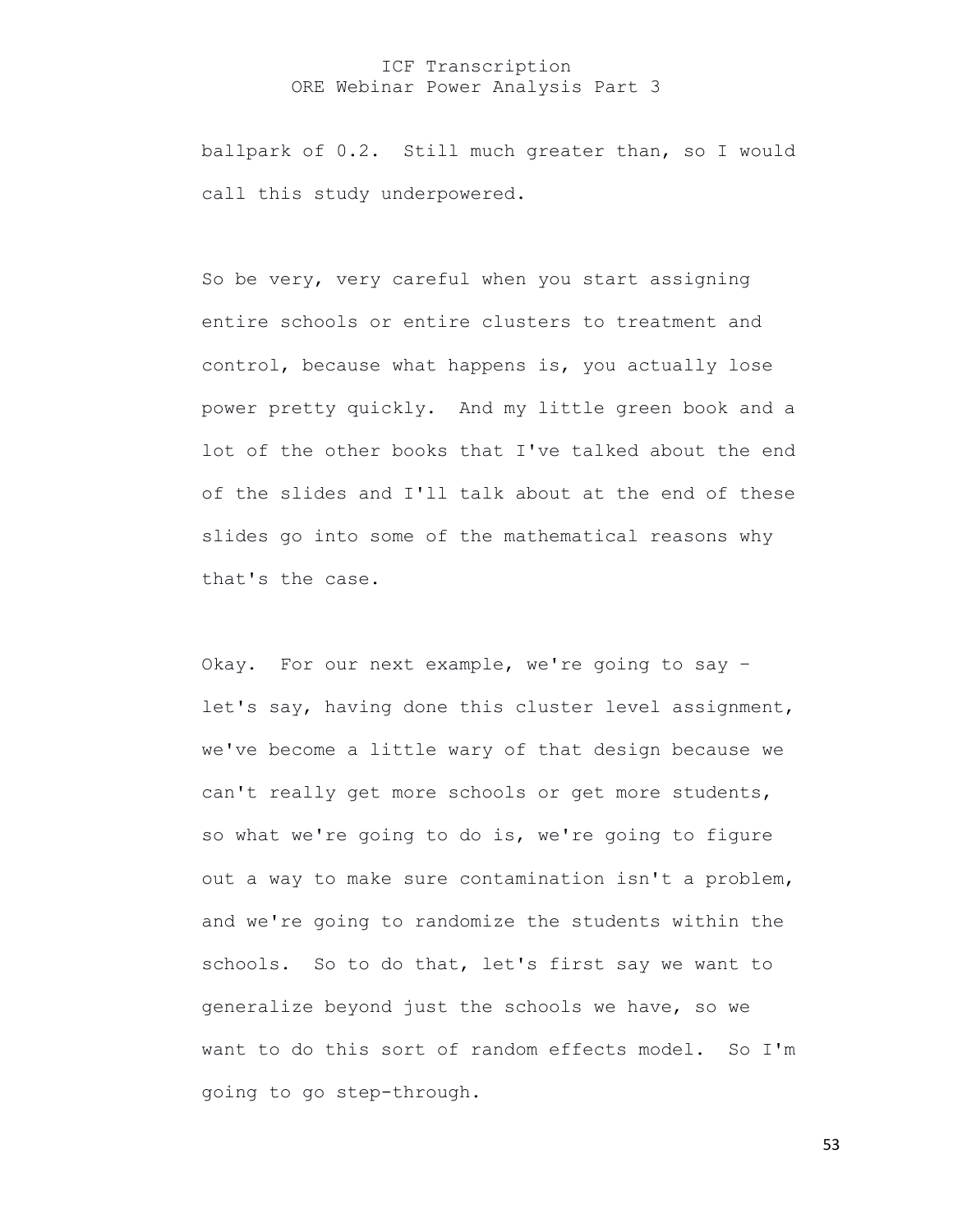ballpark of 0.2. Still much greater than, so I would call this study underpowered.

So be very, very careful when you start assigning entire schools or entire clusters to treatment and control, because what happens is, you actually lose power pretty quickly. And my little green book and a lot of the other books that I've talked about the end of the slides and I'll talk about at the end of these slides go into some of the mathematical reasons why that's the case.

Okay. For our next example, we're going to say – let's say, having done this cluster level assignment, we've become a little wary of that design because we can't really get more schools or get more students, so what we're going to do is, we're going to figure out a way to make sure contamination isn't a problem, and we're going to randomize the students within the schools. So to do that, let's first say we want to generalize beyond just the schools we have, so we want to do this sort of random effects model. So I'm going to go step-through.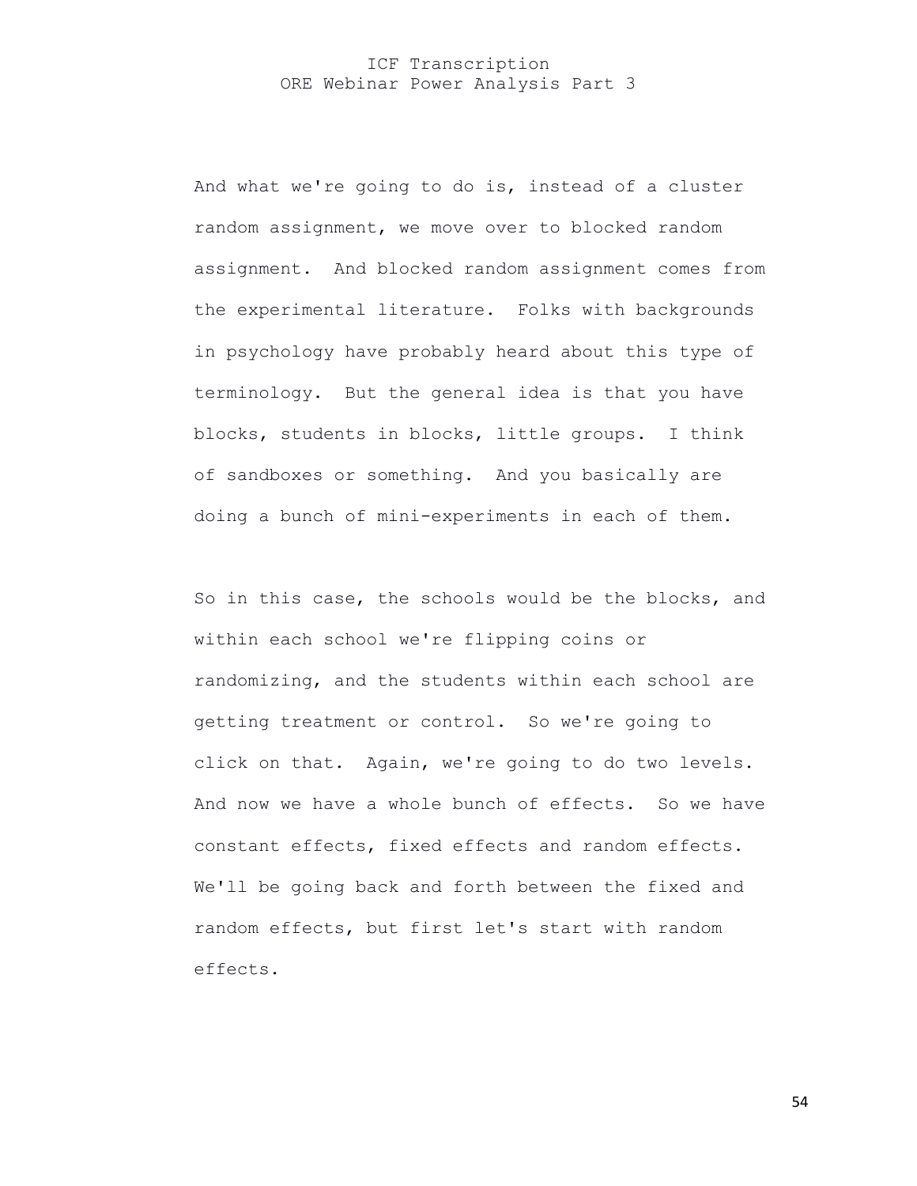And what we're going to do is, instead of a cluster random assignment, we move over to blocked random assignment. And blocked random assignment comes from the experimental literature. Folks with backgrounds in psychology have probably heard about this type of terminology. But the general idea is that you have blocks, students in blocks, little groups. I think of sandboxes or something. And you basically are doing a bunch of mini-experiments in each of them.

So in this case, the schools would be the blocks, and within each school we're flipping coins or randomizing, and the students within each school are getting treatment or control. So we're going to click on that. Again, we're going to do two levels. And now we have a whole bunch of effects. So we have constant effects, fixed effects and random effects. We'll be going back and forth between the fixed and random effects, but first let's start with random effects.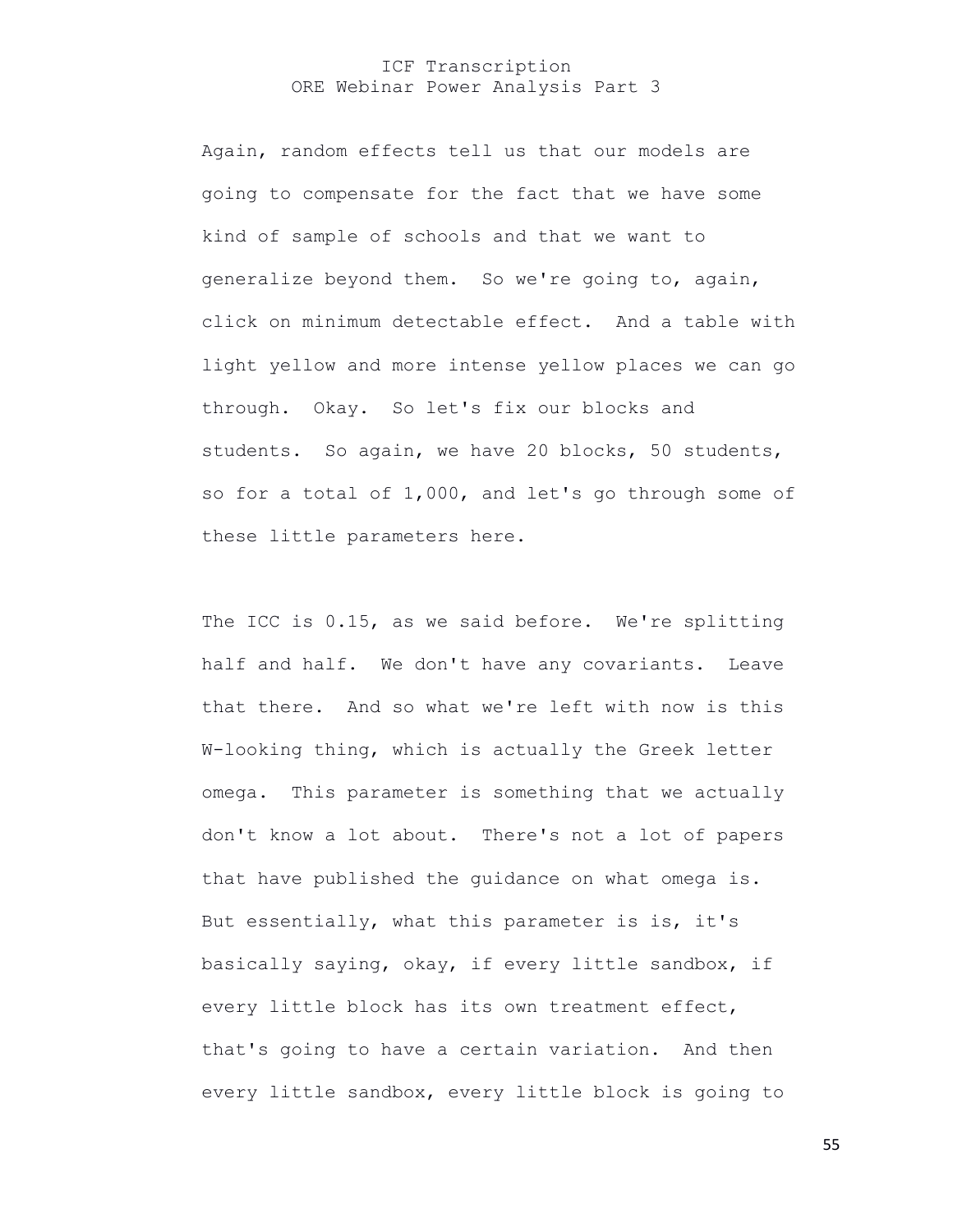Again, random effects tell us that our models are going to compensate for the fact that we have some kind of sample of schools and that we want to generalize beyond them. So we're going to, again, click on minimum detectable effect. And a table with light yellow and more intense yellow places we can go through. Okay. So let's fix our blocks and students. So again, we have 20 blocks, 50 students, so for a total of 1,000, and let's go through some of these little parameters here.

The ICC is 0.15, as we said before. We're splitting half and half. We don't have any covariants. Leave that there. And so what we're left with now is this W-looking thing, which is actually the Greek letter omega. This parameter is something that we actually don't know a lot about. There's not a lot of papers that have published the guidance on what omega is. But essentially, what this parameter is is, it's basically saying, okay, if every little sandbox, if every little block has its own treatment effect, that's going to have a certain variation. And then every little sandbox, every little block is going to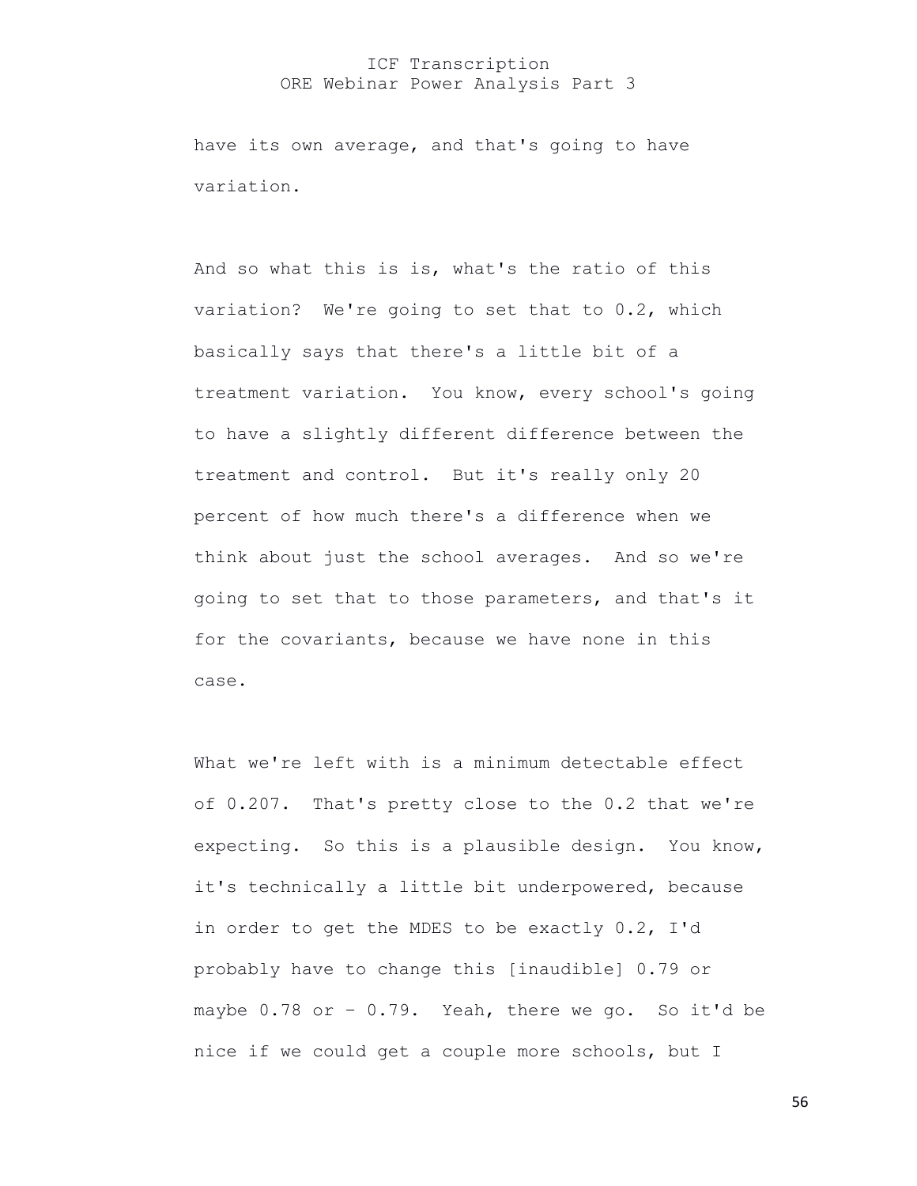have its own average, and that's going to have variation.

And so what this is is, what's the ratio of this variation? We're going to set that to 0.2, which basically says that there's a little bit of a treatment variation. You know, every school's going to have a slightly different difference between the treatment and control. But it's really only 20 percent of how much there's a difference when we think about just the school averages. And so we're going to set that to those parameters, and that's it for the covariants, because we have none in this case.

What we're left with is a minimum detectable effect of 0.207. That's pretty close to the 0.2 that we're expecting. So this is a plausible design. You know, it's technically a little bit underpowered, because in order to get the MDES to be exactly 0.2, I'd probably have to change this [inaudible] 0.79 or maybe 0.78 or – 0.79. Yeah, there we go. So it'd be nice if we could get a couple more schools, but I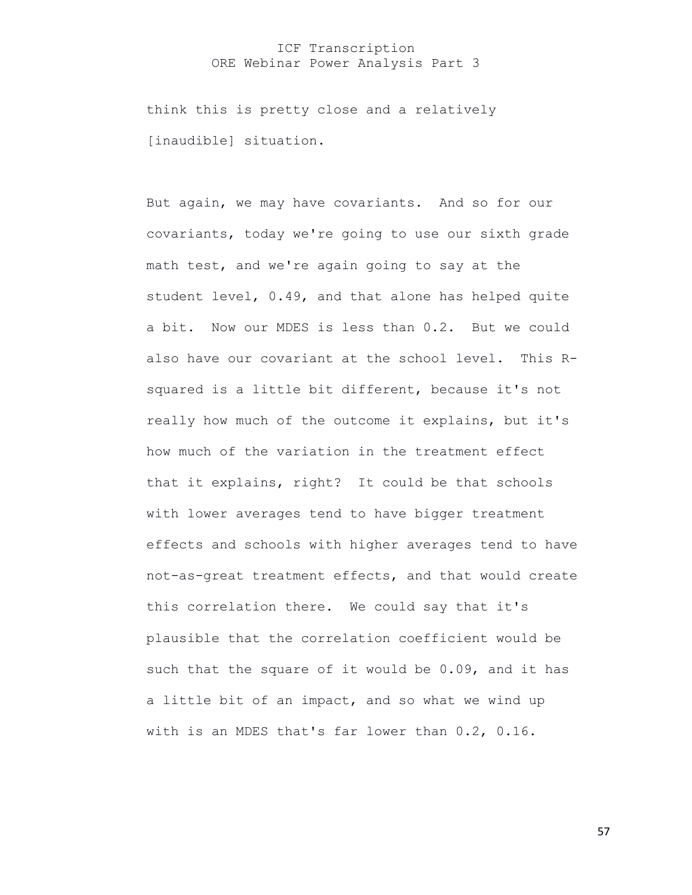think this is pretty close and a relatively [inaudible] situation.

But again, we may have covariants. And so for our covariants, today we're going to use our sixth grade math test, and we're again going to say at the student level, 0.49, and that alone has helped quite a bit. Now our MDES is less than 0.2. But we could also have our covariant at the school level. This R-squared is a little bit different, because it's not really how much of the outcome it explains, but it's how much of the variation in the treatment effect that it explains, right? It could be that schools with lower averages tend to have bigger treatment effects and schools with higher averages tend to have not-as-great treatment effects, and that would create this correlation there. We could say that it's plausible that the correlation coefficient would be such that the square of it would be 0.09, and it has a little bit of an impact, and so what we wind up with is an MDES that's far lower than 0.2, 0.16.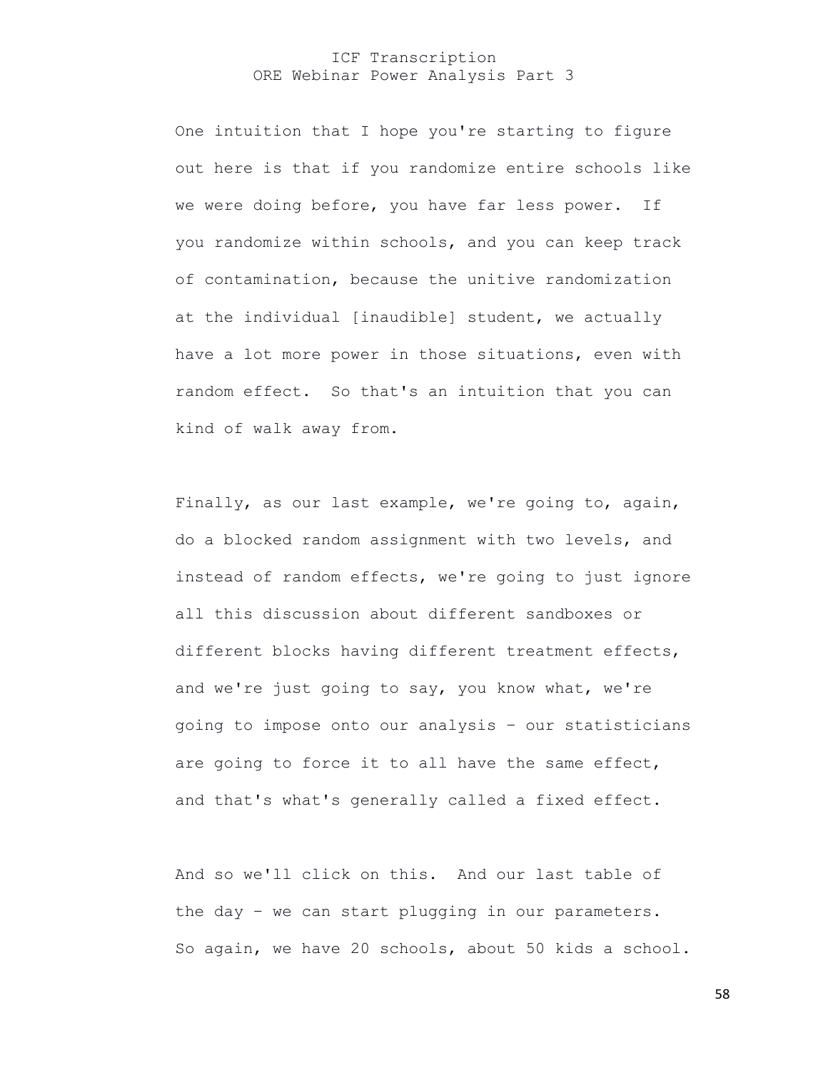One intuition that I hope you're starting to figure out here is that if you randomize entire schools like we were doing before, you have far less power. If you randomize within schools, and you can keep track of contamination, because the unitive randomization at the individual [inaudible] student, we actually have a lot more power in those situations, even with random effect. So that's an intuition that you can kind of walk away from.

Finally, as our last example, we're going to, again, do a blocked random assignment with two levels, and instead of random effects, we're going to just ignore all this discussion about different sandboxes or different blocks having different treatment effects, and we're just going to say, you know what, we're going to impose onto our analysis – our statisticians are going to force it to all have the same effect, and that's what's generally called a fixed effect.

And so we'll click on this. And our last table of the day – we can start plugging in our parameters. So again, we have 20 schools, about 50 kids a school.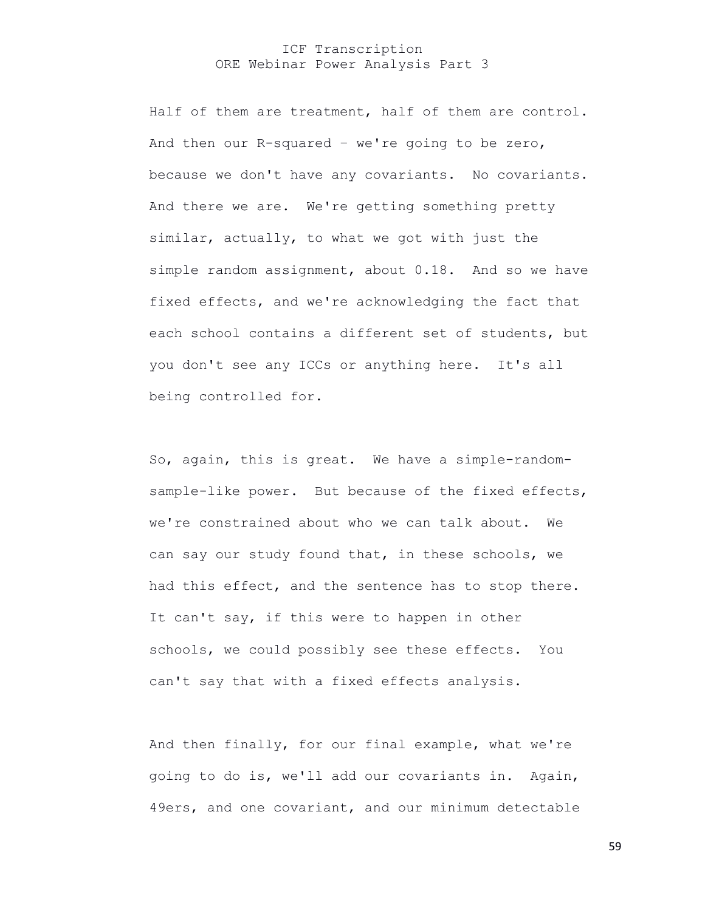Half of them are treatment, half of them are control. And then our R-squared – we're going to be zero, because we don't have any covariants. No covariants. And there we are. We're getting something pretty similar, actually, to what we got with just the simple random assignment, about 0.18. And so we have fixed effects, and we're acknowledging the fact that each school contains a different set of students, but you don't see any ICCs or anything here. It's all being controlled for.

So, again, this is great. We have a simple-random-sample-like power. But because of the fixed effects, we're constrained about who we can talk about. We can say our study found that, in these schools, we had this effect, and the sentence has to stop there. It can't say, if this were to happen in other schools, we could possibly see these effects. You can't say that with a fixed effects analysis.

And then finally, for our final example, what we're going to do is, we'll add our covariants in. Again, 49ers, and one covariant, and our minimum detectable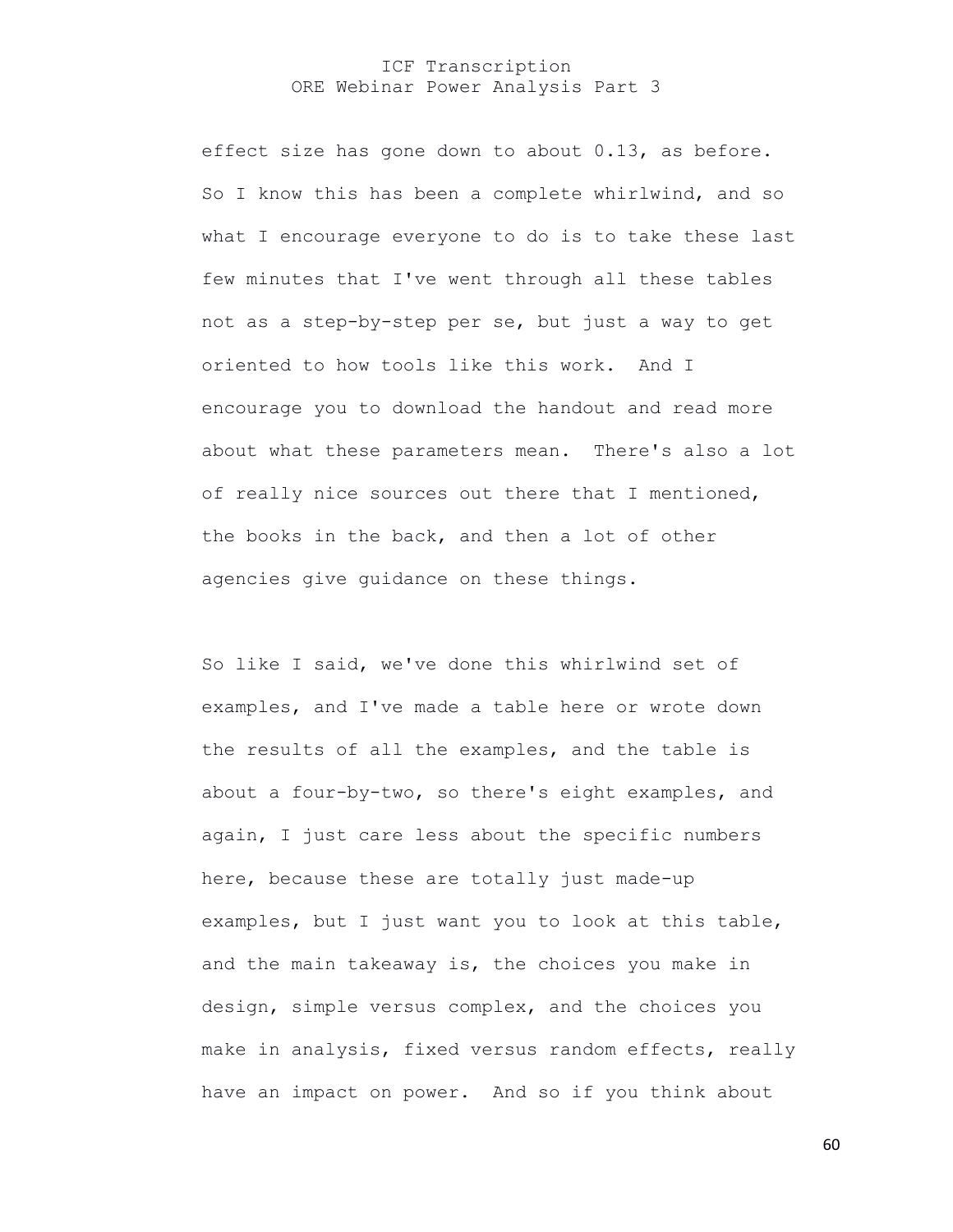effect size has gone down to about 0.13, as before. So I know this has been a complete whirlwind, and so what I encourage everyone to do is to take these last few minutes that I've went through all these tables not as a step-by-step per se, but just a way to get oriented to how tools like this work. And I encourage you to download the handout and read more about what these parameters mean. There's also a lot of really nice sources out there that I mentioned, the books in the back, and then a lot of other agencies give guidance on these things.

So like I said, we've done this whirlwind set of examples, and I've made a table here or wrote down the results of all the examples, and the table is about a four-by-two, so there's eight examples, and again, I just care less about the specific numbers here, because these are totally just made-up examples, but I just want you to look at this table, and the main takeaway is, the choices you make in design, simple versus complex, and the choices you make in analysis, fixed versus random effects, really have an impact on power. And so if you think about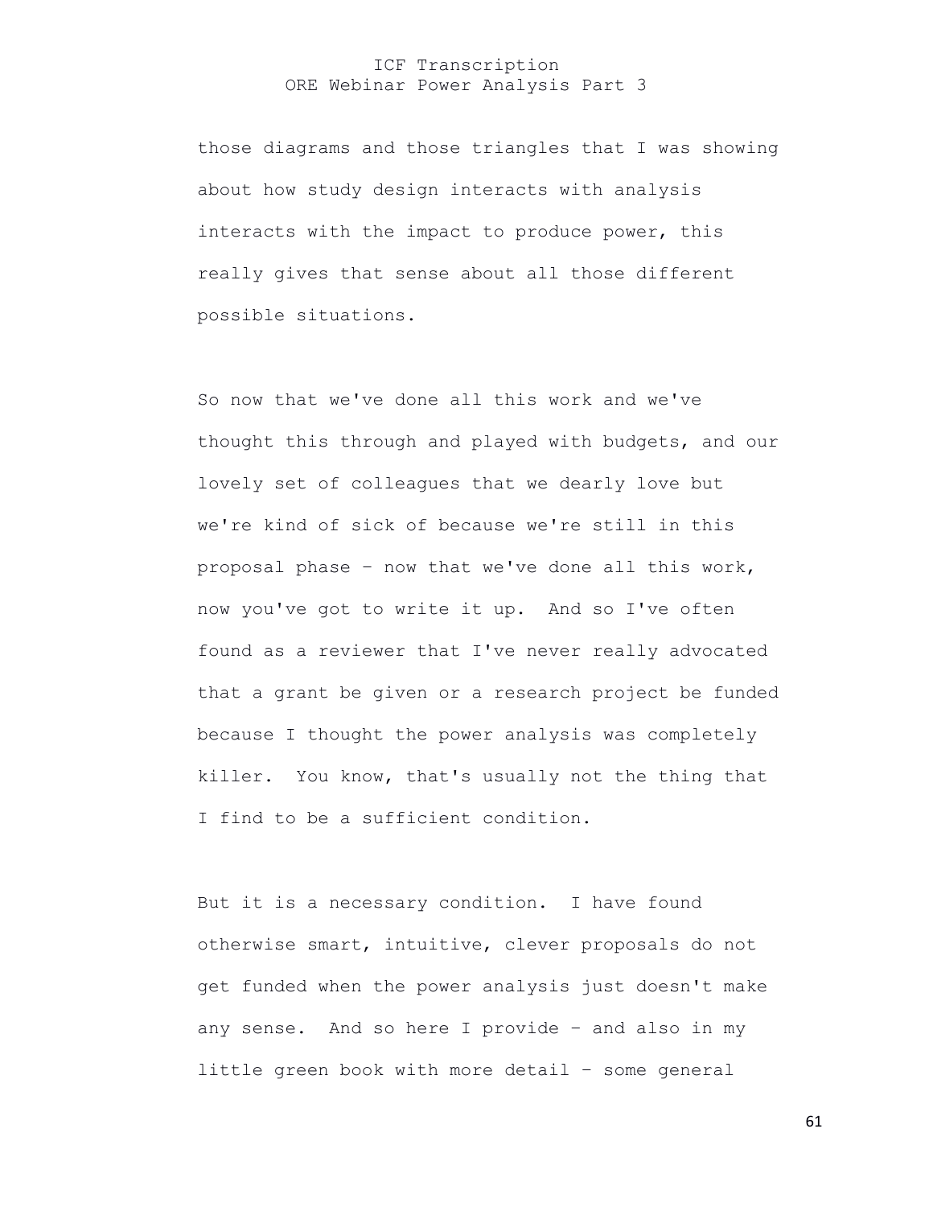those diagrams and those triangles that I was showing about how study design interacts with analysis interacts with the impact to produce power, this really gives that sense about all those different possible situations.

So now that we've done all this work and we've thought this through and played with budgets, and our lovely set of colleagues that we dearly love but we're kind of sick of because we're still in this proposal phase – now that we've done all this work, now you've got to write it up. And so I've often found as a reviewer that I've never really advocated that a grant be given or a research project be funded because I thought the power analysis was completely killer. You know, that's usually not the thing that I find to be a sufficient condition.

But it is a necessary condition. I have found otherwise smart, intuitive, clever proposals do not get funded when the power analysis just doesn't make any sense. And so here I provide – and also in my little green book with more detail – some general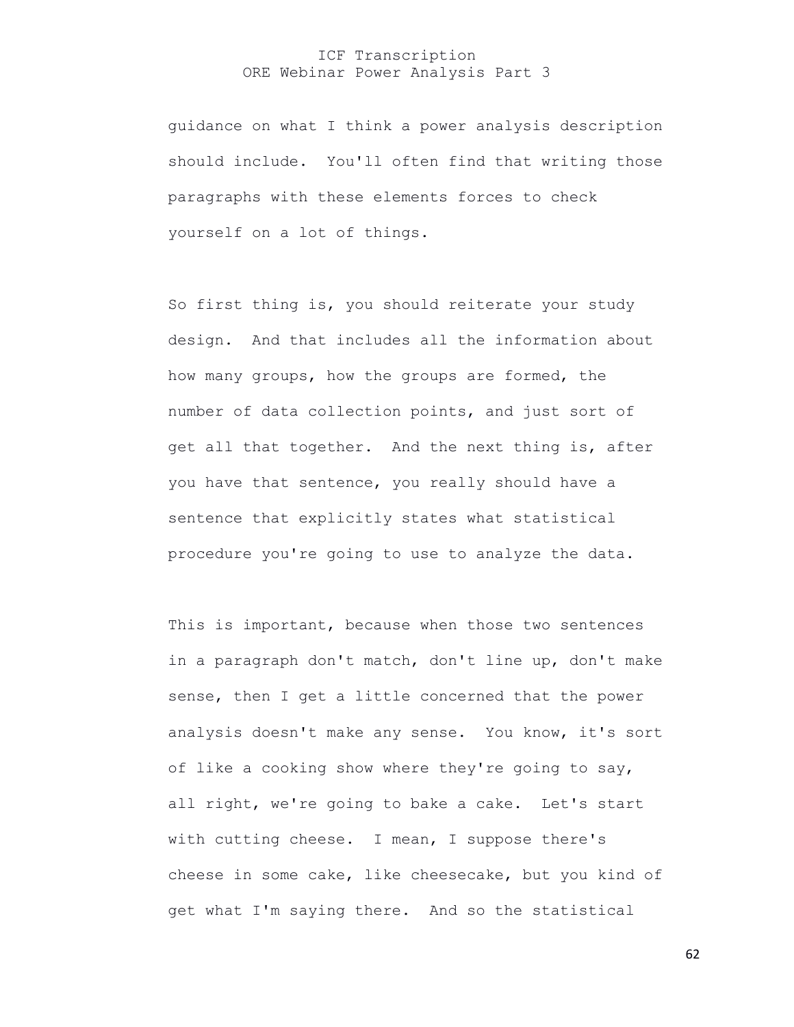guidance on what I think a power analysis description should include. You'll often find that writing those paragraphs with these elements forces to check yourself on a lot of things.

So first thing is, you should reiterate your study design. And that includes all the information about how many groups, how the groups are formed, the number of data collection points, and just sort of get all that together. And the next thing is, after you have that sentence, you really should have a sentence that explicitly states what statistical procedure you're going to use to analyze the data.

This is important, because when those two sentences in a paragraph don't match, don't line up, don't make sense, then I get a little concerned that the power analysis doesn't make any sense. You know, it's sort of like a cooking show where they're going to say, all right, we're going to bake a cake. Let's start with cutting cheese. I mean, I suppose there's cheese in some cake, like cheesecake, but you kind of get what I'm saying there. And so the statistical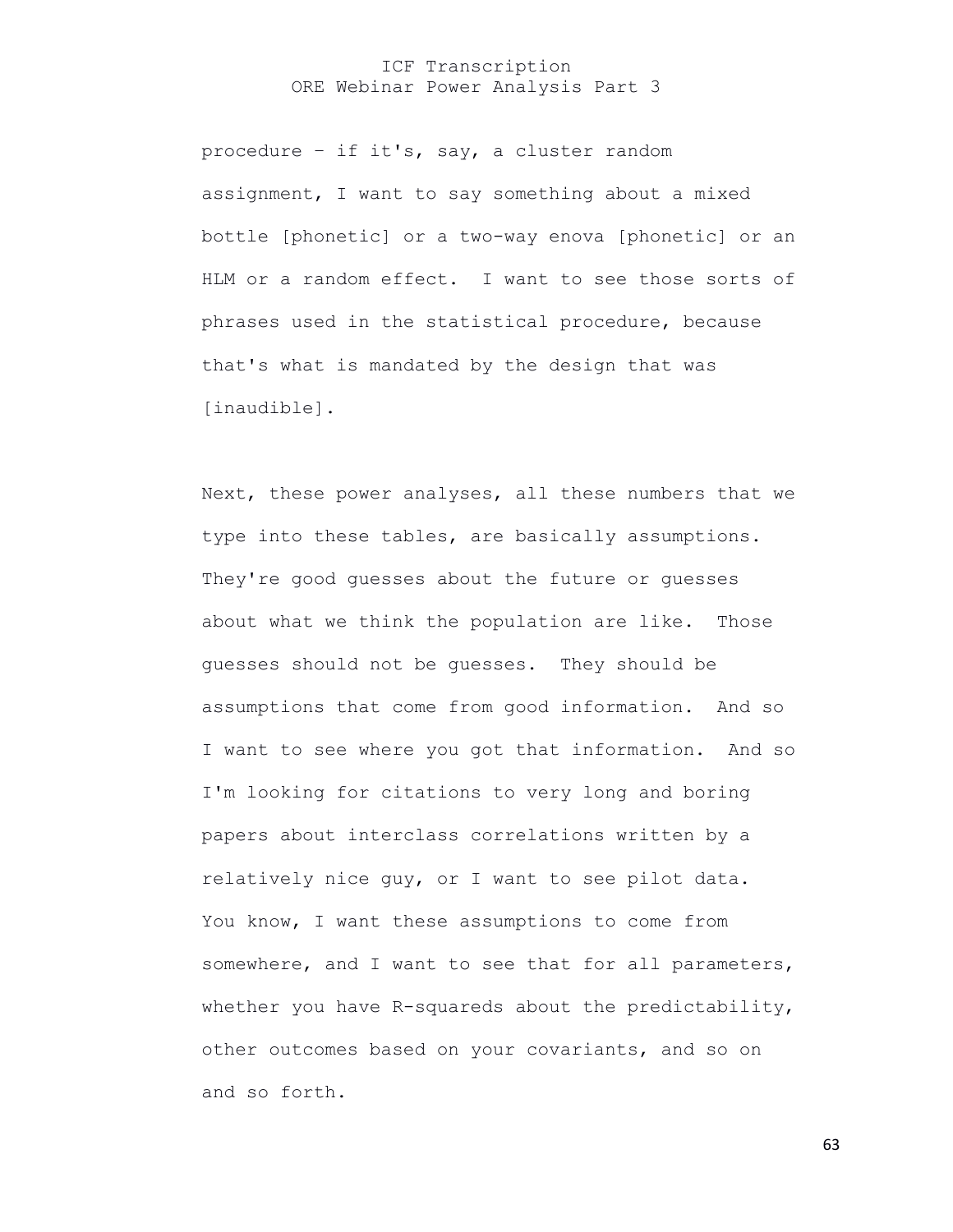procedure – if it's, say, a cluster random assignment, I want to say something about a mixed bottle [phonetic] or a two-way enova [phonetic] or an HLM or a random effect. I want to see those sorts of phrases used in the statistical procedure, because that's what is mandated by the design that was [inaudible].

Next, these power analyses, all these numbers that we type into these tables, are basically assumptions. They're good guesses about the future or guesses about what we think the population are like. Those guesses should not be guesses. They should be assumptions that come from good information. And so I want to see where you got that information. And so I'm looking for citations to very long and boring papers about interclass correlations written by a relatively nice guy, or I want to see pilot data. You know, I want these assumptions to come from somewhere, and I want to see that for all parameters, whether you have R-squareds about the predictability, other outcomes based on your covariants, and so on and so forth.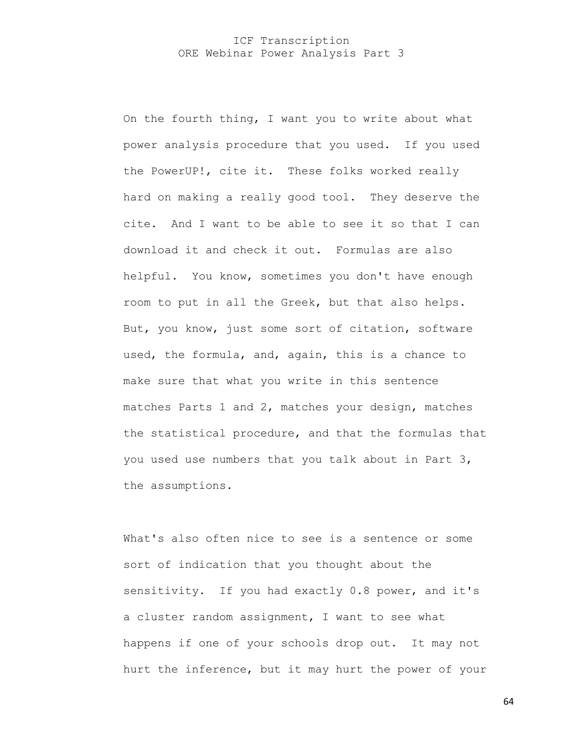On the fourth thing, I want you to write about what power analysis procedure that you used. If you used the PowerUP!, cite it. These folks worked really hard on making a really good tool. They deserve the cite. And I want to be able to see it so that I can download it and check it out. Formulas are also helpful. You know, sometimes you don't have enough room to put in all the Greek, but that also helps. But, you know, just some sort of citation, software used, the formula, and, again, this is a chance to make sure that what you write in this sentence matches Parts 1 and 2, matches your design, matches the statistical procedure, and that the formulas that you used use numbers that you talk about in Part 3, the assumptions.

What's also often nice to see is a sentence or some sort of indication that you thought about the sensitivity. If you had exactly 0.8 power, and it's a cluster random assignment, I want to see what happens if one of your schools drop out. It may not hurt the inference, but it may hurt the power of your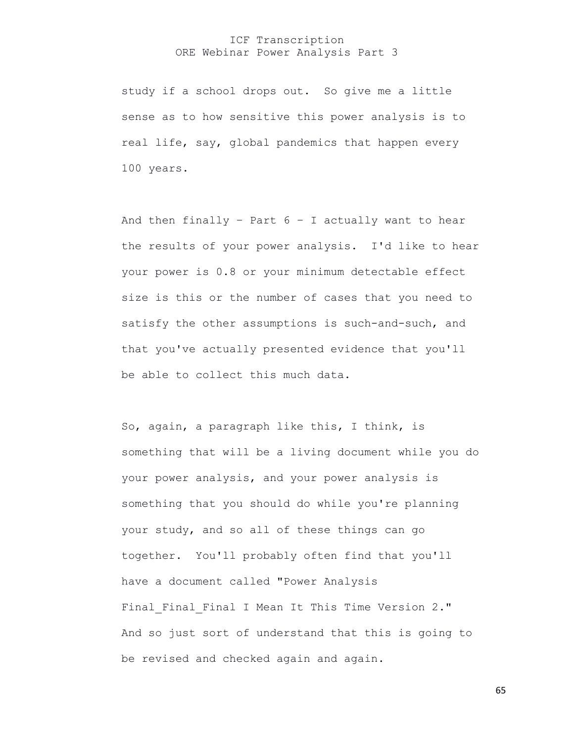study if a school drops out. So give me a little sense as to how sensitive this power analysis is to real life, say, global pandemics that happen every 100 years.

And then finally – Part 6 – I actually want to hear the results of your power analysis. I'd like to hear your power is 0.8 or your minimum detectable effect size is this or the number of cases that you need to satisfy the other assumptions is such-and-such, and that you've actually presented evidence that you'll be able to collect this much data.

So, again, a paragraph like this, I think, is something that will be a living document while you do your power analysis, and your power analysis is something that you should do while you're planning your study, and so all of these things can go together. You'll probably often find that you'll have a document called "Power Analysis Final_Final_Final I Mean It This Time Version 2." And so just sort of understand that this is going to be revised and checked again and again.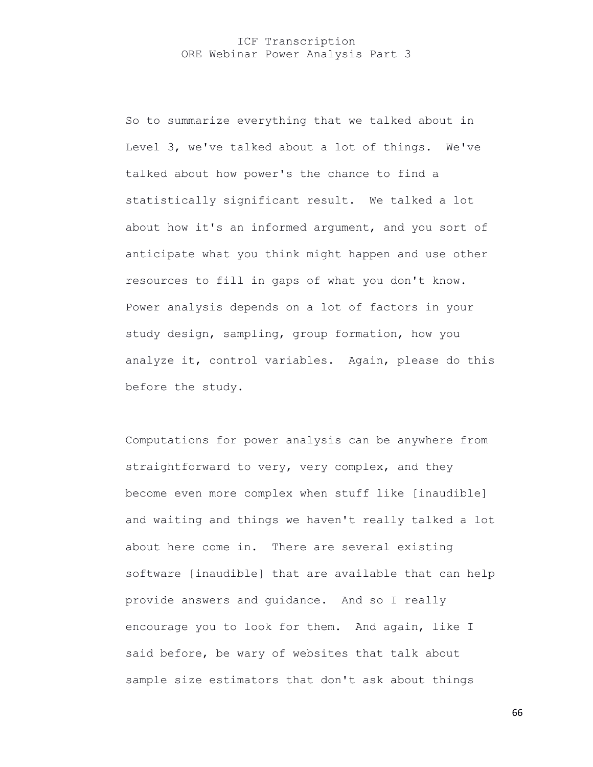So to summarize everything that we talked about in Level 3, we've talked about a lot of things. We've talked about how power's the chance to find a statistically significant result. We talked a lot about how it's an informed argument, and you sort of anticipate what you think might happen and use other resources to fill in gaps of what you don't know. Power analysis depends on a lot of factors in your study design, sampling, group formation, how you analyze it, control variables. Again, please do this before the study.

Computations for power analysis can be anywhere from straightforward to very, very complex, and they become even more complex when stuff like [inaudible] and waiting and things we haven't really talked a lot about here come in. There are several existing software [inaudible] that are available that can help provide answers and guidance. And so I really encourage you to look for them. And again, like I said before, be wary of websites that talk about sample size estimators that don't ask about things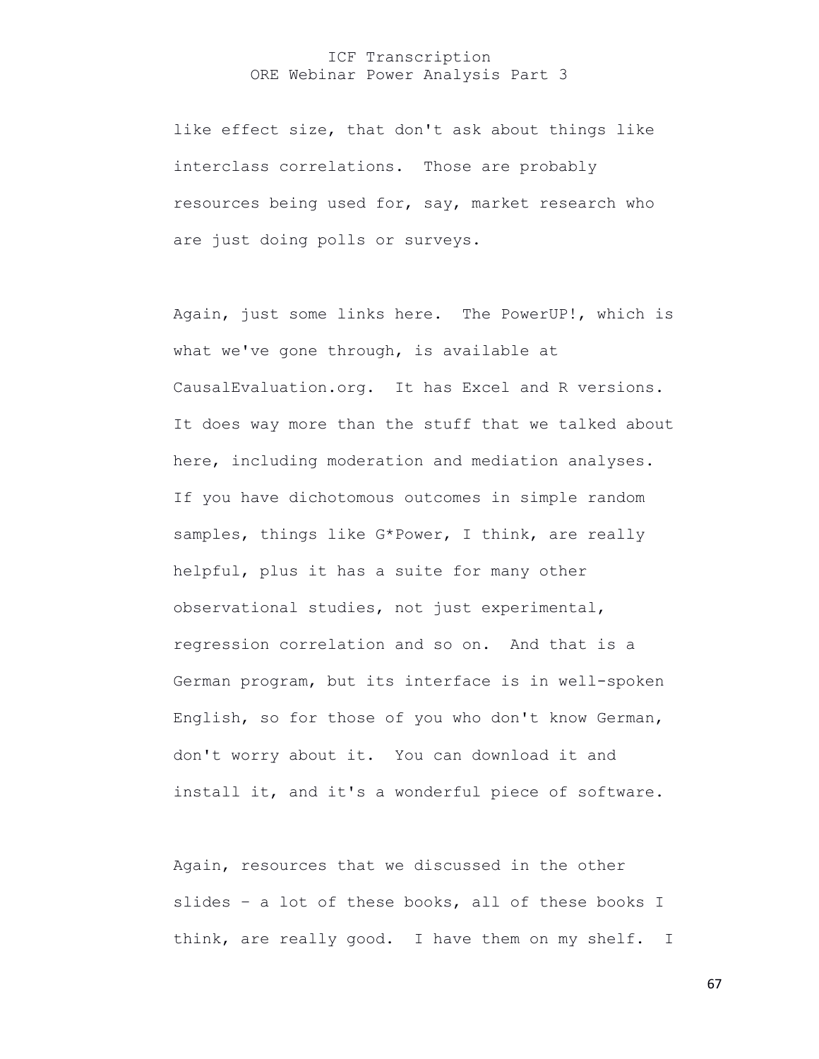like effect size, that don't ask about things like interclass correlations. Those are probably resources being used for, say, market research who are just doing polls or surveys.

Again, just some links here. The PowerUP!, which is what we've gone through, is available at CausalEvaluation.org. It has Excel and R versions. It does way more than the stuff that we talked about here, including moderation and mediation analyses. If you have dichotomous outcomes in simple random samples, things like G*Power, I think, are really helpful, plus it has a suite for many other observational studies, not just experimental, regression correlation and so on. And that is a German program, but its interface is in well-spoken English, so for those of you who don't know German, don't worry about it. You can download it and install it, and it's a wonderful piece of software.

Again, resources that we discussed in the other slides – a lot of these books, all of these books I think, are really good. I have them on my shelf. I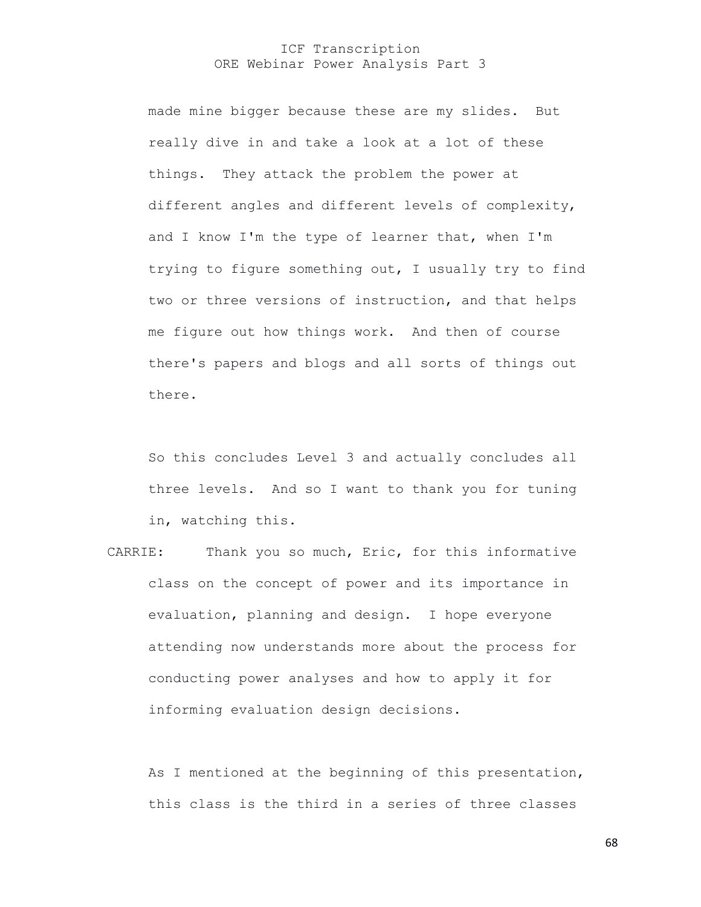made mine bigger because these are my slides. But really dive in and take a look at a lot of these things. They attack the problem the power at different angles and different levels of complexity, and I know I'm the type of learner that, when I'm trying to figure something out, I usually try to find two or three versions of instruction, and that helps me figure out how things work. And then of course there's papers and blogs and all sorts of things out there.

So this concludes Level 3 and actually concludes all three levels. And so I want to thank you for tuning in, watching this.

CARRIE: Thank you so much, Eric, for this informative class on the concept of power and its importance in evaluation, planning and design. I hope everyone attending now understands more about the process for conducting power analyses and how to apply it for informing evaluation design decisions.

As I mentioned at the beginning of this presentation, this class is the third in a series of three classes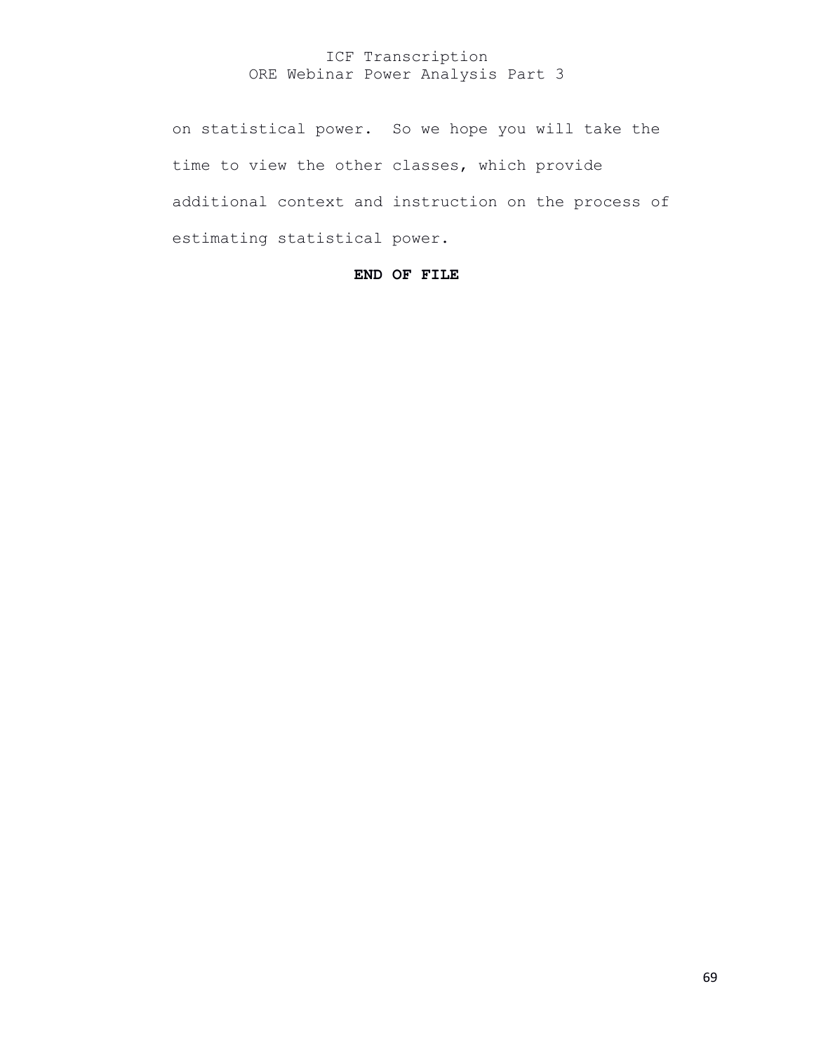on statistical power. So we hope you will take the time to view the other classes, which provide additional context and instruction on the process of estimating statistical power.

**END OF FILE**